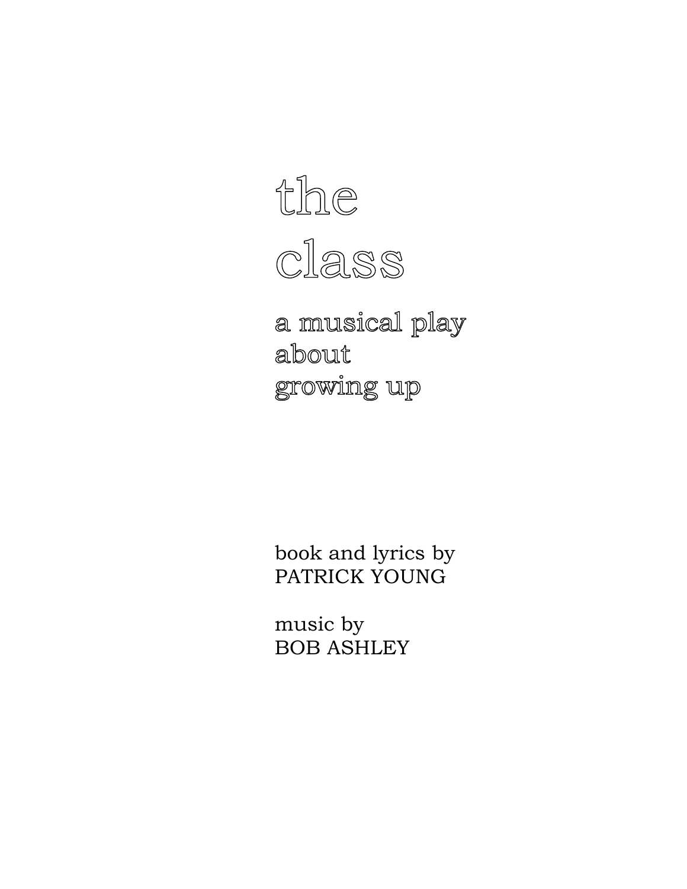# the class

## a musical play about growing up

book and lyrics by
PATRICK YOUNG

music by
BOB ASHLEY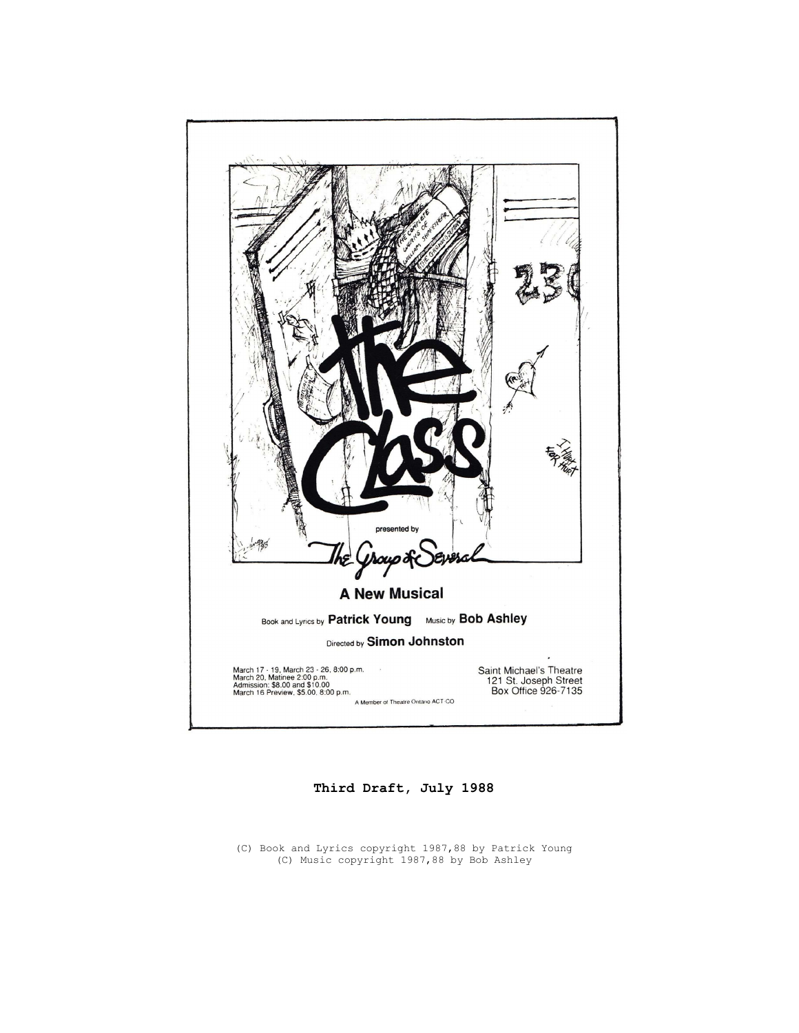the Class

presented by

The Group of Several

**A New Musical**

Book and Lyrics by **Patrick Young** Music by **Bob Ashley**

Directed by **Simon Johnston**

March 17 - 19, March 23 - 26, 8:00 p.m.
March 20, Matinee 2:00 p.m.
Admission: $8.00 and $10.00
March 16 Preview, $5.00, 8:00 p.m.

Saint Michael's Theatre
121 St. Joseph Street
Box Office 926-7135

A Member of Theatre Ontario ACT CO

**Third Draft, July 1988**

(C) Book and Lyrics copyright 1987,88 by Patrick Young
(C) Music copyright 1987,88 by Bob Ashley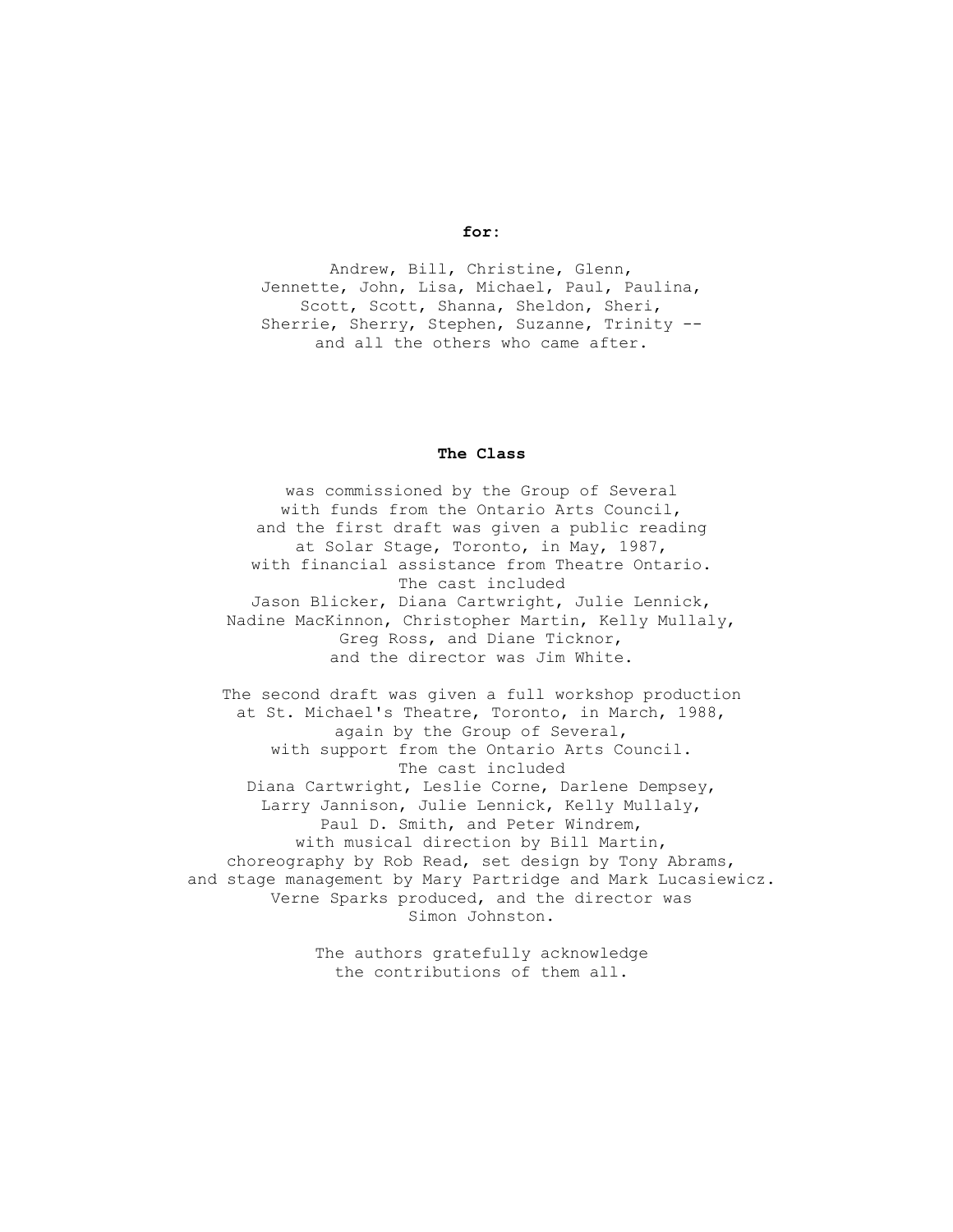**for:**

Andrew, Bill, Christine, Glenn,
Jennette, John, Lisa, Michael, Paul, Paulina,
Scott, Scott, Shanna, Sheldon, Sheri,
Sherrie, Sherry, Stephen, Suzanne, Trinity --
and all the others who came after.

**The Class**

was commissioned by the Group of Several
with funds from the Ontario Arts Council,
and the first draft was given a public reading
at Solar Stage, Toronto, in May, 1987,
with financial assistance from Theatre Ontario.
The cast included
Jason Blicker, Diana Cartwright, Julie Lennick,
Nadine MacKinnon, Christopher Martin, Kelly Mullaly,
Greg Ross, and Diane Ticknor,
and the director was Jim White.

The second draft was given a full workshop production
at St. Michael's Theatre, Toronto, in March, 1988,
again by the Group of Several,
with support from the Ontario Arts Council.
The cast included
Diana Cartwright, Leslie Corne, Darlene Dempsey,
Larry Jannison, Julie Lennick, Kelly Mullaly,
Paul D. Smith, and Peter Windrem,
with musical direction by Bill Martin,
choreography by Rob Read, set design by Tony Abrams,
and stage management by Mary Partridge and Mark Lucasiewicz.
Verne Sparks produced, and the director was
Simon Johnston.

The authors gratefully acknowledge
the contributions of them all.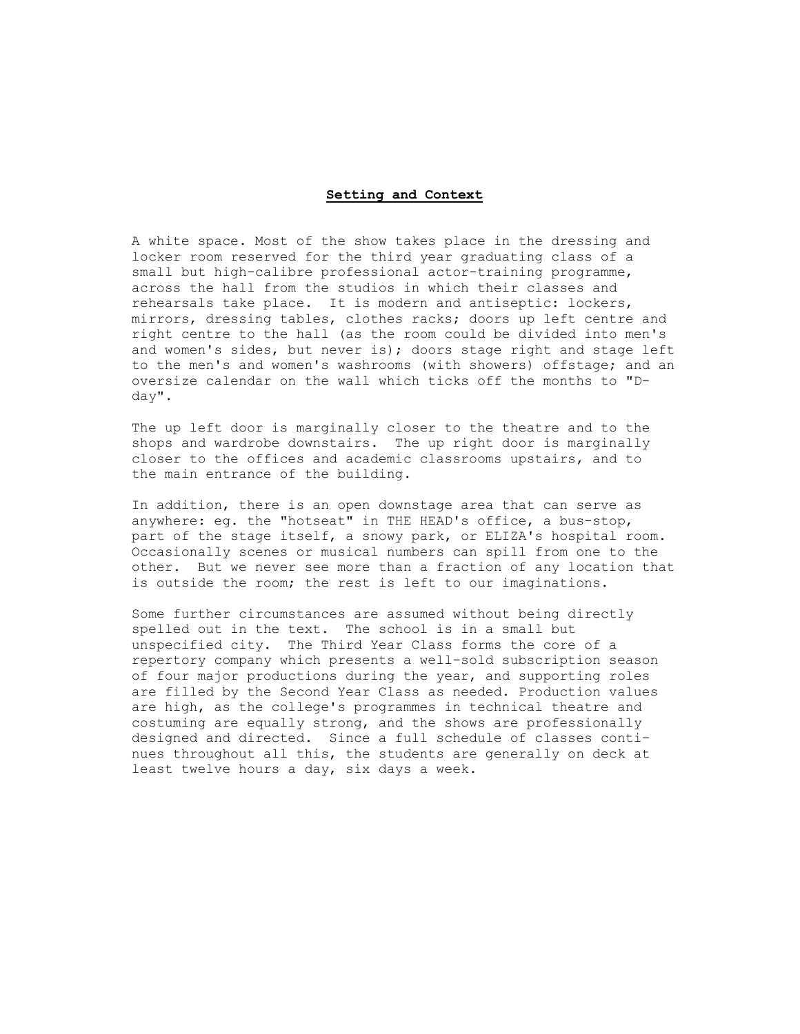## **Setting and Context**

A white space. Most of the show takes place in the dressing and locker room reserved for the third year graduating class of a small but high-calibre professional actor-training programme, across the hall from the studios in which their classes and rehearsals take place. It is modern and antiseptic: lockers, mirrors, dressing tables, clothes racks; doors up left centre and right centre to the hall (as the room could be divided into men's and women's sides, but never is); doors stage right and stage left to the men's and women's washrooms (with showers) offstage; and an oversize calendar on the wall which ticks off the months to "D-day".

The up left door is marginally closer to the theatre and to the shops and wardrobe downstairs. The up right door is marginally closer to the offices and academic classrooms upstairs, and to the main entrance of the building.

In addition, there is an open downstage area that can serve as anywhere: eg. the "hotseat" in THE HEAD's office, a bus-stop, part of the stage itself, a snowy park, or ELIZA's hospital room. Occasionally scenes or musical numbers can spill from one to the other. But we never see more than a fraction of any location that is outside the room; the rest is left to our imaginations.

Some further circumstances are assumed without being directly spelled out in the text. The school is in a small but unspecified city. The Third Year Class forms the core of a repertory company which presents a well-sold subscription season of four major productions during the year, and supporting roles are filled by the Second Year Class as needed. Production values are high, as the college's programmes in technical theatre and costuming are equally strong, and the shows are professionally designed and directed. Since a full schedule of classes continues throughout all this, the students are generally on deck at least twelve hours a day, six days a week.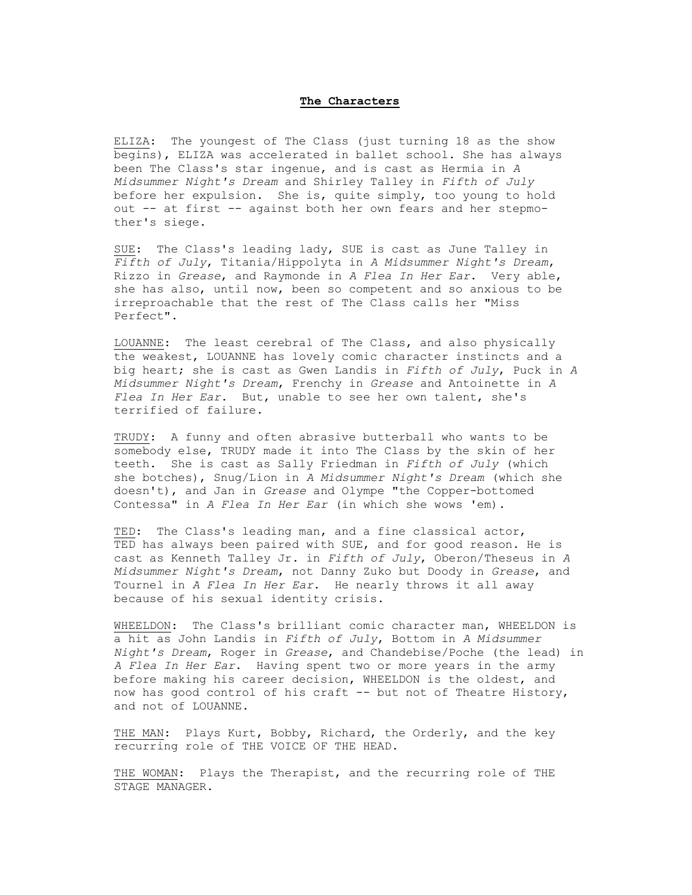## **The Characters**

ELIZA: The youngest of The Class (just turning 18 as the show begins), ELIZA was accelerated in ballet school. She has always been The Class's star ingenue, and is cast as Hermia in *A Midsummer Night's Dream* and Shirley Talley in *Fifth of July* before her expulsion. She is, quite simply, too young to hold out -- at first -- against both her own fears and her stepmother's siege.

SUE: The Class's leading lady, SUE is cast as June Talley in *Fifth of July*, Titania/Hippolyta in *A Midsummer Night's Dream*, Rizzo in *Grease*, and Raymonde in *A Flea In Her Ear*. Very able, she has also, until now, been so competent and so anxious to be irreproachable that the rest of The Class calls her "Miss Perfect".

LOUANNE: The least cerebral of The Class, and also physically the weakest, LOUANNE has lovely comic character instincts and a big heart; she is cast as Gwen Landis in *Fifth of July*, Puck in *A Midsummer Night's Dream*, Frenchy in *Grease* and Antoinette in *A Flea In Her Ear*. But, unable to see her own talent, she's terrified of failure.

TRUDY: A funny and often abrasive butterball who wants to be somebody else, TRUDY made it into The Class by the skin of her teeth. She is cast as Sally Friedman in *Fifth of July* (which she botches), Snug/Lion in *A Midsummer Night's Dream* (which she doesn't), and Jan in *Grease* and Olympe "the Copper-bottomed Contessa" in *A Flea In Her Ear* (in which she wows 'em).

TED: The Class's leading man, and a fine classical actor, TED has always been paired with SUE, and for good reason. He is cast as Kenneth Talley Jr. in *Fifth of July*, Oberon/Theseus in *A Midsummer Night's Dream*, not Danny Zuko but Doody in *Grease*, and Tournel in *A Flea In Her Ear*. He nearly throws it all away because of his sexual identity crisis.

WHEELDON: The Class's brilliant comic character man, WHEELDON is a hit as John Landis in *Fifth of July*, Bottom in *A Midsummer Night's Dream*, Roger in *Grease*, and Chandebise/Poche (the lead) in *A Flea In Her Ear*. Having spent two or more years in the army before making his career decision, WHEELDON is the oldest, and now has good control of his craft -- but not of Theatre History, and not of LOUANNE.

THE MAN: Plays Kurt, Bobby, Richard, the Orderly, and the key recurring role of THE VOICE OF THE HEAD.

THE WOMAN: Plays the Therapist, and the recurring role of THE STAGE MANAGER.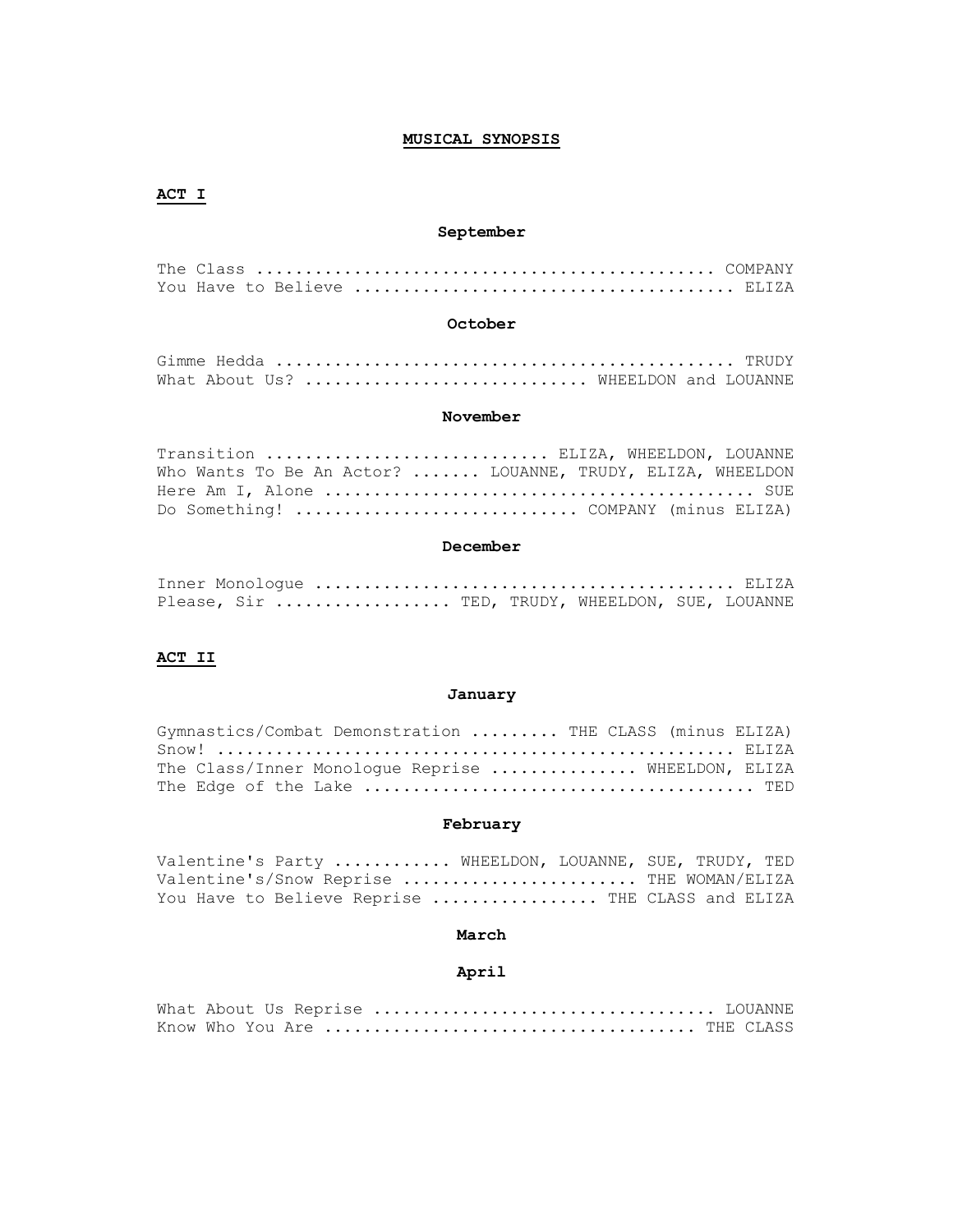# MUSICAL SYNOPSIS

## ACT I

### September

The Class .............................................. COMPANY
You Have to Believe ...................................... ELIZA

### October

Gimme Hedda .............................................. TRUDY
What About Us? ........................... WHEELDON and LOUANNE

### November

Transition ............................ ELIZA, WHEELDON, LOUANNE
Who Wants To Be An Actor? ....... LOUANNE, TRUDY, ELIZA, WHEELDON
Here Am I, Alone ........................................... SUE
Do Something! ............................ COMPANY (minus ELIZA)

### December

Inner Monologue .......................................... ELIZA
Please, Sir ................. TED, TRUDY, WHEELDON, SUE, LOUANNE

## ACT II

### January

Gymnastics/Combat Demonstration ......... THE CLASS (minus ELIZA)
Snow! .................................................... ELIZA
The Class/Inner Monologue Reprise ............... WHEELDON, ELIZA
The Edge of the Lake ....................................... TED

### February

Valentine's Party ........... WHEELDON, LOUANNE, SUE, TRUDY, TED
Valentine's/Snow Reprise ....................... THE WOMAN/ELIZA
You Have to Believe Reprise ................ THE CLASS and ELIZA

### March

### April

What About Us Reprise .................................. LOUANNE
Know Who You Are ..................................... THE CLASS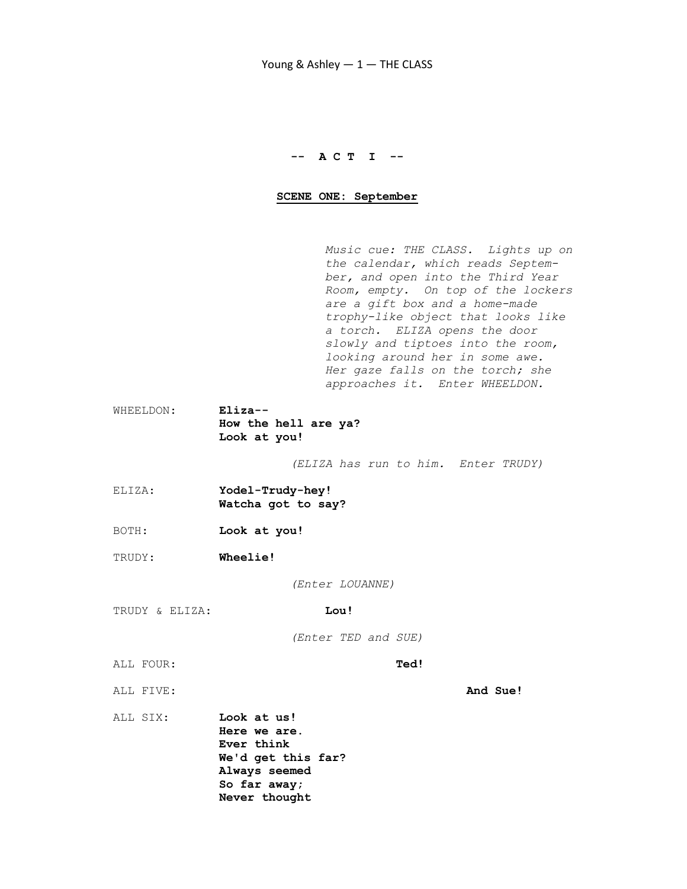**-- A C T I --**

**SCENE ONE: September**

*Music cue: THE CLASS. Lights up on the calendar, which reads September, and open into the Third Year Room, empty. On top of the lockers are a gift box and a home-made trophy-like object that looks like a torch. ELIZA opens the door slowly and tiptoes into the room, looking around her in some awe. Her gaze falls on the torch; she approaches it. Enter WHEELDON.*

WHEELDON: **Eliza--**
**How the hell are ya?**
**Look at you!**

*(ELIZA has run to him. Enter TRUDY)*

ELIZA: **Yodel-Trudy-hey!**
**Watcha got to say?**

BOTH: **Look at you!**

TRUDY: **Wheelie!**

*(Enter LOUANNE)*

TRUDY & ELIZA: **Lou!**

*(Enter TED and SUE)*

ALL FOUR: **Ted!**

ALL FIVE: **And Sue!**

ALL SIX: **Look at us!**
**Here we are.**
**Ever think**
**We'd get this far?**
**Always seemed**
**So far away;**
**Never thought**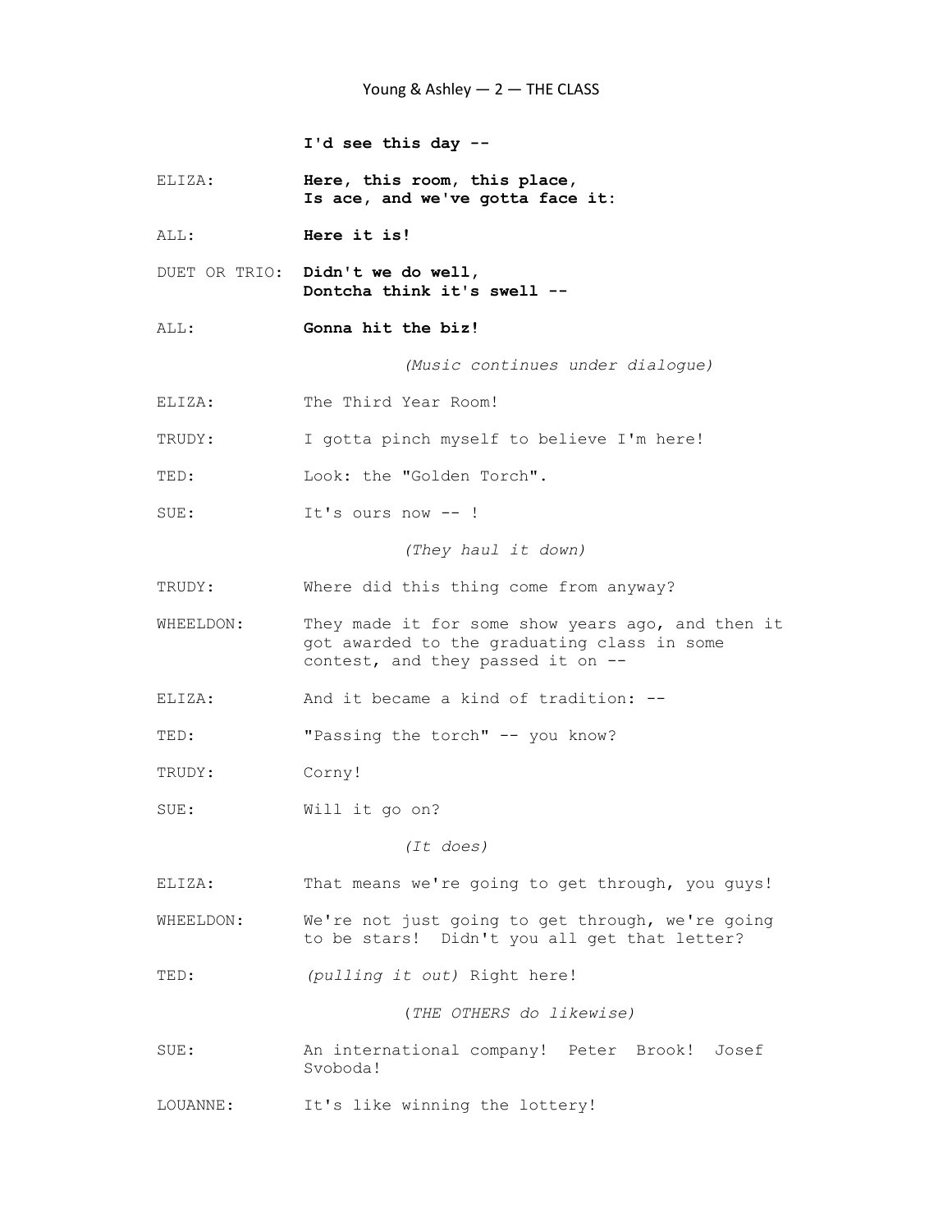**I'd see this day --**

ELIZA: **Here, this room, this place,**
**Is ace, and we've gotta face it:**

ALL: **Here it is!**

DUET OR TRIO: **Didn't we do well,**
**Dontcha think it's swell --**

ALL: **Gonna hit the biz!**

*(Music continues under dialogue)*

ELIZA: The Third Year Room!

TRUDY: I gotta pinch myself to believe I'm here!

TED: Look: the "Golden Torch".

SUE: It's ours now -- !

*(They haul it down)*

TRUDY: Where did this thing come from anyway?

WHEELDON: They made it for some show years ago, and then it got awarded to the graduating class in some contest, and they passed it on --

ELIZA: And it became a kind of tradition: --

TED: "Passing the torch" -- you know?

TRUDY: Corny!

SUE: Will it go on?

*(It does)*

ELIZA: That means we're going to get through, you guys!

WHEELDON: We're not just going to get through, we're going to be stars! Didn't you all get that letter?

TED: *(pulling it out)* Right here!

*(THE OTHERS do likewise)*

SUE: An international company! Peter Brook! Josef Svoboda!

LOUANNE: It's like winning the lottery!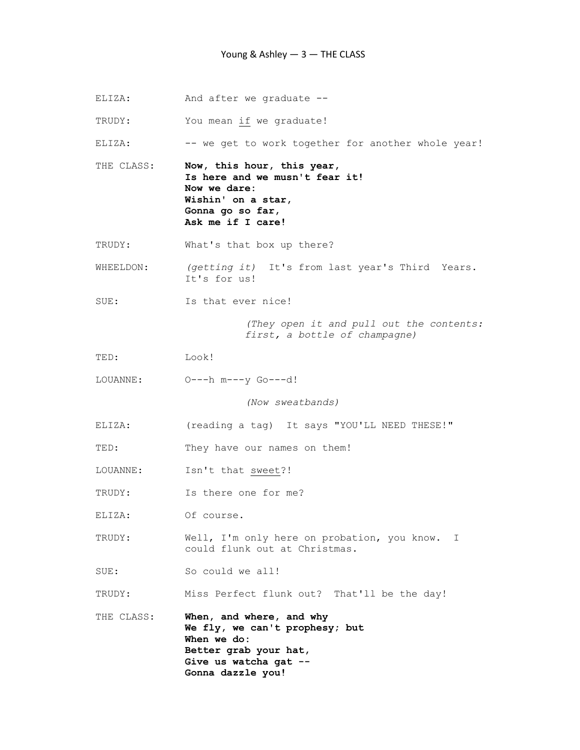ELIZA: And after we graduate --

TRUDY: You mean <u>if</u> we graduate!

ELIZA: -- we get to work together for another whole year!

THE CLASS: **Now, this hour, this year,**
**Is here and we musn't fear it!**
**Now we dare:**
**Wishin' on a star,**
**Gonna go so far,**
**Ask me if I care!**

TRUDY: What's that box up there?

WHEELDON: *(getting it)* It's from last year's Third Years. It's for us!

SUE: Is that ever nice!

*(They open it and pull out the contents: first, a bottle of champagne)*

TED: Look!

LOUANNE: O---h m---y Go---d!

*(Now sweatbands)*

ELIZA: (reading a tag) It says "YOU'LL NEED THESE!"

TED: They have our names on them!

LOUANNE: Isn't that <u>sweet</u>?!

TRUDY: Is there one for me?

ELIZA: Of course.

TRUDY: Well, I'm only here on probation, you know. I could flunk out at Christmas.

SUE: So could we all!

TRUDY: Miss Perfect flunk out? That'll be the day!

THE CLASS: **When, and where, and why**
**We fly, we can't prophesy; but**
**When we do:**
**Better grab your hat,**
**Give us watcha gat --**
**Gonna dazzle you!**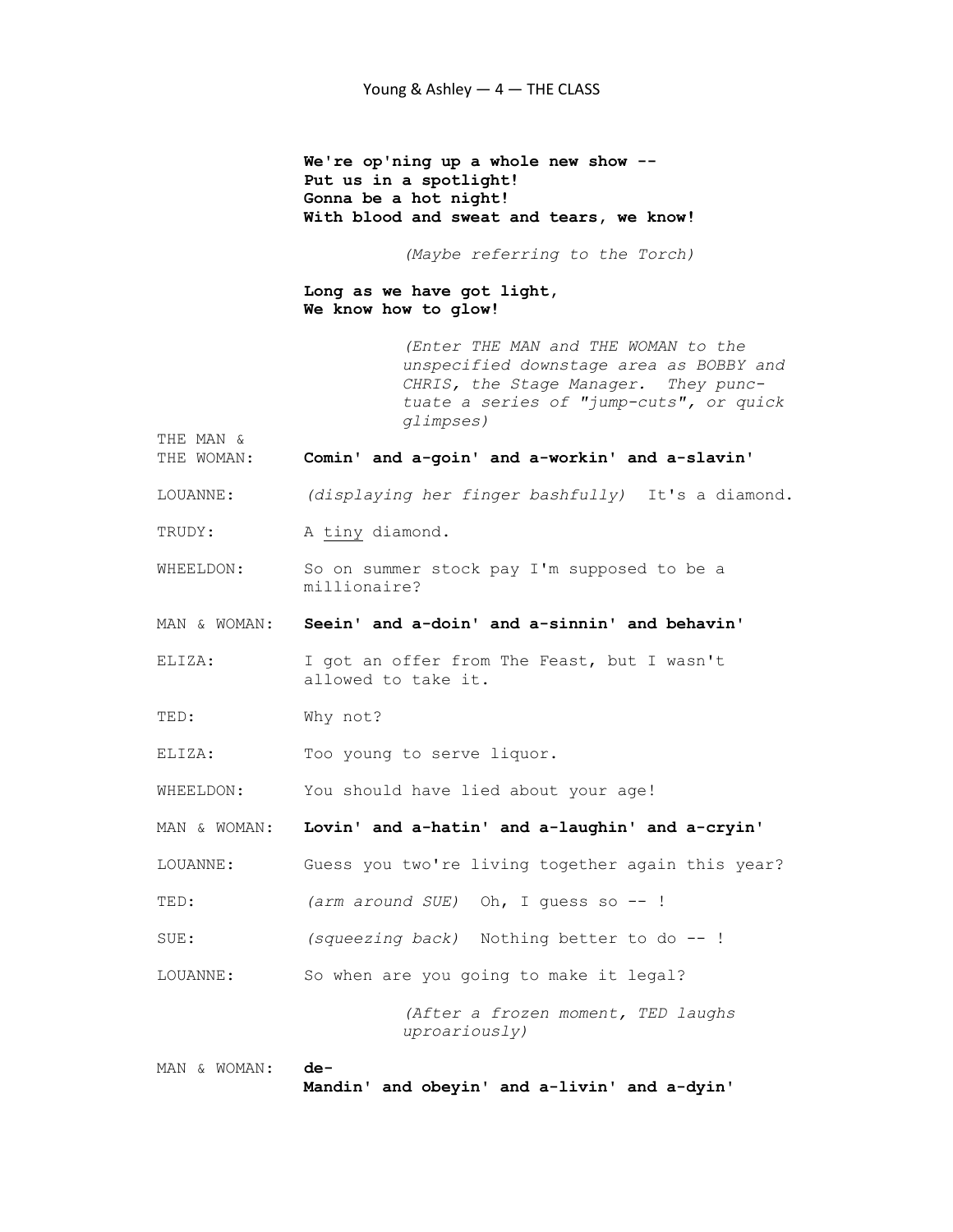**We're op'ning up a whole new show --**
**Put us in a spotlight!**
**Gonna be a hot night!**
**With blood and sweat and tears, we know!**

*(Maybe referring to the Torch)*

**Long as we have got light,**
**We know how to glow!**

*(Enter THE MAN and THE WOMAN to the unspecified downstage area as BOBBY and CHRIS, the Stage Manager. They punctuate a series of "jump-cuts", or quick glimpses)*

THE MAN & THE WOMAN: **Comin' and a-goin' and a-workin' and a-slavin'**

LOUANNE: *(displaying her finger bashfully)* It's a diamond.

TRUDY: A <u>tiny</u> diamond.

WHEELDON: So on summer stock pay I'm supposed to be a millionaire?

MAN & WOMAN: **Seein' and a-doin' and a-sinnin' and behavin'**

ELIZA: I got an offer from The Feast, but I wasn't allowed to take it.

TED: Why not?

ELIZA: Too young to serve liquor.

WHEELDON: You should have lied about your age!

MAN & WOMAN: **Lovin' and a-hatin' and a-laughin' and a-cryin'**

LOUANNE: Guess you two're living together again this year?

TED: *(arm around SUE)* Oh, I guess so -- !

SUE: *(squeezing back)* Nothing better to do -- !

LOUANNE: So when are you going to make it legal?

*(After a frozen moment, TED laughs uproariously)*

MAN & WOMAN: **de-**
**Mandin' and obeyin' and a-livin' and a-dyin'**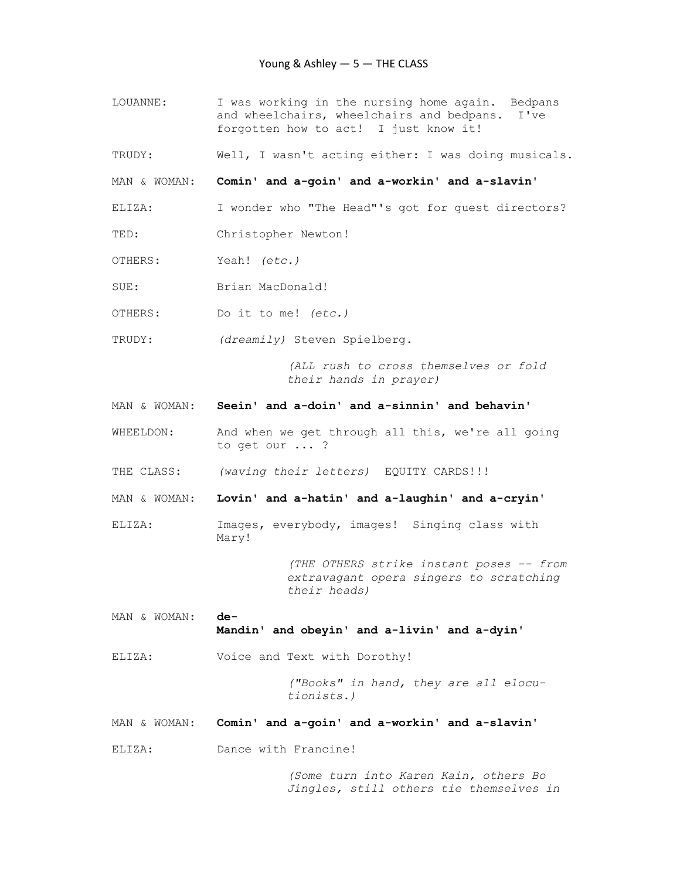LOUANNE: I was working in the nursing home again. Bedpans and wheelchairs, wheelchairs and bedpans. I've forgotten how to act! I just know it!

TRUDY: Well, I wasn't acting either: I was doing musicals.

MAN & WOMAN: **Comin' and a-goin' and a-workin' and a-slavin'**

ELIZA: I wonder who "The Head"'s got for guest directors?

TED: Christopher Newton!

OTHERS: Yeah! *(etc.)*

SUE: Brian MacDonald!

OTHERS: Do it to me! *(etc.)*

TRUDY: *(dreamily)* Steven Spielberg.

> *(ALL rush to cross themselves or fold their hands in prayer)*

MAN & WOMAN: **Seein' and a-doin' and a-sinnin' and behavin'**

WHEELDON: And when we get through all this, we're all going to get our ... ?

THE CLASS: *(waving their letters)* EQUITY CARDS!!!

MAN & WOMAN: **Lovin' and a-hatin' and a-laughin' and a-cryin'**

ELIZA: Images, everybody, images! Singing class with Mary!

> *(THE OTHERS strike instant poses -- from extravagant opera singers to scratching their heads)*

MAN & WOMAN: **de-**
**Mandin' and obeyin' and a-livin' and a-dyin'**

ELIZA: Voice and Text with Dorothy!

> *("Books" in hand, they are all elocutionists.)*

MAN & WOMAN: **Comin' and a-goin' and a-workin' and a-slavin'**

ELIZA: Dance with Francine!

> *(Some turn into Karen Kain, others Bo Jingles, still others tie themselves in*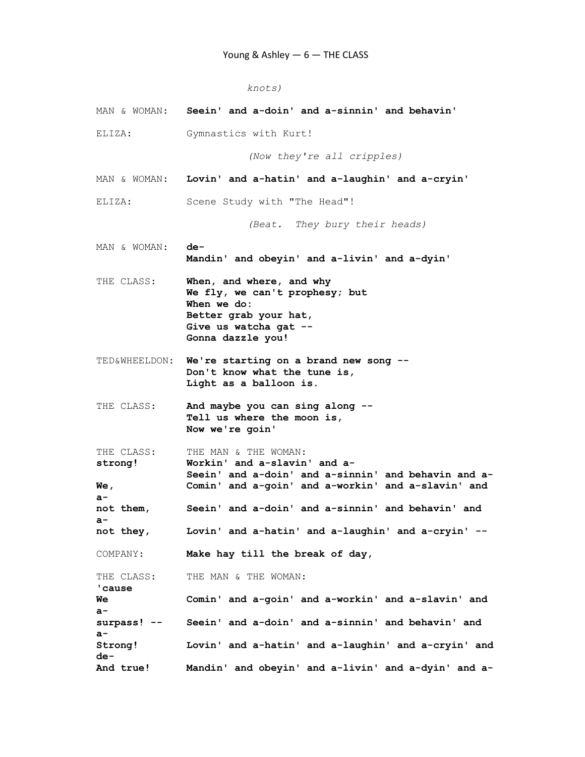*knots)*

MAN & WOMAN: **Seein' and a-doin' and a-sinnin' and behavin'**

ELIZA: Gymnastics with Kurt!

*(Now they're all cripples)*

MAN & WOMAN: **Lovin' and a-hatin' and a-laughin' and a-cryin'**

ELIZA: Scene Study with "The Head"!

*(Beat. They bury their heads)*

MAN & WOMAN: **de-**
**Mandin' and obeyin' and a-livin' and a-dyin'**

THE CLASS: **When, and where, and why**
**We fly, we can't prophesy; but**
**When we do:**
**Better grab your hat,**
**Give us watcha gat --**
**Gonna dazzle you!**

TED&WHEELDON: **We're starting on a brand new song --**
**Don't know what the tune is,**
**Light as a balloon is.**

THE CLASS: **And maybe you can sing along --**
**Tell us where the moon is,**
**Now we're goin'**

| THE CLASS: | THE MAN & THE WOMAN: |
|---|---|
| **strong!** | **Workin' and a-slavin' and a-** |
| | **Seein' and a-doin' and a-sinnin' and behavin and a-** |
| **We,** | **Comin' and a-goin' and a-workin' and a-slavin' and** |
| **a-** | |
| **not them,** | **Seein' and a-doin' and a-sinnin' and behavin' and** |
| **a-** | |
| **not they,** | **Lovin' and a-hatin' and a-laughin' and a-cryin' --** |

COMPANY: **Make hay till the break of day,**

| THE CLASS: | THE MAN & THE WOMAN: |
|---|---|
| **'cause** | |
| **We** | **Comin' and a-goin' and a-workin' and a-slavin' and** |
| **a-** | |
| **surpass! --** | **Seein' and a-doin' and a-sinnin' and behavin' and** |
| **a-** | |
| **Strong!** | **Lovin' and a-hatin' and a-laughin' and a-cryin' and** |
| **de-** | |
| **And true!** | **Mandin' and obeyin' and a-livin' and a-dyin' and a-** |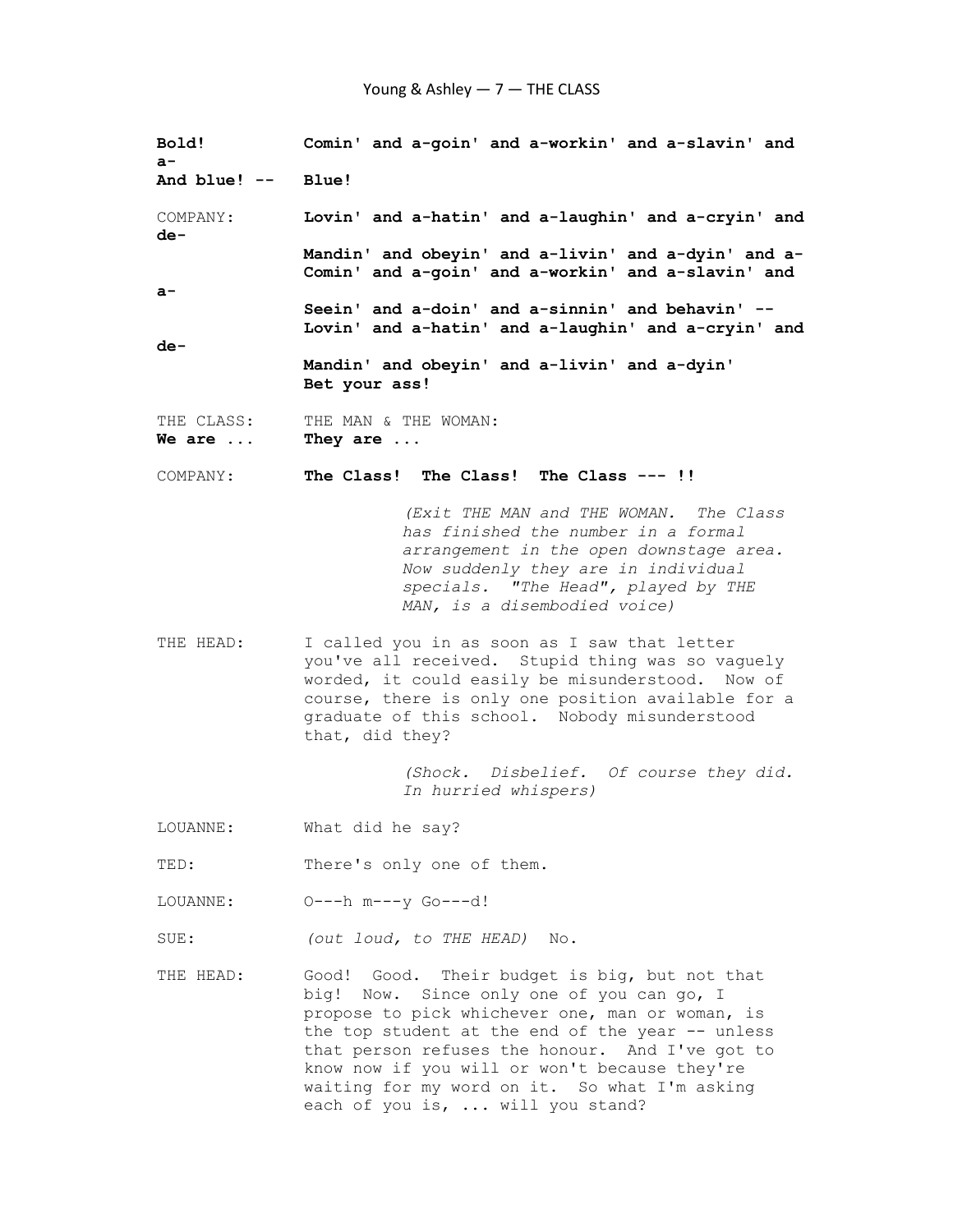**Bold!** **Comin' and a-goin' and a-workin' and a-slavin' and a-**
**And blue! --** **Blue!**

COMPANY: **Lovin' and a-hatin' and a-laughin' and a-cryin' and de-**
**Mandin' and obeyin' and a-livin' and a-dyin' and a-**
**Comin' and a-goin' and a-workin' and a-slavin' and a-**
**Seein' and a-doin' and a-sinnin' and behavin' --**
**Lovin' and a-hatin' and a-laughin' and a-cryin' and de-**
**Mandin' and obeyin' and a-livin' and a-dyin'**
**Bet your ass!**

THE CLASS: **We are ...**
THE MAN & THE WOMAN: **They are ...**

COMPANY: **The Class! The Class! The Class --- !!**

*(Exit THE MAN and THE WOMAN. The Class has finished the number in a formal arrangement in the open downstage area. Now suddenly they are in individual specials. "The Head", played by THE MAN, is a disembodied voice)*

THE HEAD: I called you in as soon as I saw that letter you've all received. Stupid thing was so vaguely worded, it could easily be misunderstood. Now of course, there is only one position available for a graduate of this school. Nobody misunderstood that, did they?

*(Shock. Disbelief. Of course they did. In hurried whispers)*

LOUANNE: What did he say?

TED: There's only one of them.

LOUANNE: O---h m---y Go---d!

SUE: *(out loud, to THE HEAD)* No.

THE HEAD: Good! Good. Their budget is big, but not that big! Now. Since only one of you can go, I propose to pick whichever one, man or woman, is the top student at the end of the year -- unless that person refuses the honour. And I've got to know now if you will or won't because they're waiting for my word on it. So what I'm asking each of you is, ... will you stand?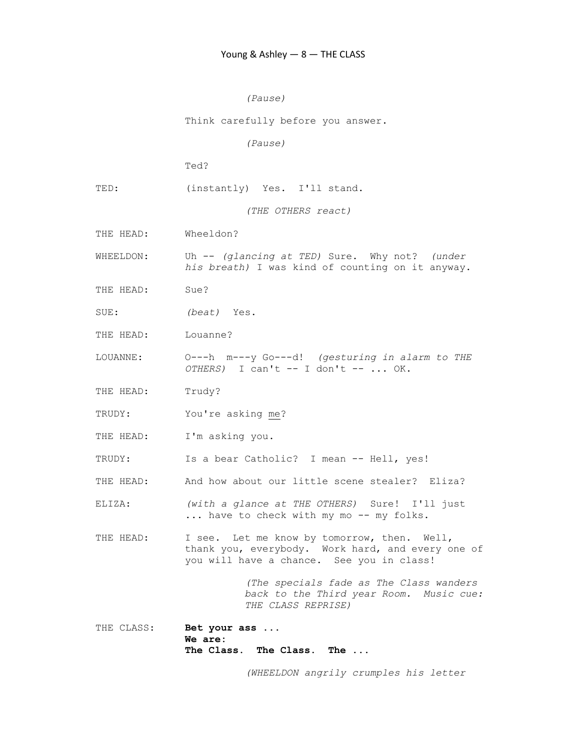*(Pause)*

Think carefully before you answer.

*(Pause)*

Ted?

TED: (instantly) Yes. I'll stand.

*(THE OTHERS react)*

THE HEAD: Wheeldon?

WHEELDON: Uh -- *(glancing at TED)* Sure. Why not? *(under his breath)* I was kind of counting on it anyway.

THE HEAD: Sue?

SUE: *(beat)* Yes.

THE HEAD: Louanne?

LOUANNE: O---h m---y Go---d! *(gesturing in alarm to THE OTHERS)* I can't -- I don't -- ... OK.

THE HEAD: Trudy?

TRUDY: You're asking <u>me</u>?

THE HEAD: I'm asking you.

TRUDY: Is a bear Catholic? I mean -- Hell, yes!

THE HEAD: And how about our little scene stealer? Eliza?

ELIZA: *(with a glance at THE OTHERS)* Sure! I'll just ... have to check with my mo -- my folks.

THE HEAD: I see. Let me know by tomorrow, then. Well, thank you, everybody. Work hard, and every one of you will have a chance. See you in class!

*(The specials fade as The Class wanders back to the Third year Room. Music cue: THE CLASS REPRISE)*

THE CLASS: **Bet your ass ...**
**We are:**
**The Class. The Class. The ...**

*(WHEELDON angrily crumples his letter*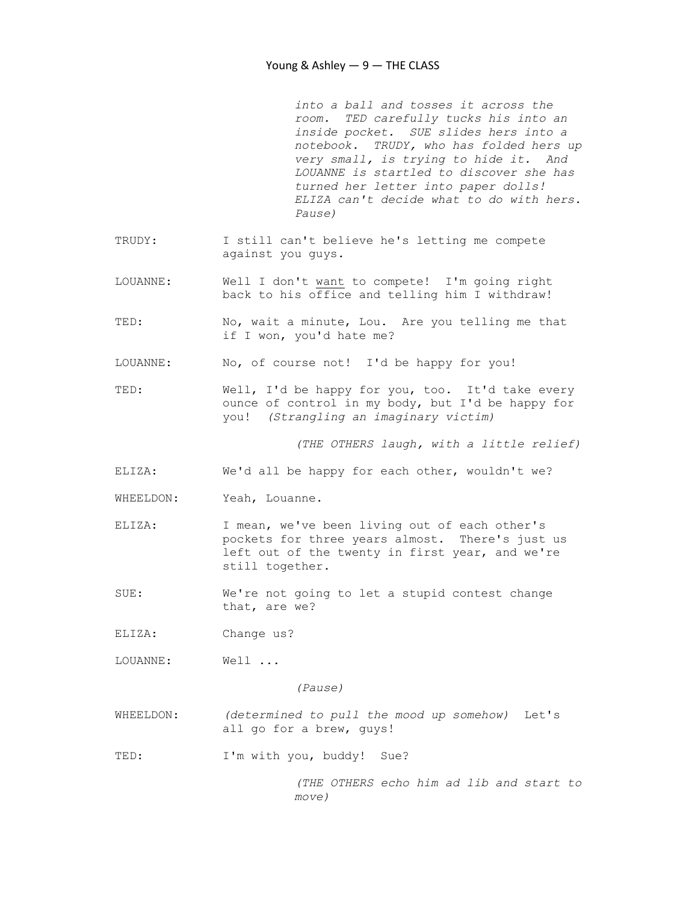*into a ball and tosses it across the room. TED carefully tucks his into an inside pocket. SUE slides hers into a notebook. TRUDY, who has folded hers up very small, is trying to hide it. And LOUANNE is startled to discover she has turned her letter into paper dolls! ELIZA can't decide what to do with hers. Pause)*

TRUDY: I still can't believe he's letting me compete against you guys.

LOUANNE: Well I don't <u>want</u> to compete! I'm going right back to his office and telling him I withdraw!

TED: No, wait a minute, Lou. Are you telling me that if I won, you'd hate me?

LOUANNE: No, of course not! I'd be happy for you!

TED: Well, I'd be happy for you, too. It'd take every ounce of control in my body, but I'd be happy for you! *(Strangling an imaginary victim)*

*(THE OTHERS laugh, with a little relief)*

ELIZA: We'd all be happy for each other, wouldn't we?

WHEELDON: Yeah, Louanne.

ELIZA: I mean, we've been living out of each other's pockets for three years almost. There's just us left out of the twenty in first year, and we're still together.

SUE: We're not going to let a stupid contest change that, are we?

ELIZA: Change us?

LOUANNE: Well ...

*(Pause)*

WHEELDON: *(determined to pull the mood up somehow)* Let's all go for a brew, guys!

TED: I'm with you, buddy! Sue?

*(THE OTHERS echo him ad lib and start to move)*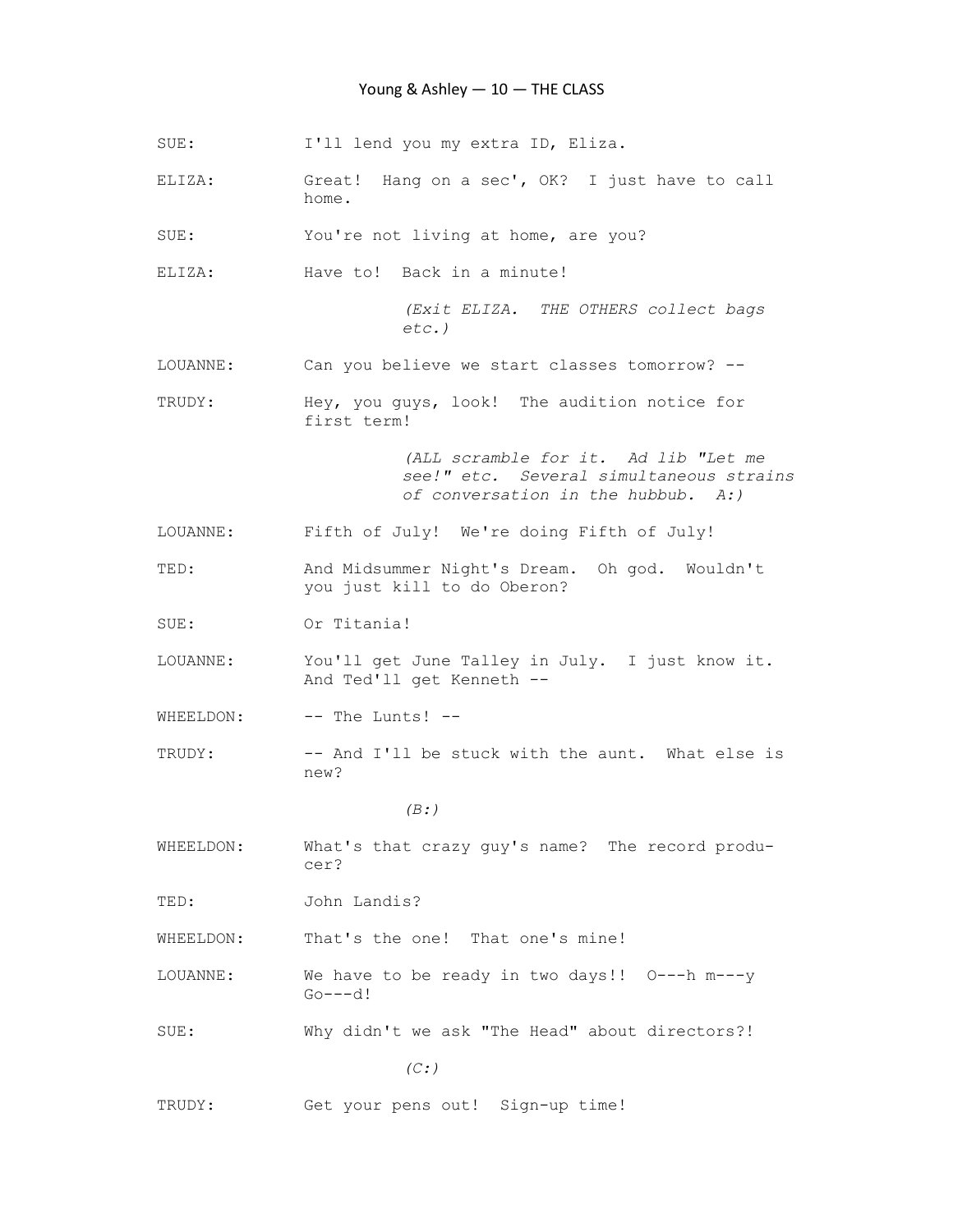SUE: I'll lend you my extra ID, Eliza.

ELIZA: Great! Hang on a sec', OK? I just have to call home.

SUE: You're not living at home, are you?

ELIZA: Have to! Back in a minute!

*(Exit ELIZA. THE OTHERS collect bags etc.)*

LOUANNE: Can you believe we start classes tomorrow? --

TRUDY: Hey, you guys, look! The audition notice for first term!

*(ALL scramble for it. Ad lib "Let me see!" etc. Several simultaneous strains of conversation in the hubbub. A:)*

LOUANNE: Fifth of July! We're doing Fifth of July!

TED: And Midsummer Night's Dream. Oh god. Wouldn't you just kill to do Oberon?

SUE: Or Titania!

LOUANNE: You'll get June Talley in July. I just know it. And Ted'll get Kenneth --

WHEELDON: -- The Lunts! --

TRUDY: -- And I'll be stuck with the aunt. What else is new?

*(B:)*

WHEELDON: What's that crazy guy's name? The record producer?

TED: John Landis?

WHEELDON: That's the one! That one's mine!

LOUANNE: We have to be ready in two days!! O---h m---y Go---d!

SUE: Why didn't we ask "The Head" about directors?!

*(C:)*

TRUDY: Get your pens out! Sign-up time!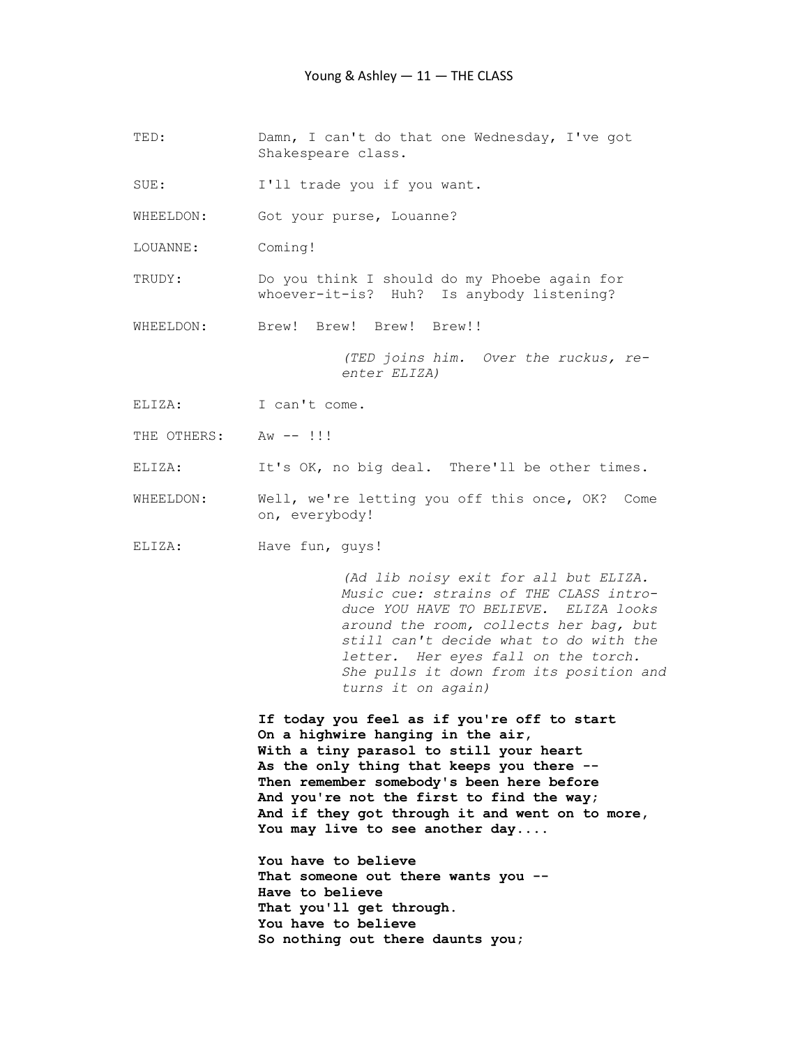TED: Damn, I can't do that one Wednesday, I've got Shakespeare class.

SUE: I'll trade you if you want.

WHEELDON: Got your purse, Louanne?

LOUANNE: Coming!

TRUDY: Do you think I should do my Phoebe again for whoever-it-is? Huh? Is anybody listening?

WHEELDON: Brew! Brew! Brew! Brew!!

*(TED joins him. Over the ruckus, re-enter ELIZA)*

ELIZA: I can't come.

THE OTHERS: Aw -- !!!

ELIZA: It's OK, no big deal. There'll be other times.

WHEELDON: Well, we're letting you off this once, OK? Come on, everybody!

ELIZA: Have fun, guys!

*(Ad lib noisy exit for all but ELIZA. Music cue: strains of THE CLASS introduce YOU HAVE TO BELIEVE. ELIZA looks around the room, collects her bag, but still can't decide what to do with the letter. Her eyes fall on the torch. She pulls it down from its position and turns it on again)*

**If today you feel as if you're off to start**
**On a highwire hanging in the air,**
**With a tiny parasol to still your heart**
**As the only thing that keeps you there --**
**Then remember somebody's been here before**
**And you're not the first to find the way;**
**And if they got through it and went on to more,**
**You may live to see another day....**

**You have to believe**
**That someone out there wants you --**
**Have to believe**
**That you'll get through.**
**You have to believe**
**So nothing out there daunts you;**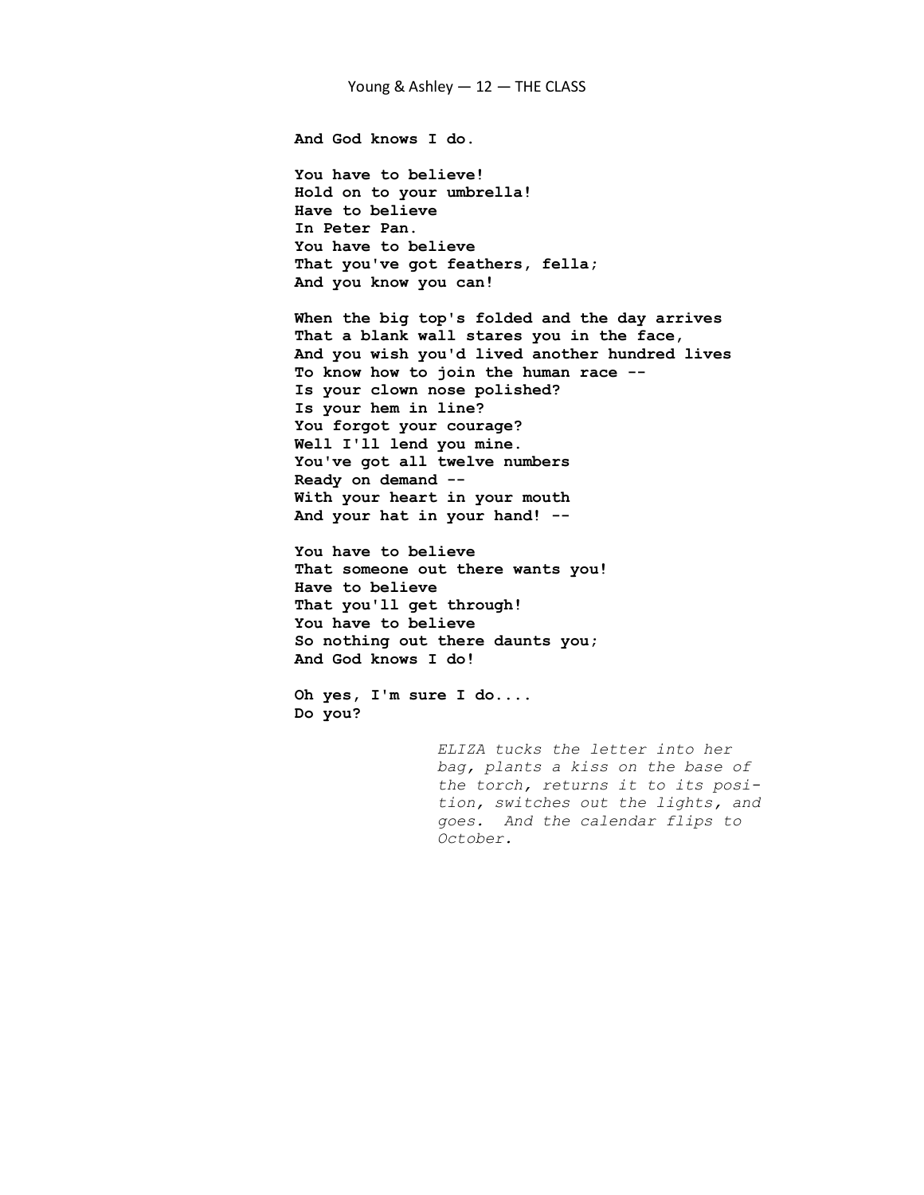**And God knows I do.**

**You have to believe!**
**Hold on to your umbrella!**
**Have to believe**
**In Peter Pan.**
**You have to believe**
**That you've got feathers, fella;**
**And you know you can!**

**When the big top's folded and the day arrives**
**That a blank wall stares you in the face,**
**And you wish you'd lived another hundred lives**
**To know how to join the human race --**
**Is your clown nose polished?**
**Is your hem in line?**
**You forgot your courage?**
**Well I'll lend you mine.**
**You've got all twelve numbers**
**Ready on demand --**
**With your heart in your mouth**
**And your hat in your hand! --**

**You have to believe**
**That someone out there wants you!**
**Have to believe**
**That you'll get through!**
**You have to believe**
**So nothing out there daunts you;**
**And God knows I do!**

**Oh yes, I'm sure I do....**
**Do you?**

*ELIZA tucks the letter into her bag, plants a kiss on the base of the torch, returns it to its position, switches out the lights, and goes. And the calendar flips to October.*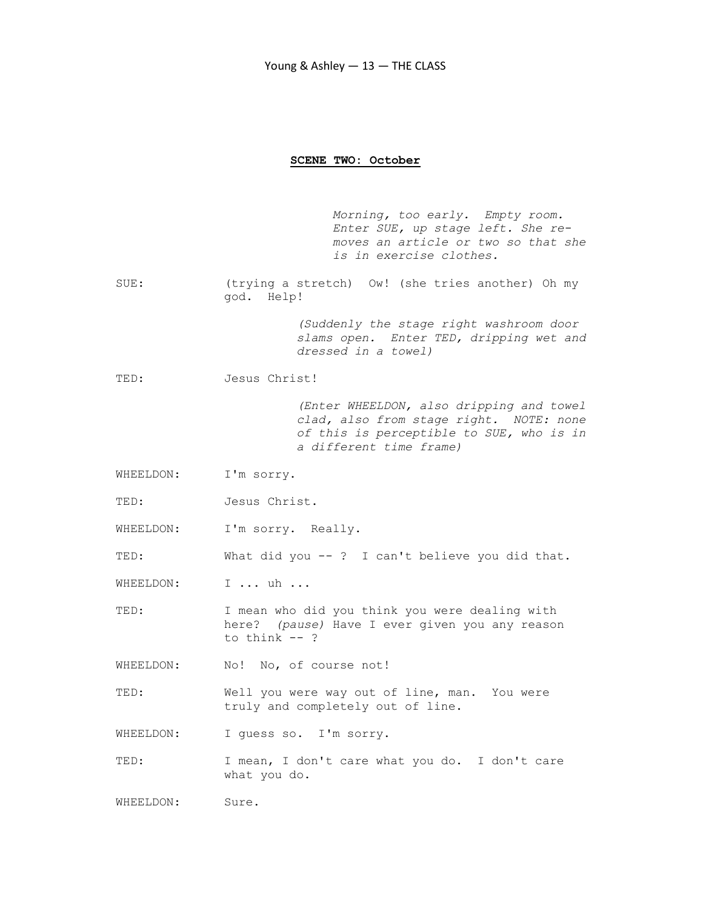**SCENE TWO: October**

*Morning, too early. Empty room. Enter SUE, up stage left. She removes an article or two so that she is in exercise clothes.*

SUE: (trying a stretch) Ow! (she tries another) Oh my god. Help!

*(Suddenly the stage right washroom door slams open. Enter TED, dripping wet and dressed in a towel)*

TED: Jesus Christ!

*(Enter WHEELDON, also dripping and towel clad, also from stage right. NOTE: none of this is perceptible to SUE, who is in a different time frame)*

WHEELDON: I'm sorry.

TED: Jesus Christ.

WHEELDON: I'm sorry. Really.

TED: What did you -- ? I can't believe you did that.

WHEELDON: I ... uh ...

TED: I mean who did you think you were dealing with here? *(pause)* Have I ever given you any reason to think -- ?

WHEELDON: No! No, of course not!

TED: Well you were way out of line, man. You were truly and completely out of line.

WHEELDON: I guess so. I'm sorry.

TED: I mean, I don't care what you do. I don't care what you do.

WHEELDON: Sure.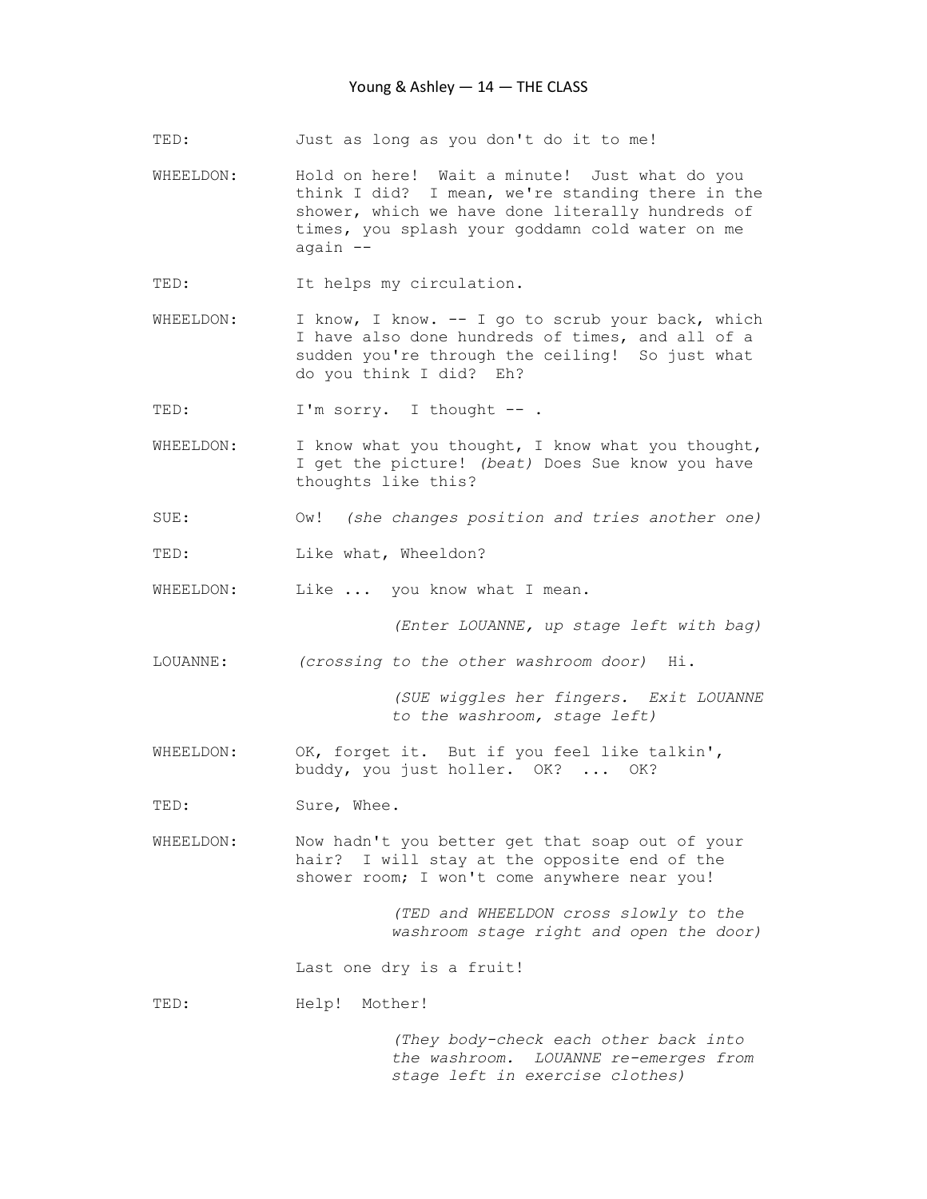TED: Just as long as you don't do it to me!

WHEELDON: Hold on here! Wait a minute! Just what do you think I did? I mean, we're standing there in the shower, which we have done literally hundreds of times, you splash your goddamn cold water on me again --

TED: It helps my circulation.

WHEELDON: I know, I know. -- I go to scrub your back, which I have also done hundreds of times, and all of a sudden you're through the ceiling! So just what do you think I did? Eh?

TED: I'm sorry. I thought -- .

WHEELDON: I know what you thought, I know what you thought, I get the picture! *(beat)* Does Sue know you have thoughts like this?

SUE: Ow! *(she changes position and tries another one)*

TED: Like what, Wheeldon?

WHEELDON: Like ... you know what I mean.

*(Enter LOUANNE, up stage left with bag)*

LOUANNE: *(crossing to the other washroom door)* Hi.

*(SUE wiggles her fingers. Exit LOUANNE to the washroom, stage left)*

WHEELDON: OK, forget it. But if you feel like talkin', buddy, you just holler. OK? ... OK?

TED: Sure, Whee.

WHEELDON: Now hadn't you better get that soap out of your hair? I will stay at the opposite end of the shower room; I won't come anywhere near you!

*(TED and WHEELDON cross slowly to the washroom stage right and open the door)*

Last one dry is a fruit!

TED: Help! Mother!

*(They body-check each other back into the washroom. LOUANNE re-emerges from stage left in exercise clothes)*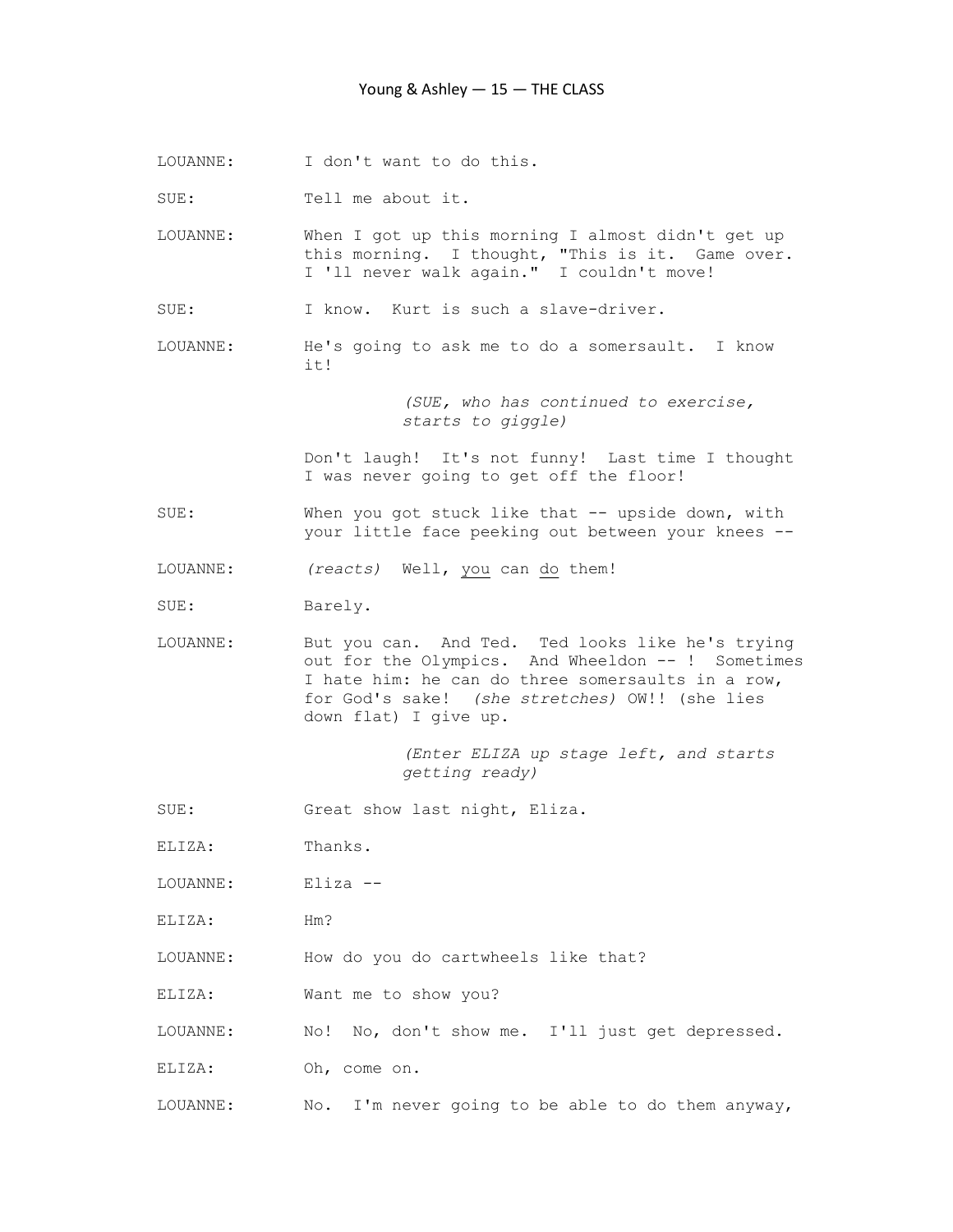LOUANNE: I don't want to do this.

SUE: Tell me about it.

LOUANNE: When I got up this morning I almost didn't get up this morning. I thought, "This is it. Game over. I 'll never walk again." I couldn't move!

SUE: I know. Kurt is such a slave-driver.

LOUANNE: He's going to ask me to do a somersault. I know it!

*(SUE, who has continued to exercise, starts to giggle)*

Don't laugh! It's not funny! Last time I thought I was never going to get off the floor!

SUE: When you got stuck like that -- upside down, with your little face peeking out between your knees --

LOUANNE: *(reacts)* Well, <u>you</u> can <u>do</u> them!

SUE: Barely.

LOUANNE: But you can. And Ted. Ted looks like he's trying out for the Olympics. And Wheeldon -- ! Sometimes I hate him: he can do three somersaults in a row, for God's sake! *(she stretches)* OW!! (she lies down flat) I give up.

*(Enter ELIZA up stage left, and starts getting ready)*

SUE: Great show last night, Eliza.

ELIZA: Thanks.

LOUANNE: Eliza --

ELIZA: Hm?

LOUANNE: How do you do cartwheels like that?

ELIZA: Want me to show you?

LOUANNE: No! No, don't show me. I'll just get depressed.

ELIZA: Oh, come on.

LOUANNE: No. I'm never going to be able to do them anyway,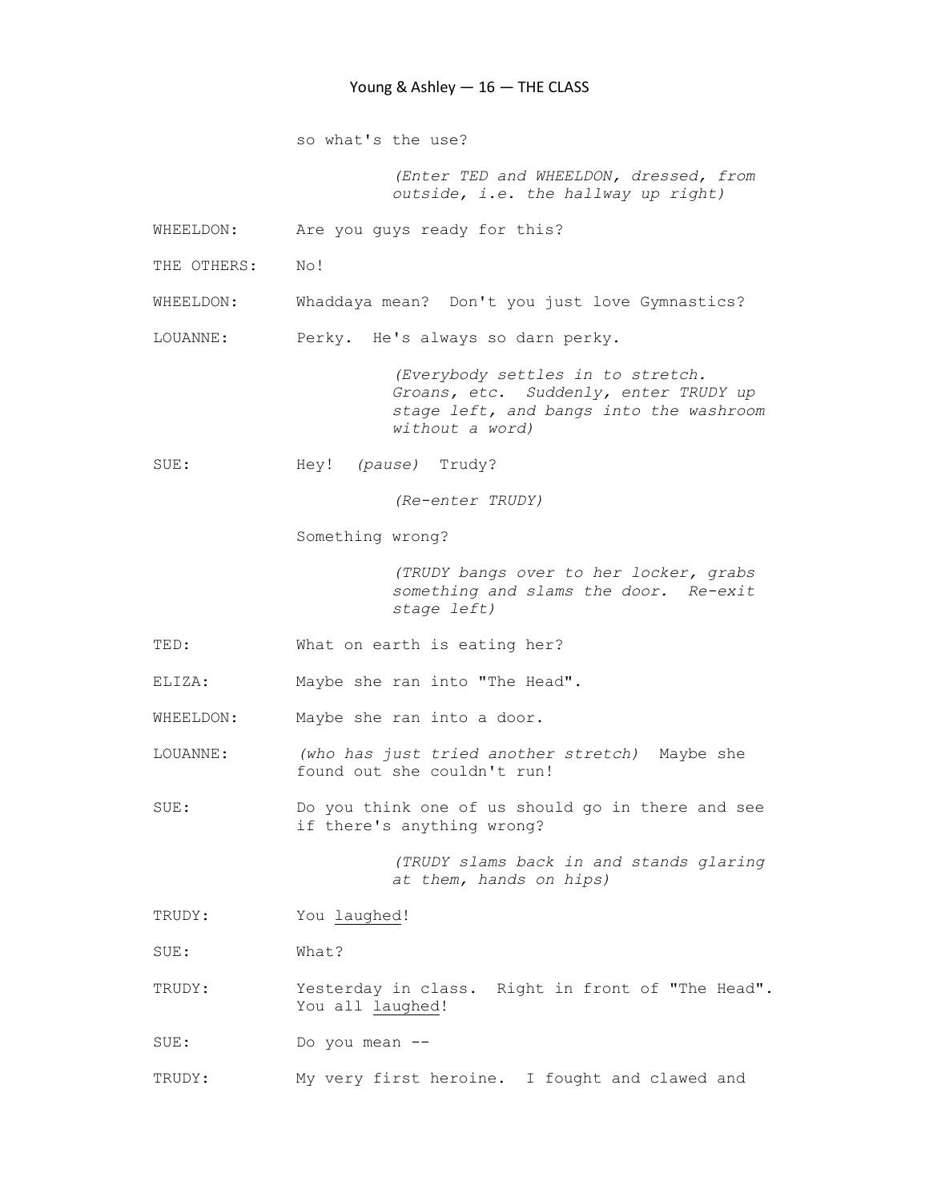so what's the use?

*(Enter TED and WHEELDON, dressed, from outside, i.e. the hallway up right)*

WHEELDON: Are you guys ready for this?

THE OTHERS: No!

WHEELDON: Whaddaya mean? Don't you just love Gymnastics?

LOUANNE: Perky. He's always so darn perky.

*(Everybody settles in to stretch. Groans, etc. Suddenly, enter TRUDY up stage left, and bangs into the washroom without a word)*

SUE: Hey! *(pause)* Trudy?

*(Re-enter TRUDY)*

Something wrong?

*(TRUDY bangs over to her locker, grabs something and slams the door. Re-exit stage left)*

TED: What on earth is eating her?

ELIZA: Maybe she ran into "The Head".

WHEELDON: Maybe she ran into a door.

LOUANNE: *(who has just tried another stretch)* Maybe she found out she couldn't run!

SUE: Do you think one of us should go in there and see if there's anything wrong?

*(TRUDY slams back in and stands glaring at them, hands on hips)*

TRUDY: You <u>laughed</u>!

SUE: What?

TRUDY: Yesterday in class. Right in front of "The Head". You all <u>laughed</u>!

SUE: Do you mean --

TRUDY: My very first heroine. I fought and clawed and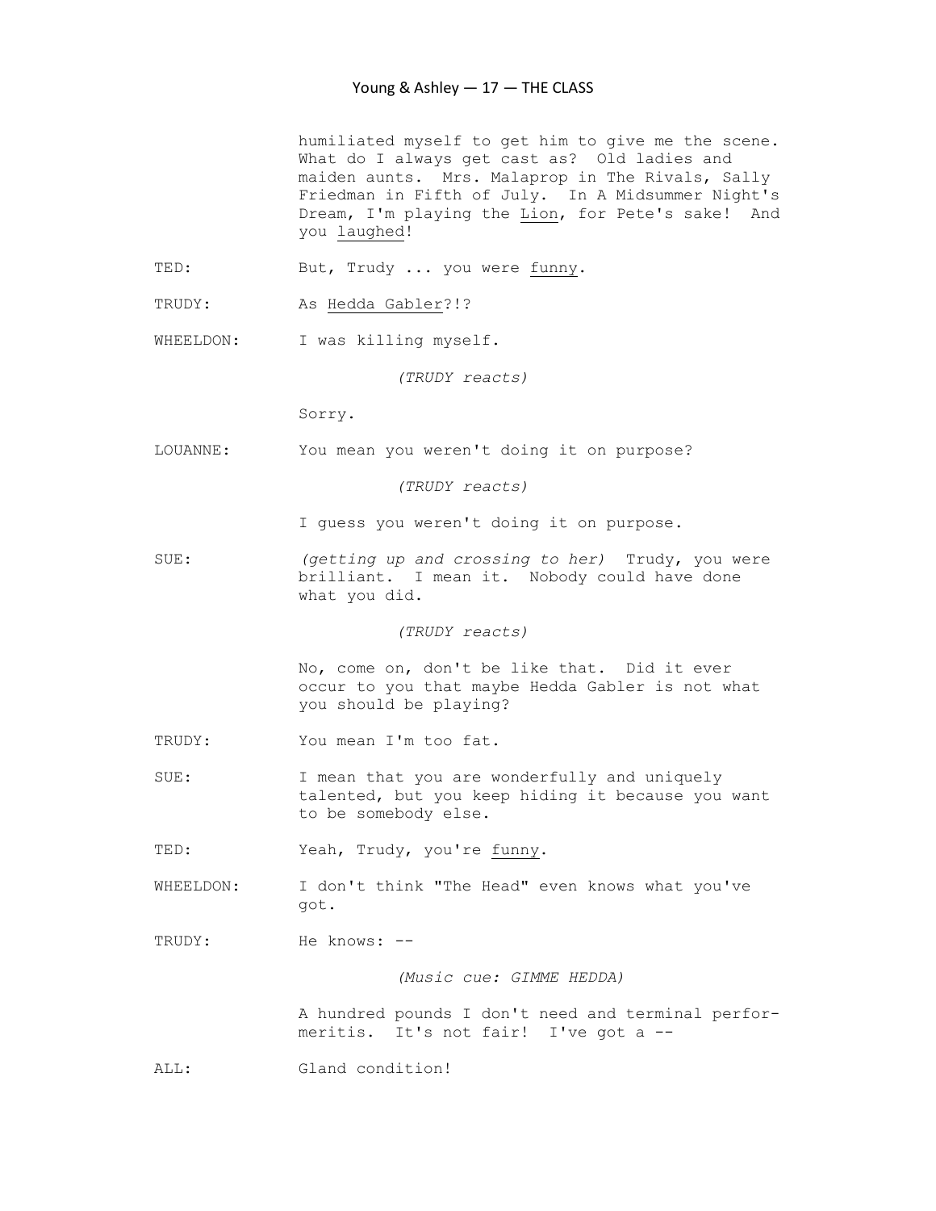humiliated myself to get him to give me the scene. What do I always get cast as? Old ladies and maiden aunts. Mrs. Malaprop in The Rivals, Sally Friedman in Fifth of July. In A Midsummer Night's Dream, I'm playing the <u>Lion</u>, for Pete's sake! And you <u>laughed</u>!

TED: But, Trudy ... you were <u>funny</u>.

TRUDY: As <u>Hedda Gabler</u>?!?

WHEELDON: I was killing myself.

*(TRUDY reacts)*

Sorry.

LOUANNE: You mean you weren't doing it on purpose?

*(TRUDY reacts)*

I guess you weren't doing it on purpose.

SUE: *(getting up and crossing to her)* Trudy, you were brilliant. I mean it. Nobody could have done what you did.

*(TRUDY reacts)*

No, come on, don't be like that. Did it ever occur to you that maybe Hedda Gabler is not what you should be playing?

TRUDY: You mean I'm too fat.

SUE: I mean that you are wonderfully and uniquely talented, but you keep hiding it because you want to be somebody else.

TED: Yeah, Trudy, you're <u>funny</u>.

WHEELDON: I don't think "The Head" even knows what you've got.

TRUDY: He knows: --

*(Music cue: GIMME HEDDA)*

A hundred pounds I don't need and terminal performeritis. It's not fair! I've got a --

ALL: Gland condition!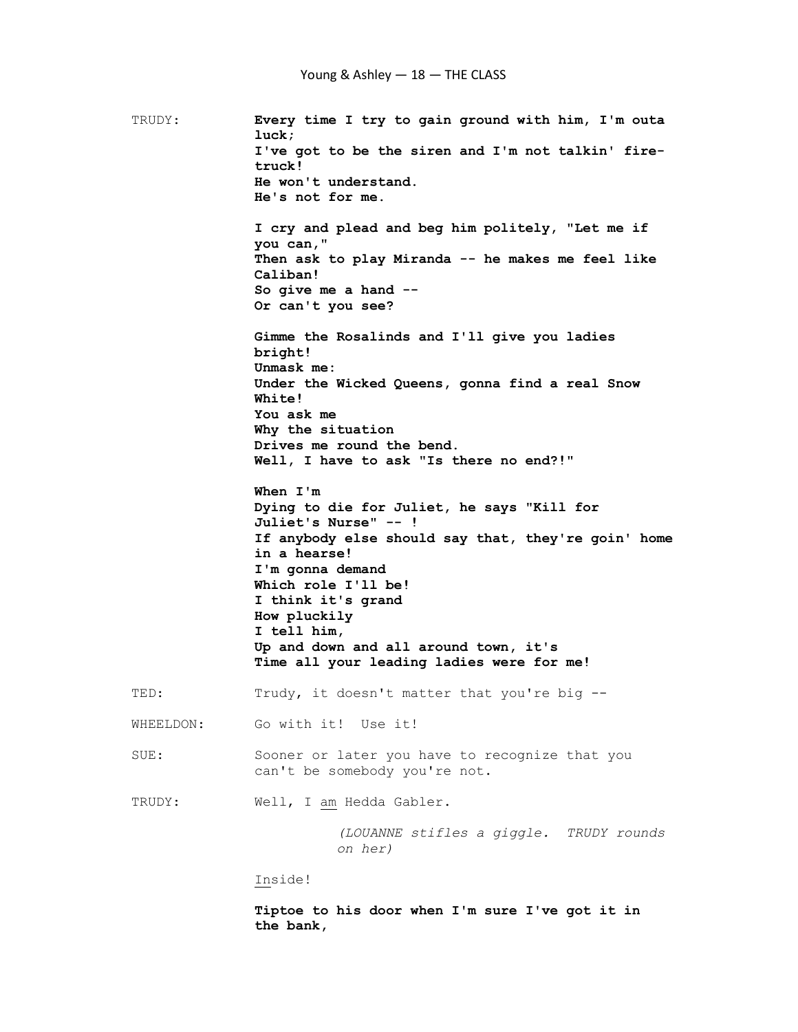TRUDY: **Every time I try to gain ground with him, I'm outa luck;**
**I've got to be the siren and I'm not talkin' fire-truck!**
**He won't understand.**
**He's not for me.**

**I cry and plead and beg him politely, "Let me if you can,"**
**Then ask to play Miranda -- he makes me feel like Caliban!**
**So give me a hand --**
**Or can't you see?**

**Gimme the Rosalinds and I'll give you ladies bright!**
**Unmask me:**
**Under the Wicked Queens, gonna find a real Snow White!**
**You ask me**
**Why the situation**
**Drives me round the bend.**
**Well, I have to ask "Is there no end?!"**

**When I'm**
**Dying to die for Juliet, he says "Kill for Juliet's Nurse" -- !**
**If anybody else should say that, they're goin' home in a hearse!**
**I'm gonna demand**
**Which role I'll be!**
**I think it's grand**
**How pluckily**
**I tell him,**
**Up and down and all around town, it's**
**Time all your leading ladies were for me!**

TED: Trudy, it doesn't matter that you're big --

WHEELDON: Go with it! Use it!

SUE: Sooner or later you have to recognize that you can't be somebody you're not.

TRUDY: Well, I <u>am</u> Hedda Gabler.

*(LOUANNE stifles a giggle. TRUDY rounds on her)*

<u>In</u>side!

**Tiptoe to his door when I'm sure I've got it in the bank,**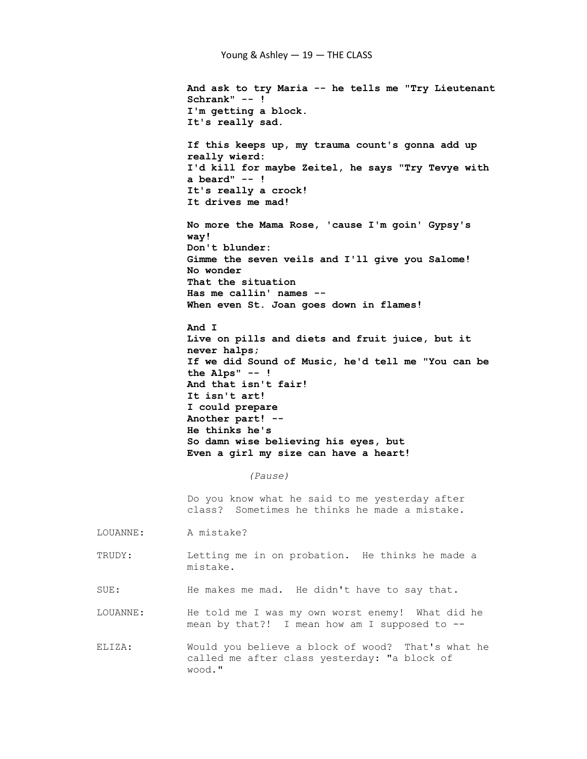**And ask to try Maria -- he tells me "Try Lieutenant Schrank" -- !**
**I'm getting a block.**
**It's really sad.**

**If this keeps up, my trauma count's gonna add up really wierd:**
**I'd kill for maybe Zeitel, he says "Try Tevye with a beard" -- !**
**It's really a crock!**
**It drives me mad!**

**No more the Mama Rose, 'cause I'm goin' Gypsy's way!**
**Don't blunder:**
**Gimme the seven veils and I'll give you Salome!**
**No wonder**
**That the situation**
**Has me callin' names --**
**When even St. Joan goes down in flames!**

**And I**
**Live on pills and diets and fruit juice, but it never halps;**
**If we did Sound of Music, he'd tell me "You can be the Alps" -- !**
**And that isn't fair!**
**It isn't art!**
**I could prepare**
**Another part! --**
**He thinks he's**
**So damn wise believing his eyes, but**
**Even a girl my size can have a heart!**

*(Pause)*

Do you know what he said to me yesterday after class? Sometimes he thinks he made a mistake.

LOUANNE: A mistake?

TRUDY: Letting me in on probation. He thinks he made a mistake.

SUE: He makes me mad. He didn't have to say that.

LOUANNE: He told me I was my own worst enemy! What did he mean by that?! I mean how am I supposed to --

ELIZA: Would you believe a block of wood? That's what he called me after class yesterday: "a block of wood."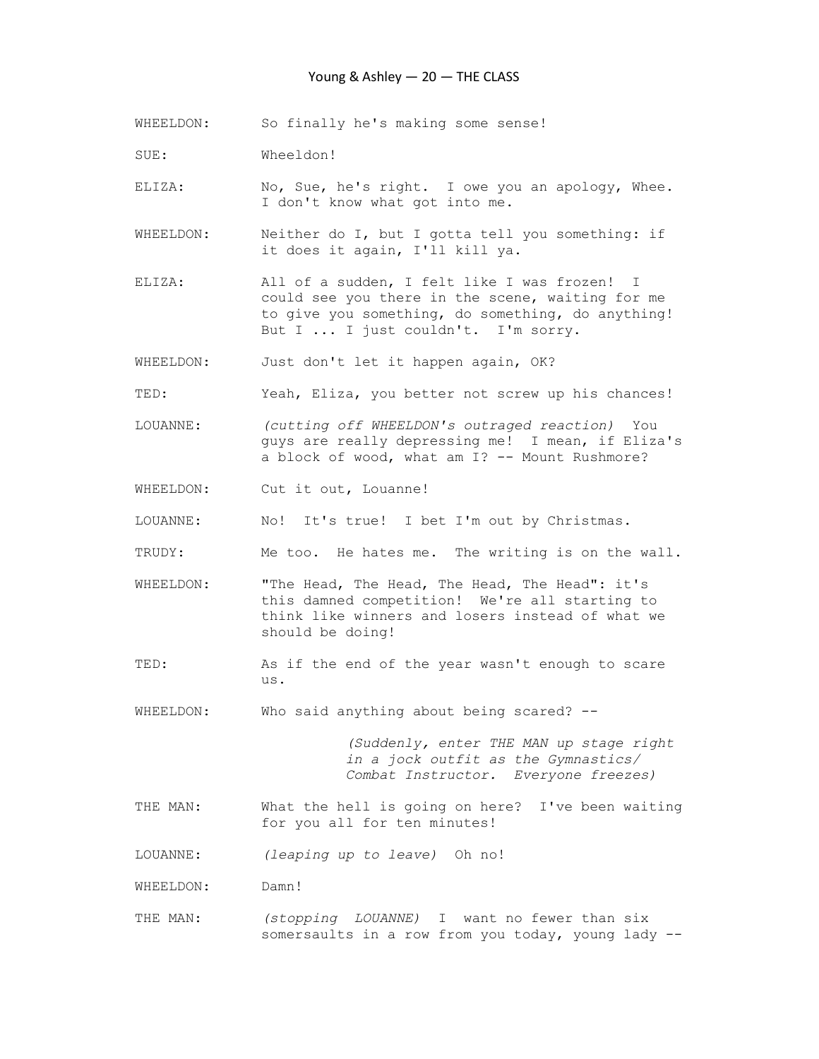WHEELDON: So finally he's making some sense!

SUE: Wheeldon!

ELIZA: No, Sue, he's right. I owe you an apology, Whee. I don't know what got into me.

WHEELDON: Neither do I, but I gotta tell you something: if it does it again, I'll kill ya.

ELIZA: All of a sudden, I felt like I was frozen! I could see you there in the scene, waiting for me to give you something, do something, do anything! But I ... I just couldn't. I'm sorry.

WHEELDON: Just don't let it happen again, OK?

TED: Yeah, Eliza, you better not screw up his chances!

LOUANNE: *(cutting off WHEELDON's outraged reaction)* You guys are really depressing me! I mean, if Eliza's a block of wood, what am I? -- Mount Rushmore?

WHEELDON: Cut it out, Louanne!

LOUANNE: No! It's true! I bet I'm out by Christmas.

TRUDY: Me too. He hates me. The writing is on the wall.

WHEELDON: "The Head, The Head, The Head, The Head": it's this damned competition! We're all starting to think like winners and losers instead of what we should be doing!

TED: As if the end of the year wasn't enough to scare us.

WHEELDON: Who said anything about being scared? --

*(Suddenly, enter THE MAN up stage right in a jock outfit as the Gymnastics/ Combat Instructor. Everyone freezes)*

THE MAN: What the hell is going on here? I've been waiting for you all for ten minutes!

LOUANNE: *(leaping up to leave)* Oh no!

WHEELDON: Damn!

THE MAN: *(stopping LOUANNE)* I want no fewer than six somersaults in a row from you today, young lady --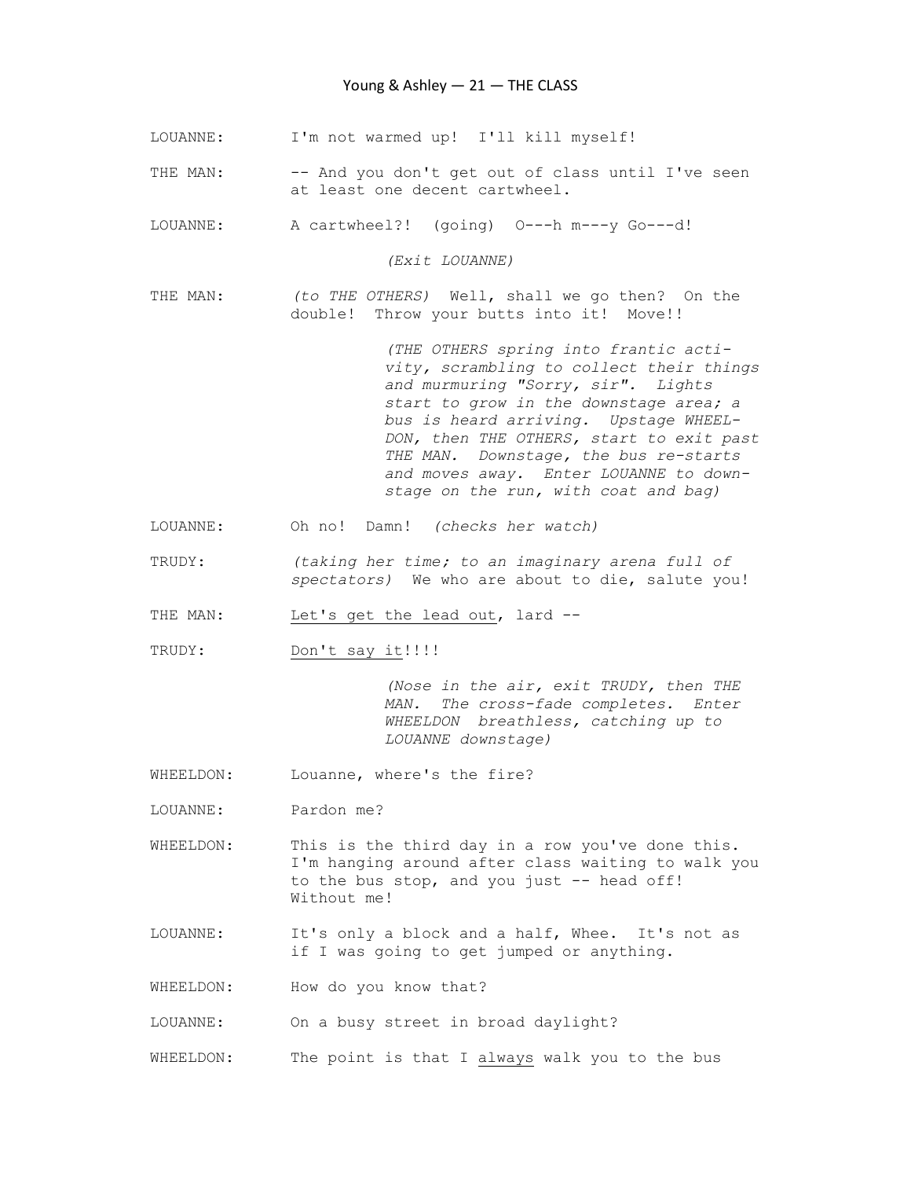LOUANNE: I'm not warmed up! I'll kill myself!

THE MAN: -- And you don't get out of class until I've seen at least one decent cartwheel.

LOUANNE: A cartwheel?! (going) O---h m---y Go---d!

*(Exit LOUANNE)*

THE MAN: *(to THE OTHERS)* Well, shall we go then? On the double! Throw your butts into it! Move!!

*(THE OTHERS spring into frantic activity, scrambling to collect their things and murmuring "Sorry, sir". Lights start to grow in the downstage area; a bus is heard arriving. Upstage WHEELDON, then THE OTHERS, start to exit past THE MAN. Downstage, the bus re-starts and moves away. Enter LOUANNE to downstage on the run, with coat and bag)*

LOUANNE: Oh no! Damn! *(checks her watch)*

TRUDY: *(taking her time; to an imaginary arena full of spectators)* We who are about to die, salute you!

THE MAN: <u>Let's get the lead out</u>, lard --

TRUDY: <u>Don't say it</u>!!!!

*(Nose in the air, exit TRUDY, then THE MAN. The cross-fade completes. Enter WHEELDON breathless, catching up to LOUANNE downstage)*

WHEELDON: Louanne, where's the fire?

LOUANNE: Pardon me?

WHEELDON: This is the third day in a row you've done this. I'm hanging around after class waiting to walk you to the bus stop, and you just -- head off! Without me!

LOUANNE: It's only a block and a half, Whee. It's not as if I was going to get jumped or anything.

WHEELDON: How do you know that?

LOUANNE: On a busy street in broad daylight?

WHEELDON: The point is that I <u>always</u> walk you to the bus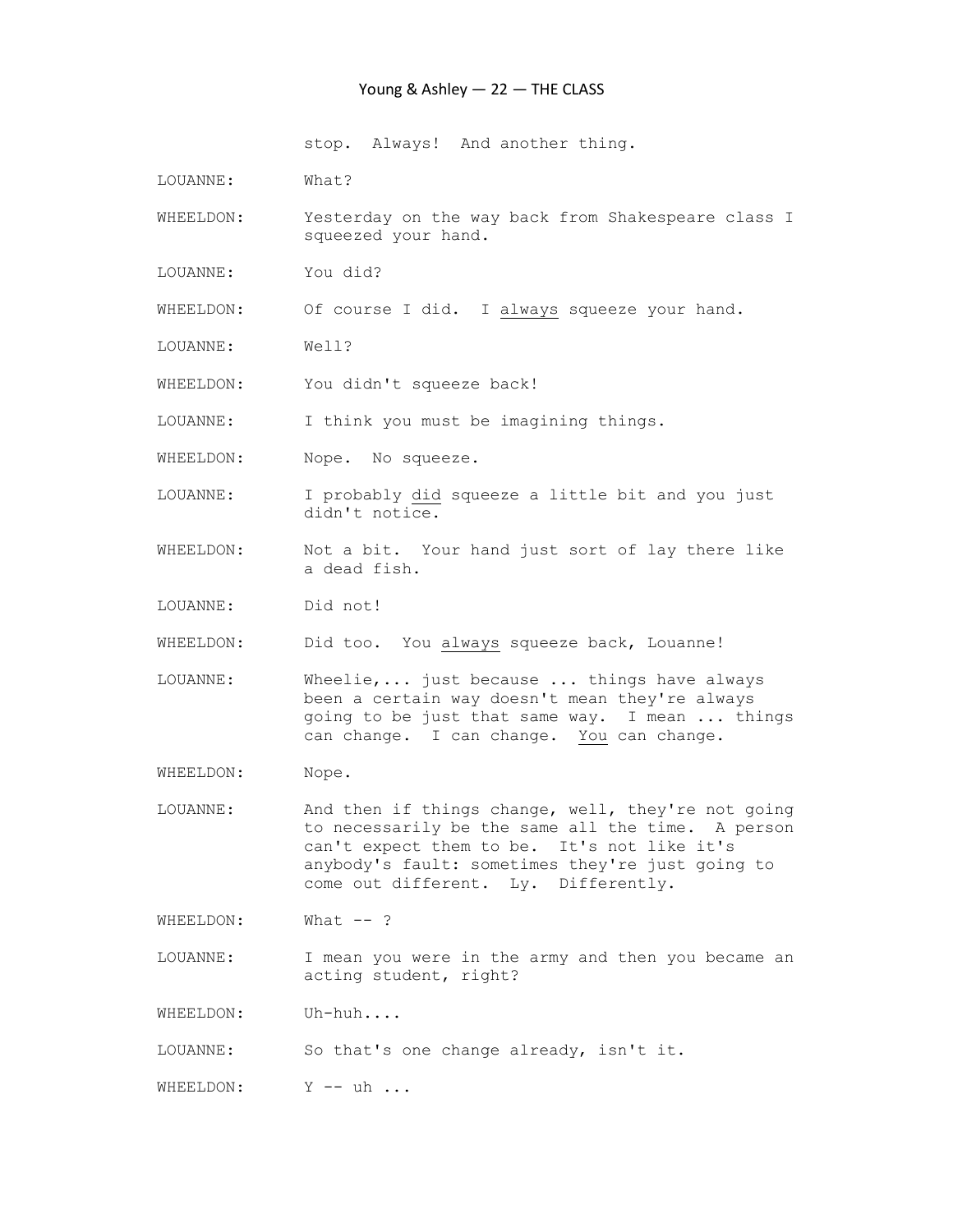stop. Always! And another thing.

LOUANNE: What?

WHEELDON: Yesterday on the way back from Shakespeare class I squeezed your hand.

LOUANNE: You did?

WHEELDON: Of course I did. I <u>always</u> squeeze your hand.

LOUANNE: Well?

WHEELDON: You didn't squeeze back!

LOUANNE: I think you must be imagining things.

WHEELDON: Nope. No squeeze.

LOUANNE: I probably <u>did</u> squeeze a little bit and you just didn't notice.

WHEELDON: Not a bit. Your hand just sort of lay there like a dead fish.

LOUANNE: Did not!

WHEELDON: Did too. You <u>always</u> squeeze back, Louanne!

LOUANNE: Wheelie,... just because ... things have always been a certain way doesn't mean they're always going to be just that same way. I mean ... things can change. I can change. <u>You</u> can change.

WHEELDON: Nope.

LOUANNE: And then if things change, well, they're not going to necessarily be the same all the time. A person can't expect them to be. It's not like it's anybody's fault: sometimes they're just going to come out different. Ly. Differently.

WHEELDON: What -- ?

LOUANNE: I mean you were in the army and then you became an acting student, right?

WHEELDON: Uh-huh....

LOUANNE: So that's one change already, isn't it.

WHEELDON: Y -- uh ...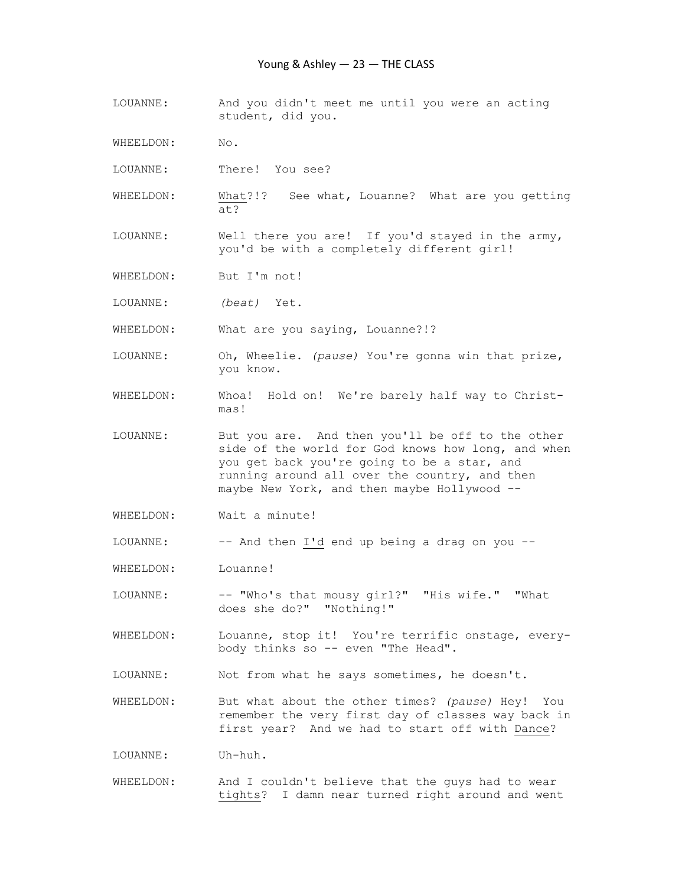LOUANNE: And you didn't meet me until you were an acting student, did you.

WHEELDON: No.

LOUANNE: There! You see?

WHEELDON: What?!? See what, Louanne? What are you getting at?

LOUANNE: Well there you are! If you'd stayed in the army, you'd be with a completely different girl!

WHEELDON: But I'm not!

LOUANNE: *(beat)* Yet.

WHEELDON: What are you saying, Louanne?!?

LOUANNE: Oh, Wheelie. *(pause)* You're gonna win that prize, you know.

WHEELDON: Whoa! Hold on! We're barely half way to Christmas!

LOUANNE: But you are. And then you'll be off to the other side of the world for God knows how long, and when you get back you're going to be a star, and running around all over the country, and then maybe New York, and then maybe Hollywood --

WHEELDON: Wait a minute!

LOUANNE: -- And then I'd end up being a drag on you --

WHEELDON: Louanne!

LOUANNE: -- "Who's that mousy girl?" "His wife." "What does she do?" "Nothing!"

WHEELDON: Louanne, stop it! You're terrific onstage, everybody thinks so -- even "The Head".

LOUANNE: Not from what he says sometimes, he doesn't.

WHEELDON: But what about the other times? *(pause)* Hey! You remember the very first day of classes way back in first year? And we had to start off with Dance?

LOUANNE: Uh-huh.

WHEELDON: And I couldn't believe that the guys had to wear tights? I damn near turned right around and went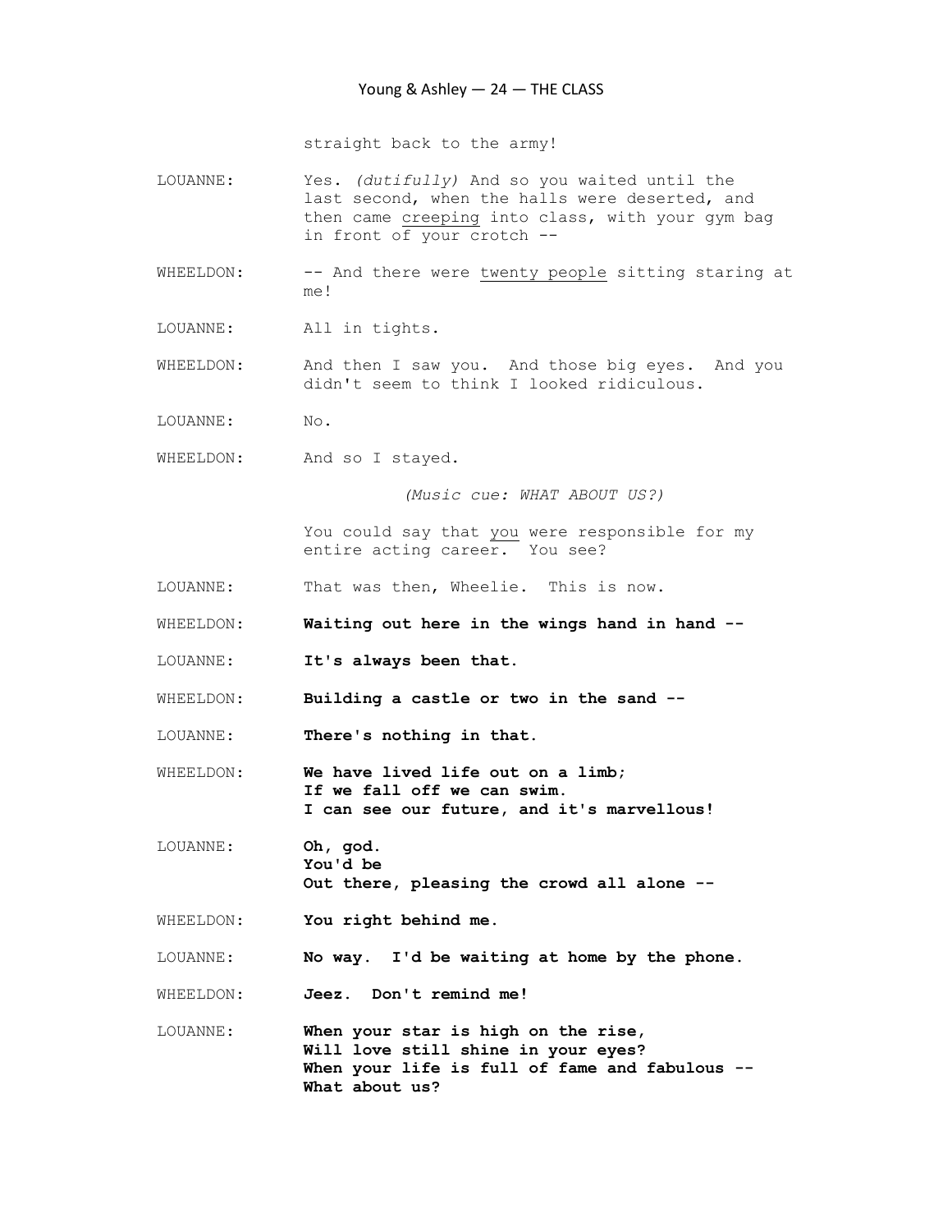straight back to the army!

LOUANNE: Yes. *(dutifully)* And so you waited until the last second, when the halls were deserted, and then came creeping into class, with your gym bag in front of your crotch --

WHEELDON: -- And there were twenty people sitting staring at me!

LOUANNE: All in tights.

WHEELDON: And then I saw you. And those big eyes. And you didn't seem to think I looked ridiculous.

LOUANNE: No.

WHEELDON: And so I stayed.

*(Music cue: WHAT ABOUT US?)*

You could say that you were responsible for my entire acting career. You see?

LOUANNE: That was then, Wheelie. This is now.

WHEELDON: **Waiting out here in the wings hand in hand --**

LOUANNE: **It's always been that.**

WHEELDON: **Building a castle or two in the sand --**

LOUANNE: **There's nothing in that.**

WHEELDON: **We have lived life out on a limb;**
**If we fall off we can swim.**
**I can see our future, and it's marvellous!**

LOUANNE: **Oh, god.**
**You'd be**
**Out there, pleasing the crowd all alone --**

WHEELDON: **You right behind me.**

LOUANNE: **No way. I'd be waiting at home by the phone.**

WHEELDON: **Jeez. Don't remind me!**

LOUANNE: **When your star is high on the rise,**
**Will love still shine in your eyes?**
**When your life is full of fame and fabulous --**
**What about us?**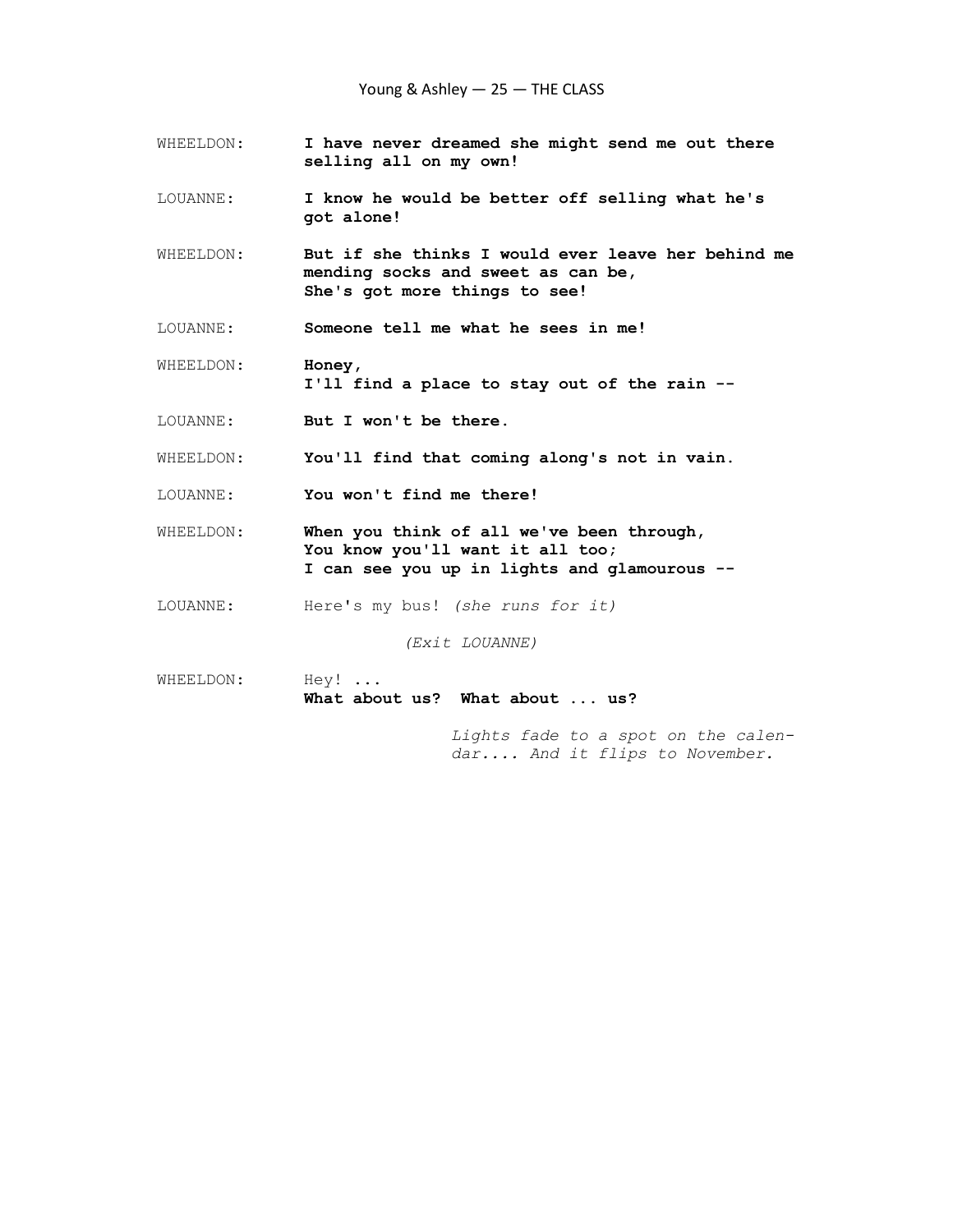WHEELDON: **I have never dreamed she might send me out there selling all on my own!**

LOUANNE: **I know he would be better off selling what he's got alone!**

WHEELDON: **But if she thinks I would ever leave her behind me**
**mending socks and sweet as can be,**
**She's got more things to see!**

LOUANNE: **Someone tell me what he sees in me!**

WHEELDON: **Honey,**
**I'll find a place to stay out of the rain --**

LOUANNE: **But I won't be there.**

WHEELDON: **You'll find that coming along's not in vain.**

LOUANNE: **You won't find me there!**

WHEELDON: **When you think of all we've been through,**
**You know you'll want it all too;**
**I can see you up in lights and glamourous --**

LOUANNE: Here's my bus! *(she runs for it)*

*(Exit LOUANNE)*

WHEELDON: Hey! ...
**What about us? What about ... us?**

*Lights fade to a spot on the calendar.... And it flips to November.*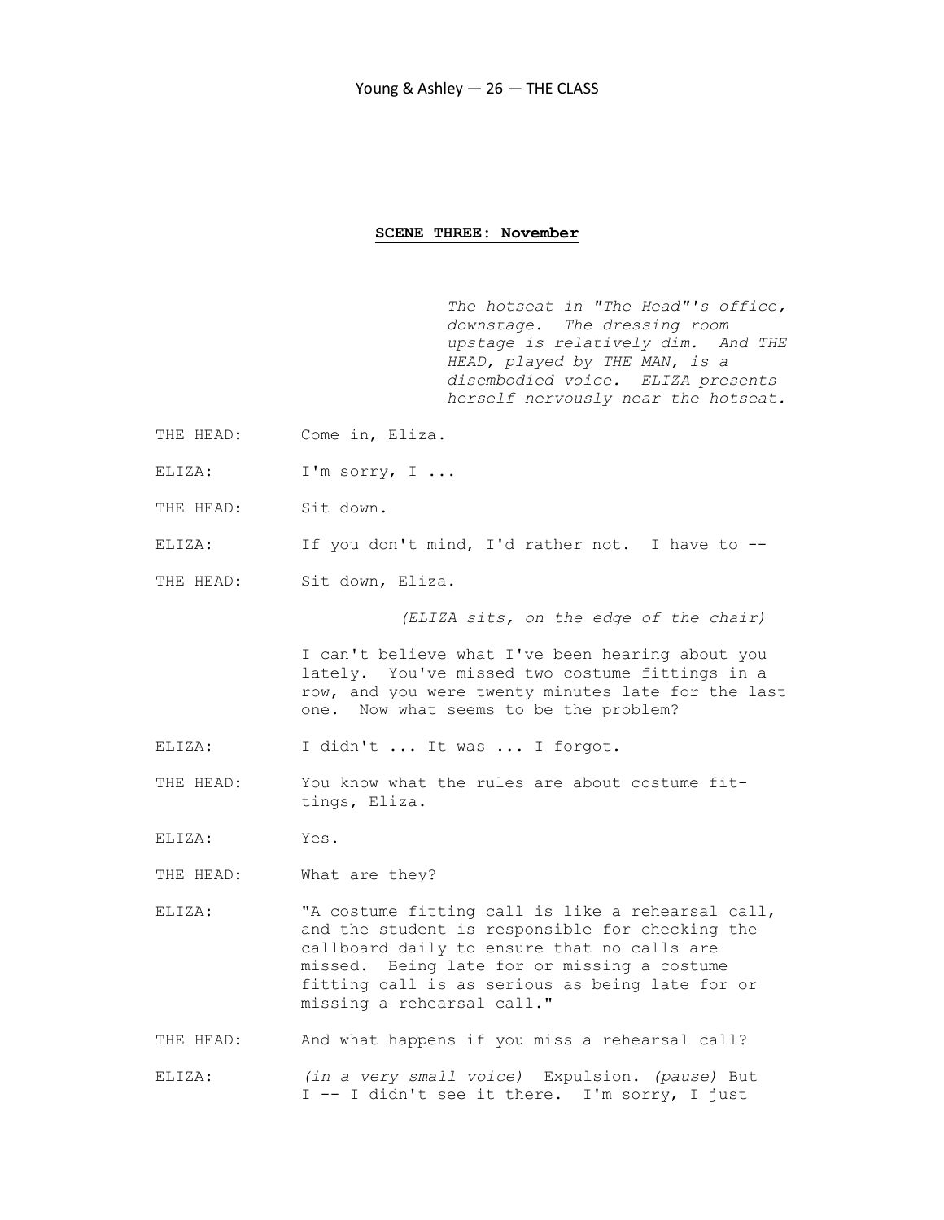## SCENE THREE: November

*The hotseat in "The Head"'s office, downstage. The dressing room upstage is relatively dim. And THE HEAD, played by THE MAN, is a disembodied voice. ELIZA presents herself nervously near the hotseat.*

THE HEAD: Come in, Eliza.

ELIZA: I'm sorry, I ...

THE HEAD: Sit down.

ELIZA: If you don't mind, I'd rather not. I have to --

THE HEAD: Sit down, Eliza.

*(ELIZA sits, on the edge of the chair)*

I can't believe what I've been hearing about you lately. You've missed two costume fittings in a row, and you were twenty minutes late for the last one. Now what seems to be the problem?

ELIZA: I didn't ... It was ... I forgot.

THE HEAD: You know what the rules are about costume fittings, Eliza.

ELIZA: Yes.

THE HEAD: What are they?

ELIZA: "A costume fitting call is like a rehearsal call, and the student is responsible for checking the callboard daily to ensure that no calls are missed. Being late for or missing a costume fitting call is as serious as being late for or missing a rehearsal call."

THE HEAD: And what happens if you miss a rehearsal call?

ELIZA: *(in a very small voice)* Expulsion. *(pause)* But I -- I didn't see it there. I'm sorry, I just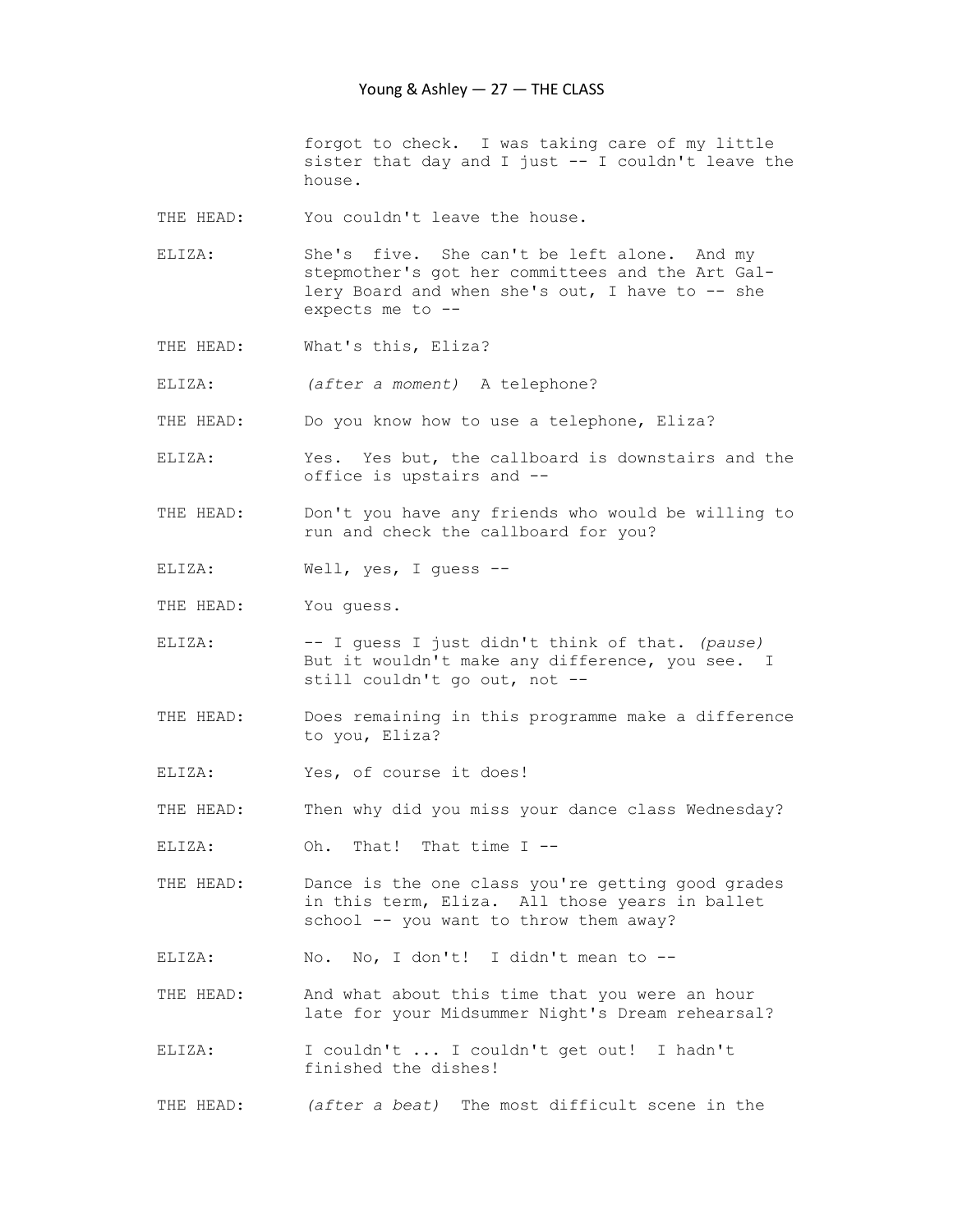forgot to check. I was taking care of my little sister that day and I just -- I couldn't leave the house.

THE HEAD: You couldn't leave the house.

ELIZA: She's five. She can't be left alone. And my stepmother's got her committees and the Art Gallery Board and when she's out, I have to -- she expects me to --

THE HEAD: What's this, Eliza?

ELIZA: *(after a moment)* A telephone?

THE HEAD: Do you know how to use a telephone, Eliza?

ELIZA: Yes. Yes but, the callboard is downstairs and the office is upstairs and --

THE HEAD: Don't you have any friends who would be willing to run and check the callboard for you?

ELIZA: Well, yes, I guess --

THE HEAD: You guess.

ELIZA: -- I guess I just didn't think of that. *(pause)* But it wouldn't make any difference, you see. I still couldn't go out, not --

THE HEAD: Does remaining in this programme make a difference to you, Eliza?

ELIZA: Yes, of course it does!

THE HEAD: Then why did you miss your dance class Wednesday?

ELIZA: Oh. That! That time I --

THE HEAD: Dance is the one class you're getting good grades in this term, Eliza. All those years in ballet school -- you want to throw them away?

ELIZA: No. No, I don't! I didn't mean to --

THE HEAD: And what about this time that you were an hour late for your Midsummer Night's Dream rehearsal?

ELIZA: I couldn't ... I couldn't get out! I hadn't finished the dishes!

THE HEAD: *(after a beat)* The most difficult scene in the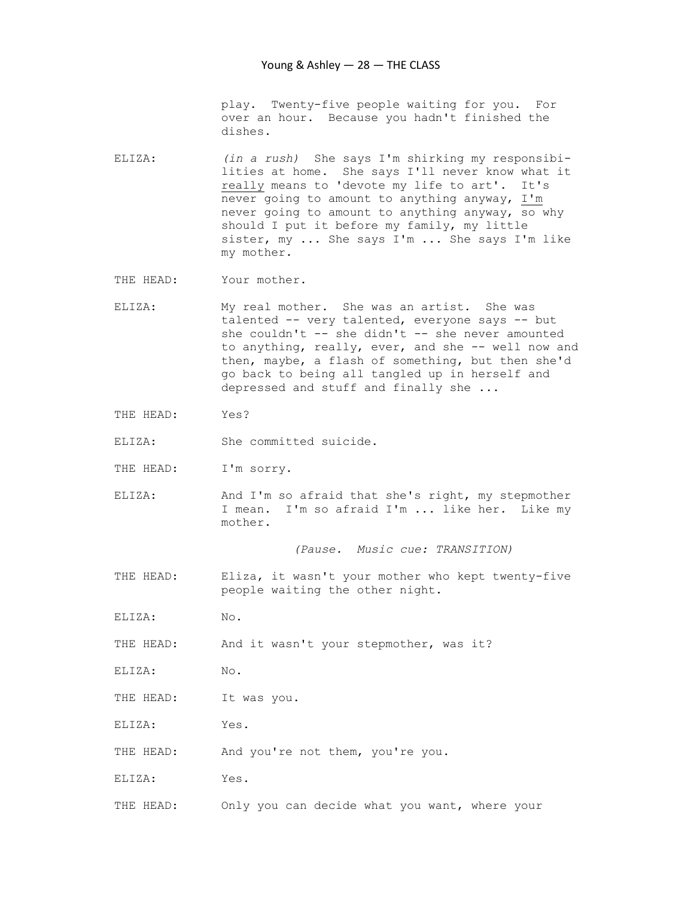play. Twenty-five people waiting for you. For over an hour. Because you hadn't finished the dishes.

ELIZA: *(in a rush)* She says I'm shirking my responsibilities at home. She says I'll never know what it <u>really</u> means to 'devote my life to art'. It's never going to amount to anything anyway, <u>I'm</u> never going to amount to anything anyway, so why should I put it before my family, my little sister, my ... She says I'm ... She says I'm like my mother.

THE HEAD: Your mother.

ELIZA: My real mother. She was an artist. She was talented -- very talented, everyone says -- but she couldn't -- she didn't -- she never amounted to anything, really, ever, and she -- well now and then, maybe, a flash of something, but then she'd go back to being all tangled up in herself and depressed and stuff and finally she ...

THE HEAD: Yes?

ELIZA: She committed suicide.

THE HEAD: I'm sorry.

ELIZA: And I'm so afraid that she's right, my stepmother I mean. I'm so afraid I'm ... like her. Like my mother.

*(Pause. Music cue: TRANSITION)*

THE HEAD: Eliza, it wasn't your mother who kept twenty-five people waiting the other night.

ELIZA: No.

THE HEAD: And it wasn't your stepmother, was it?

ELIZA: No.

THE HEAD: It was you.

ELIZA: Yes.

THE HEAD: And you're not them, you're you.

ELIZA: Yes.

THE HEAD: Only you can decide what you want, where your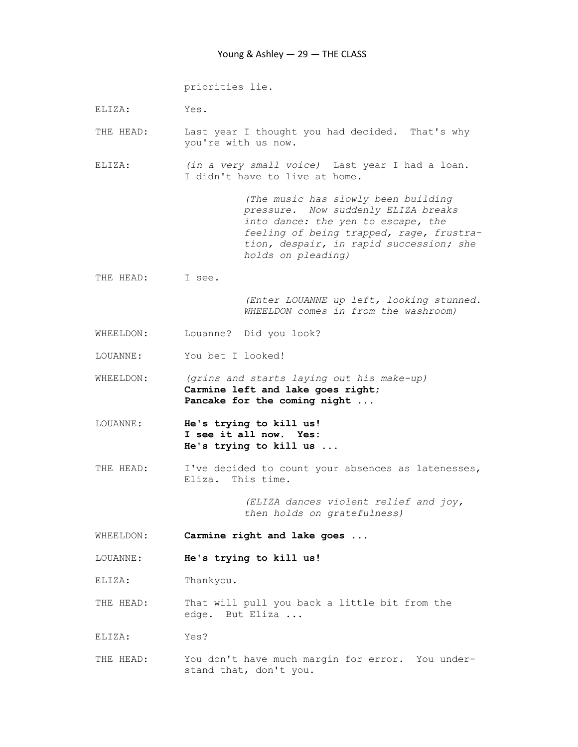priorities lie.

ELIZA: Yes.

THE HEAD: Last year I thought you had decided. That's why you're with us now.

ELIZA: *(in a very small voice)* Last year I had a loan. I didn't have to live at home.

*(The music has slowly been building pressure. Now suddenly ELIZA breaks into dance: the yen to escape, the feeling of being trapped, rage, frustration, despair, in rapid succession; she holds on pleading)*

THE HEAD: I see.

*(Enter LOUANNE up left, looking stunned. WHEELDON comes in from the washroom)*

WHEELDON: Louanne? Did you look?

LOUANNE: You bet I looked!

WHEELDON: *(grins and starts laying out his make-up)*
**Carmine left and lake goes right;**
**Pancake for the coming night ...**

LOUANNE: **He's trying to kill us!**
**I see it all now. Yes:**
**He's trying to kill us ...**

THE HEAD: I've decided to count your absences as latenesses, Eliza. This time.

*(ELIZA dances violent relief and joy, then holds on gratefulness)*

WHEELDON: **Carmine right and lake goes ...**

LOUANNE: **He's trying to kill us!**

ELIZA: Thankyou.

THE HEAD: That will pull you back a little bit from the edge. But Eliza ...

ELIZA: Yes?

THE HEAD: You don't have much margin for error. You understand that, don't you.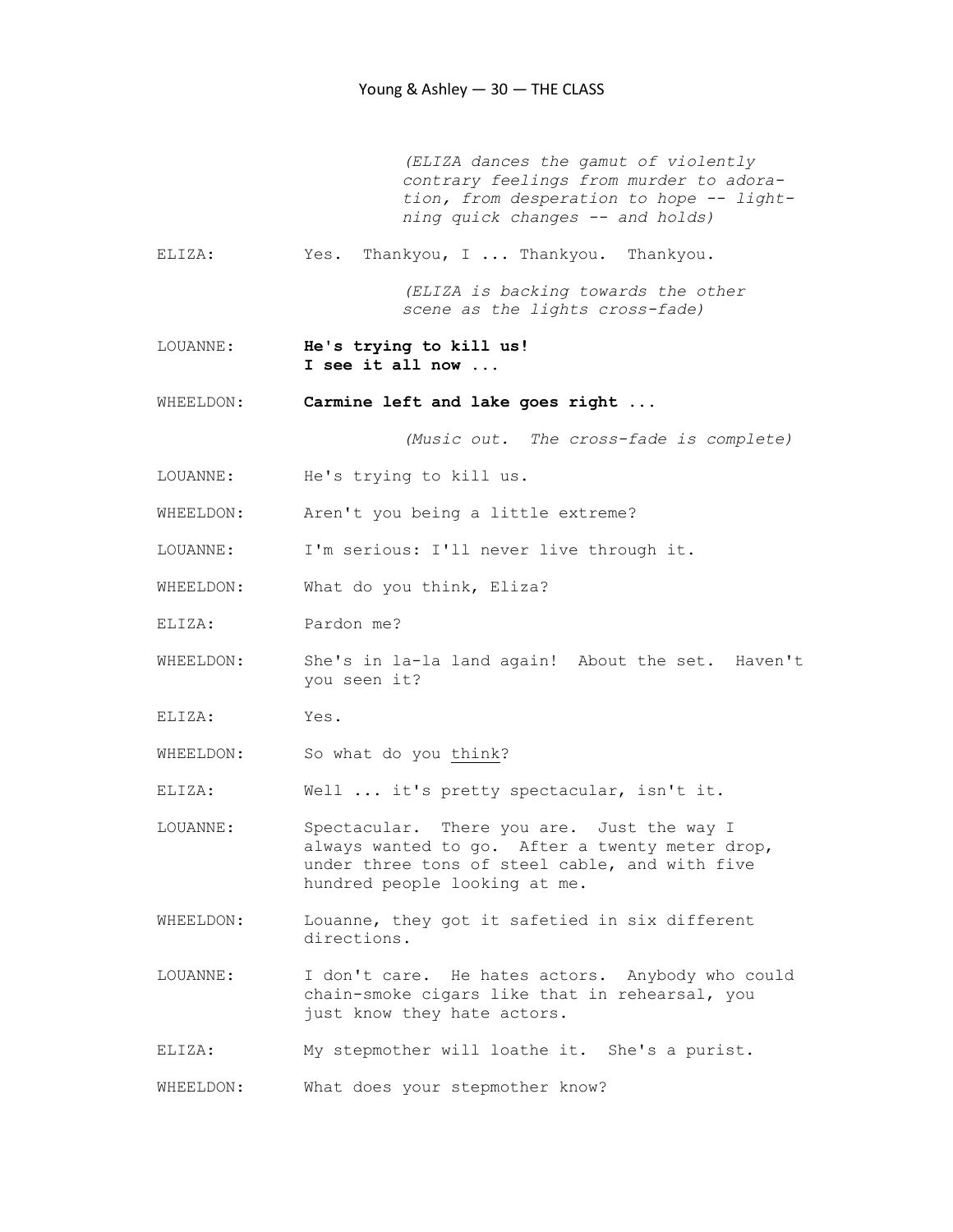*(ELIZA dances the gamut of violently contrary feelings from murder to adoration, from desperation to hope -- lightning quick changes -- and holds)*

ELIZA: Yes. Thankyou, I ... Thankyou. Thankyou.

*(ELIZA is backing towards the other scene as the lights cross-fade)*

LOUANNE: **He's trying to kill us!**
**I see it all now ...**

WHEELDON: **Carmine left and lake goes right ...**

*(Music out. The cross-fade is complete)*

LOUANNE: He's trying to kill us.

WHEELDON: Aren't you being a little extreme?

LOUANNE: I'm serious: I'll never live through it.

WHEELDON: What do you think, Eliza?

ELIZA: Pardon me?

WHEELDON: She's in la-la land again! About the set. Haven't you seen it?

ELIZA: Yes.

WHEELDON: So what do you <u>think</u>?

ELIZA: Well ... it's pretty spectacular, isn't it.

LOUANNE: Spectacular. There you are. Just the way I always wanted to go. After a twenty meter drop, under three tons of steel cable, and with five hundred people looking at me.

WHEELDON: Louanne, they got it safetied in six different directions.

LOUANNE: I don't care. He hates actors. Anybody who could chain-smoke cigars like that in rehearsal, you just know they hate actors.

ELIZA: My stepmother will loathe it. She's a purist.

WHEELDON: What does your stepmother know?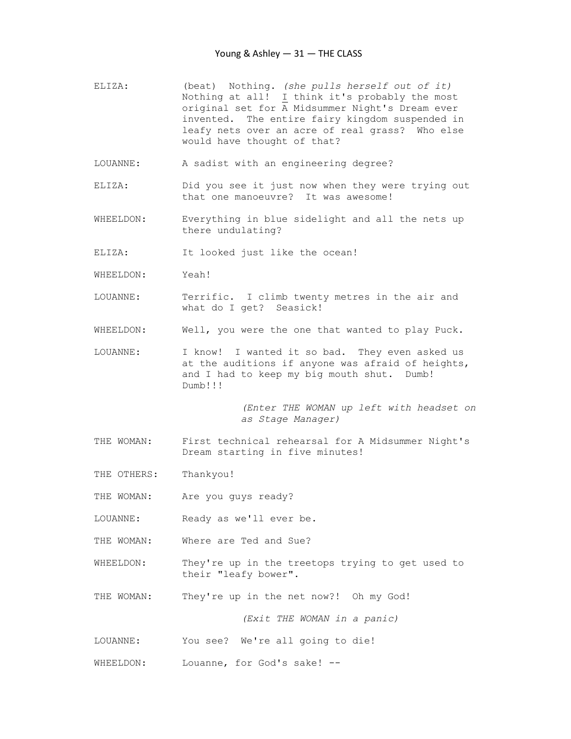ELIZA: (beat) Nothing. *(she pulls herself out of it)* Nothing at all! I think it's probably the most original set for A Midsummer Night's Dream ever invented. The entire fairy kingdom suspended in leafy nets over an acre of real grass? Who else would have thought of that?

LOUANNE: A sadist with an engineering degree?

ELIZA: Did you see it just now when they were trying out that one manoeuvre? It was awesome!

WHEELDON: Everything in blue sidelight and all the nets up there undulating?

ELIZA: It looked just like the ocean!

WHEELDON: Yeah!

LOUANNE: Terrific. I climb twenty metres in the air and what do I get? Seasick!

WHEELDON: Well, you were the one that wanted to play Puck.

LOUANNE: I know! I wanted it so bad. They even asked us at the auditions if anyone was afraid of heights, and I had to keep my big mouth shut. Dumb! Dumb!!!

*(Enter THE WOMAN up left with headset on as Stage Manager)*

THE WOMAN: First technical rehearsal for A Midsummer Night's Dream starting in five minutes!

THE OTHERS: Thankyou!

THE WOMAN: Are you guys ready?

LOUANNE: Ready as we'll ever be.

THE WOMAN: Where are Ted and Sue?

WHEELDON: They're up in the treetops trying to get used to their "leafy bower".

THE WOMAN: They're up in the net now?! Oh my God!

*(Exit THE WOMAN in a panic)*

LOUANNE: You see? We're all going to die!

WHEELDON: Louanne, for God's sake! --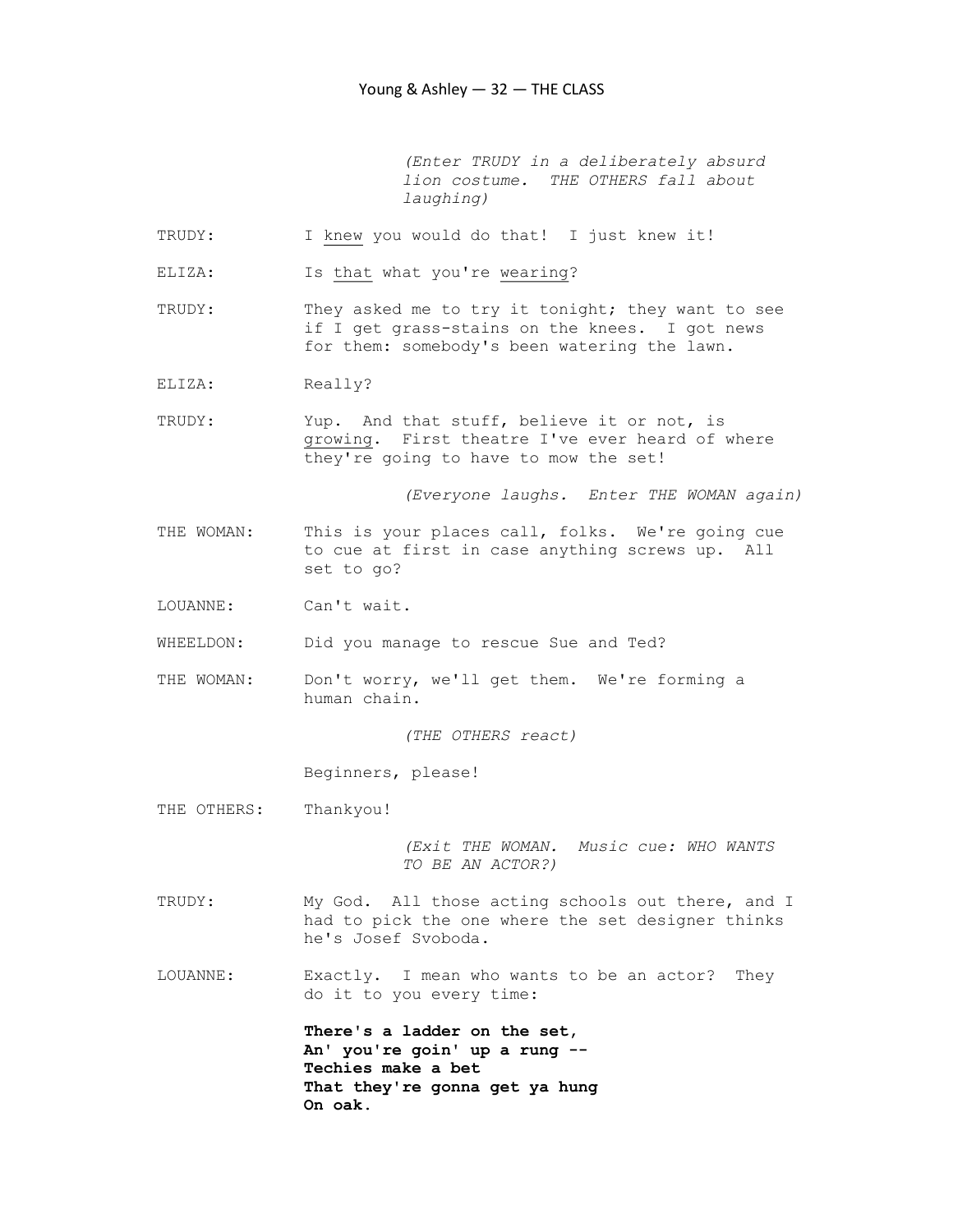*(Enter TRUDY in a deliberately absurd lion costume. THE OTHERS fall about laughing)*

TRUDY: I <u>knew</u> you would do that! I just knew it!

ELIZA: Is <u>that</u> what you're <u>wearing</u>?

TRUDY: They asked me to try it tonight; they want to see if I get grass-stains on the knees. I got news for them: somebody's been watering the lawn.

ELIZA: Really?

TRUDY: Yup. And that stuff, believe it or not, is <u>growing</u>. First theatre I've ever heard of where they're going to have to mow the set!

*(Everyone laughs. Enter THE WOMAN again)*

THE WOMAN: This is your places call, folks. We're going cue to cue at first in case anything screws up. All set to go?

LOUANNE: Can't wait.

WHEELDON: Did you manage to rescue Sue and Ted?

THE WOMAN: Don't worry, we'll get them. We're forming a human chain.

*(THE OTHERS react)*

Beginners, please!

THE OTHERS: Thankyou!

*(Exit THE WOMAN. Music cue: WHO WANTS TO BE AN ACTOR?)*

TRUDY: My God. All those acting schools out there, and I had to pick the one where the set designer thinks he's Josef Svoboda.

LOUANNE: Exactly. I mean who wants to be an actor? They do it to you every time:

**There's a ladder on the set,**
**An' you're goin' up a rung --**
**Techies make a bet**
**That they're gonna get ya hung**
**On oak.**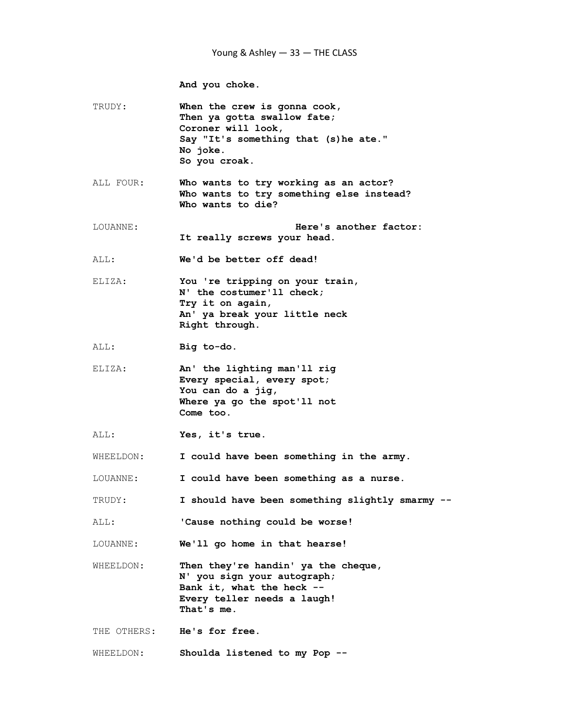**And you choke.**

TRUDY: **When the crew is gonna cook,**
**Then ya gotta swallow fate;**
**Coroner will look,**
**Say "It's something that (s)he ate."**
**No joke.**
**So you croak.**

ALL FOUR: **Who wants to try working as an actor?**
**Who wants to try something else instead?**
**Who wants to die?**

LOUANNE: **Here's another factor:**
**It really screws your head.**

ALL: **We'd be better off dead!**

ELIZA: **You 're tripping on your train,**
**N' the costumer'll check;**
**Try it on again,**
**An' ya break your little neck**
**Right through.**

ALL: **Big to-do.**

ELIZA: **An' the lighting man'll rig**
**Every special, every spot;**
**You can do a jig,**
**Where ya go the spot'll not**
**Come too.**

ALL: **Yes, it's true.**

WHEELDON: **I could have been something in the army.**

LOUANNE: **I could have been something as a nurse.**

TRUDY: **I should have been something slightly smarmy --**

ALL: **'Cause nothing could be worse!**

LOUANNE: **We'll go home in that hearse!**

WHEELDON: **Then they're handin' ya the cheque,**
**N' you sign your autograph;**
**Bank it, what the heck --**
**Every teller needs a laugh!**
**That's me.**

THE OTHERS: **He's for free.**

WHEELDON: **Shoulda listened to my Pop --**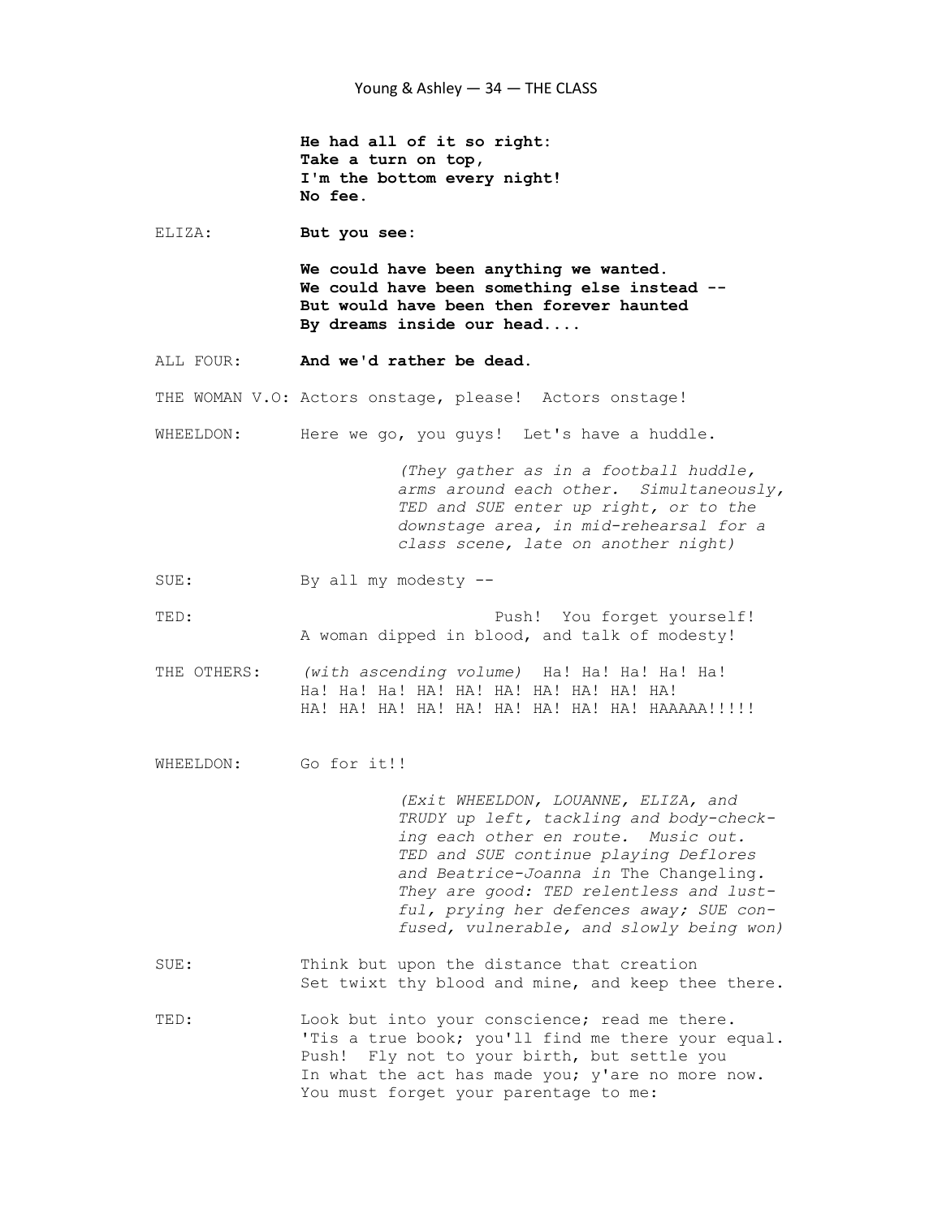**He had all of it so right:**
**Take a turn on top,**
**I'm the bottom every night!**
**No fee.**

ELIZA: **But you see:**

**We could have been anything we wanted.**
**We could have been something else instead --**
**But would have been then forever haunted**
**By dreams inside our head....**

ALL FOUR: **And we'd rather be dead.**

THE WOMAN V.O: Actors onstage, please! Actors onstage!

WHEELDON: Here we go, you guys! Let's have a huddle.

*(They gather as in a football huddle, arms around each other. Simultaneously, TED and SUE enter up right, or to the downstage area, in mid-rehearsal for a class scene, late on another night)*

SUE: By all my modesty --

TED: Push! You forget yourself!
A woman dipped in blood, and talk of modesty!

THE OTHERS: *(with ascending volume)* Ha! Ha! Ha! Ha! Ha!
Ha! Ha! Ha! HA! HA! HA! HA! HA! HA! HA!
HA! HA! HA! HA! HA! HA! HA! HA! HA! HAAAAA!!!!!

WHEELDON: Go for it!!

*(Exit WHEELDON, LOUANNE, ELIZA, and TRUDY up left, tackling and body-checking each other en route. Music out. TED and SUE continue playing Deflores and Beatrice-Joanna in* The Changeling*. They are good: TED relentless and lustful, prying her defences away; SUE confused, vulnerable, and slowly being won)*

SUE: Think but upon the distance that creation
Set twixt thy blood and mine, and keep thee there.

TED: Look but into your conscience; read me there.
'Tis a true book; you'll find me there your equal.
Push! Fly not to your birth, but settle you
In what the act has made you; y'are no more now.
You must forget your parentage to me: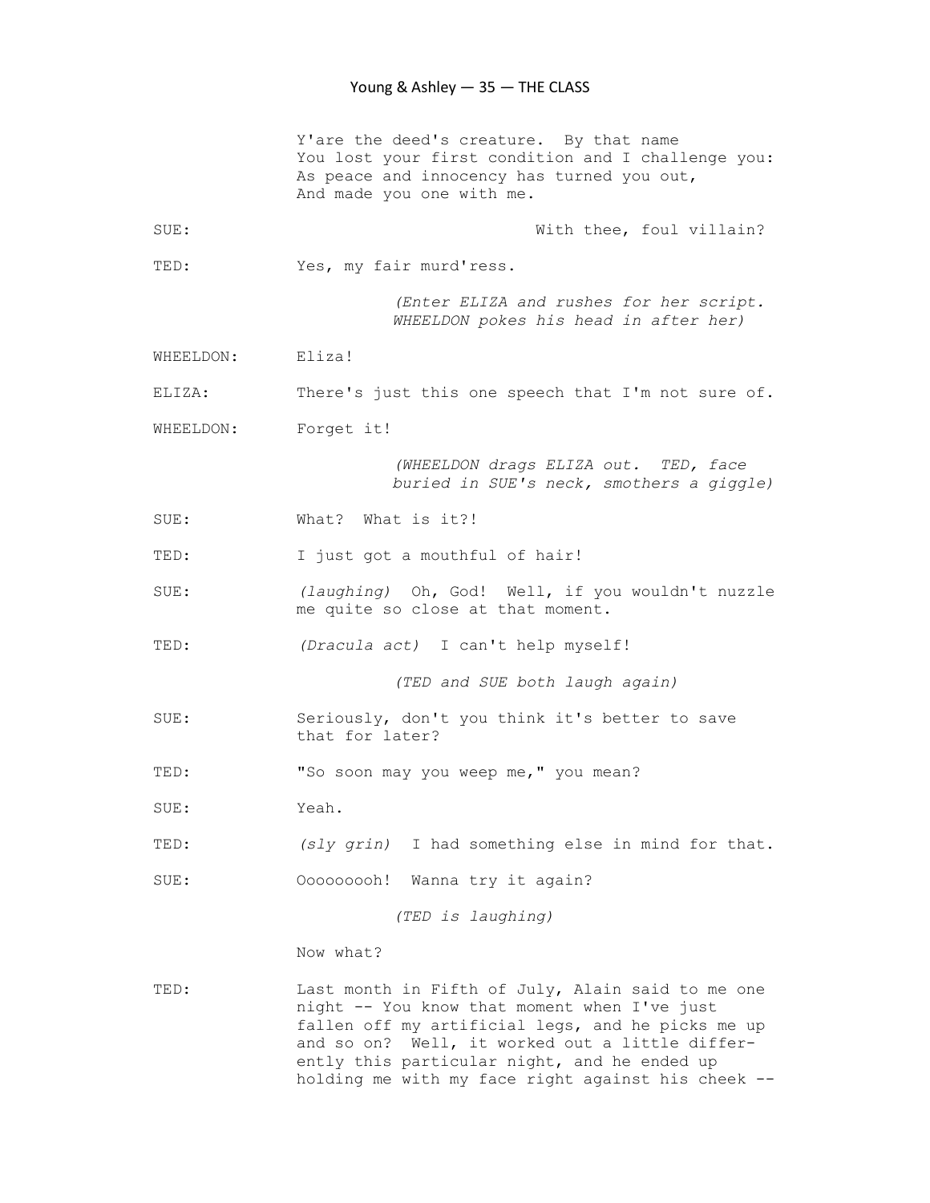Y'are the deed's creature. By that name
You lost your first condition and I challenge you:
As peace and innocency has turned you out,
And made you one with me.

SUE: With thee, foul villain?

TED: Yes, my fair murd'ress.

*(Enter ELIZA and rushes for her script. WHEELDON pokes his head in after her)*

WHEELDON: Eliza!

ELIZA: There's just this one speech that I'm not sure of.

WHEELDON: Forget it!

*(WHEELDON drags ELIZA out. TED, face buried in SUE's neck, smothers a giggle)*

SUE: What? What is it?!

TED: I just got a mouthful of hair!

SUE: *(laughing)* Oh, God! Well, if you wouldn't nuzzle me quite so close at that moment.

TED: *(Dracula act)* I can't help myself!

*(TED and SUE both laugh again)*

SUE: Seriously, don't you think it's better to save that for later?

TED: "So soon may you weep me," you mean?

SUE: Yeah.

TED: *(sly grin)* I had something else in mind for that.

SUE: Ooooooooh! Wanna try it again?

*(TED is laughing)*

Now what?

TED: Last month in Fifth of July, Alain said to me one night -- You know that moment when I've just fallen off my artificial legs, and he picks me up and so on? Well, it worked out a little differently this particular night, and he ended up holding me with my face right against his cheek --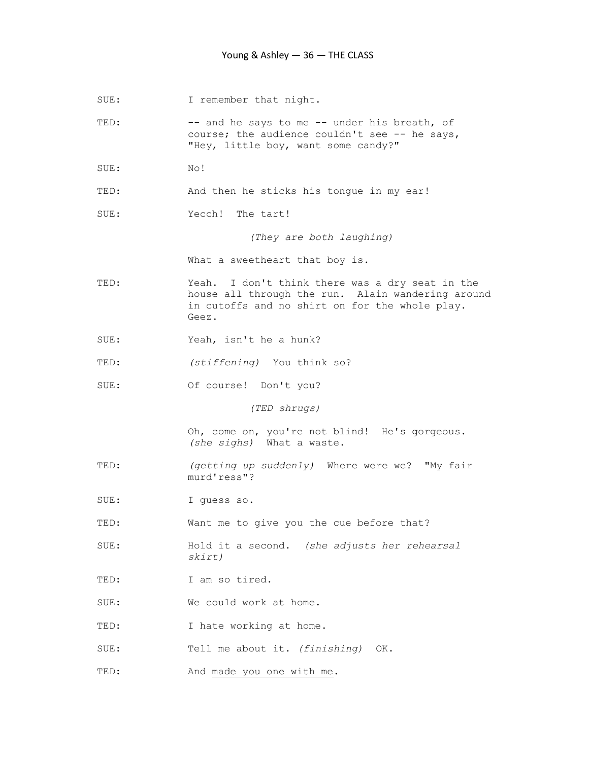SUE: I remember that night.

TED: -- and he says to me -- under his breath, of course; the audience couldn't see -- he says, "Hey, little boy, want some candy?"

SUE: No!

TED: And then he sticks his tongue in my ear!

SUE: Yecch! The tart!

*(They are both laughing)*

What a sweetheart that boy is.

TED: Yeah. I don't think there was a dry seat in the house all through the run. Alain wandering around in cutoffs and no shirt on for the whole play. Geez.

SUE: Yeah, isn't he a hunk?

TED: *(stiffening)* You think so?

SUE: Of course! Don't you?

*(TED shrugs)*

Oh, come on, you're not blind! He's gorgeous. *(she sighs)* What a waste.

TED: *(getting up suddenly)* Where were we? "My fair murd'ress"?

SUE: I guess so.

TED: Want me to give you the cue before that?

SUE: Hold it a second. *(she adjusts her rehearsal skirt)*

TED: I am so tired.

SUE: We could work at home.

TED: I hate working at home.

SUE: Tell me about it. *(finishing)* OK.

TED: And <u>made you one with me</u>.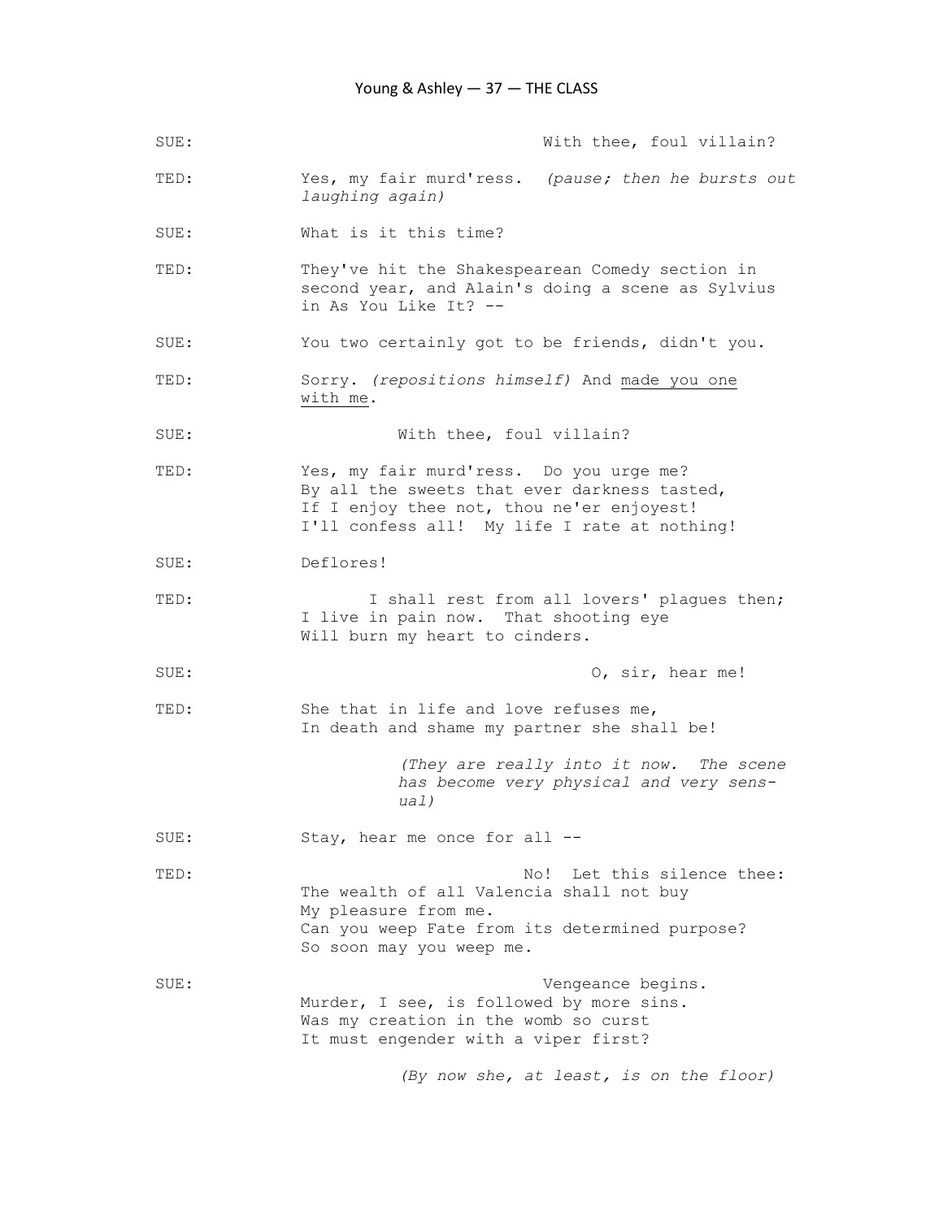SUE: With thee, foul villain?

TED: Yes, my fair murd'ress. *(pause; then he bursts out laughing again)*

SUE: What is it this time?

TED: They've hit the Shakespearean Comedy section in second year, and Alain's doing a scene as Sylvius in As You Like It? --

SUE: You two certainly got to be friends, didn't you.

TED: Sorry. *(repositions himself)* And made you one with me.

SUE: With thee, foul villain?

TED: Yes, my fair murd'ress. Do you urge me?
By all the sweets that ever darkness tasted,
If I enjoy thee not, thou ne'er enjoyest!
I'll confess all! My life I rate at nothing!

SUE: Deflores!

TED: I shall rest from all lovers' plagues then;
I live in pain now. That shooting eye
Will burn my heart to cinders.

SUE: O, sir, hear me!

TED: She that in life and love refuses me,
In death and shame my partner she shall be!

*(They are really into it now. The scene has become very physical and very sensual)*

SUE: Stay, hear me once for all --

TED: No! Let this silence thee:
The wealth of all Valencia shall not buy
My pleasure from me.
Can you weep Fate from its determined purpose?
So soon may you weep me.

SUE: Vengeance begins.
Murder, I see, is followed by more sins.
Was my creation in the womb so curst
It must engender with a viper first?

*(By now she, at least, is on the floor)*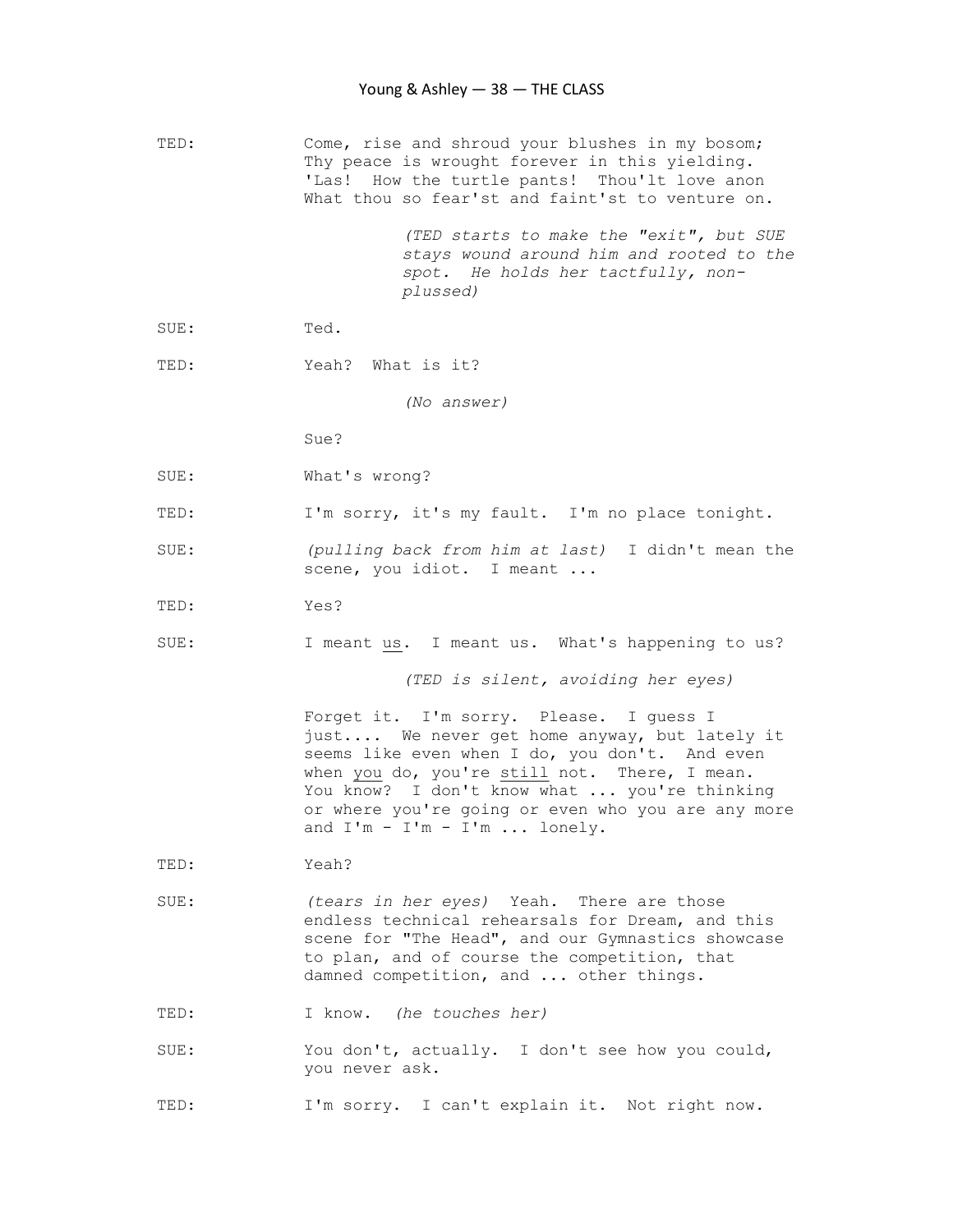TED: Come, rise and shroud your blushes in my bosom;
Thy peace is wrought forever in this yielding.
'Las! How the turtle pants! Thou'lt love anon
What thou so fear'st and faint'st to venture on.

*(TED starts to make the "exit", but SUE stays wound around him and rooted to the spot. He holds her tactfully, non-plussed)*

SUE: Ted.

TED: Yeah? What is it?

*(No answer)*

Sue?

SUE: What's wrong?

TED: I'm sorry, it's my fault. I'm no place tonight.

SUE: *(pulling back from him at last)* I didn't mean the scene, you idiot. I meant ...

TED: Yes?

SUE: I meant <u>us</u>. I meant us. What's happening to us?

*(TED is silent, avoiding her eyes)*

Forget it. I'm sorry. Please. I guess I just.... We never get home anyway, but lately it seems like even when I do, you don't. And even when <u>you</u> do, you're <u>still</u> not. There, I mean. You know? I don't know what ... you're thinking or where you're going or even who you are any more and I'm - I'm - I'm ... lonely.

TED: Yeah?

SUE: *(tears in her eyes)* Yeah. There are those endless technical rehearsals for Dream, and this scene for "The Head", and our Gymnastics showcase to plan, and of course the competition, that damned competition, and ... other things.

TED: I know. *(he touches her)*

SUE: You don't, actually. I don't see how you could, you never ask.

TED: I'm sorry. I can't explain it. Not right now.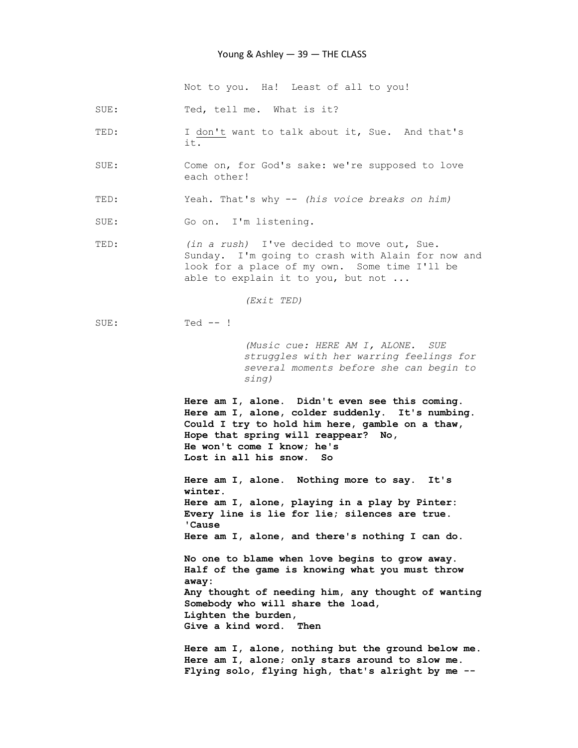Not to you. Ha! Least of all to you!

SUE: Ted, tell me. What is it?

TED: I <u>don't</u> want to talk about it, Sue. And that's it.

SUE: Come on, for God's sake: we're supposed to love each other!

TED: Yeah. That's why -- *(his voice breaks on him)*

SUE: Go on. I'm listening.

TED: *(in a rush)* I've decided to move out, Sue. Sunday. I'm going to crash with Alain for now and look for a place of my own. Some time I'll be able to explain it to you, but not ...

*(Exit TED)*

SUE: Ted -- !

*(Music cue: HERE AM I, ALONE. SUE struggles with her warring feelings for several moments before she can begin to sing)*

**Here am I, alone. Didn't even see this coming.**
**Here am I, alone, colder suddenly. It's numbing.**
**Could I try to hold him here, gamble on a thaw,**
**Hope that spring will reappear? No,**
**He won't come I know; he's**
**Lost in all his snow. So**

**Here am I, alone. Nothing more to say. It's winter.**
**Here am I, alone, playing in a play by Pinter:**
**Every line is lie for lie; silences are true.**
**'Cause**
**Here am I, alone, and there's nothing I can do.**

**No one to blame when love begins to grow away.**
**Half of the game is knowing what you must throw away:**
**Any thought of needing him, any thought of wanting**
**Somebody who will share the load,**
**Lighten the burden,**
**Give a kind word. Then**

**Here am I, alone, nothing but the ground below me.**
**Here am I, alone; only stars around to slow me.**
**Flying solo, flying high, that's alright by me --**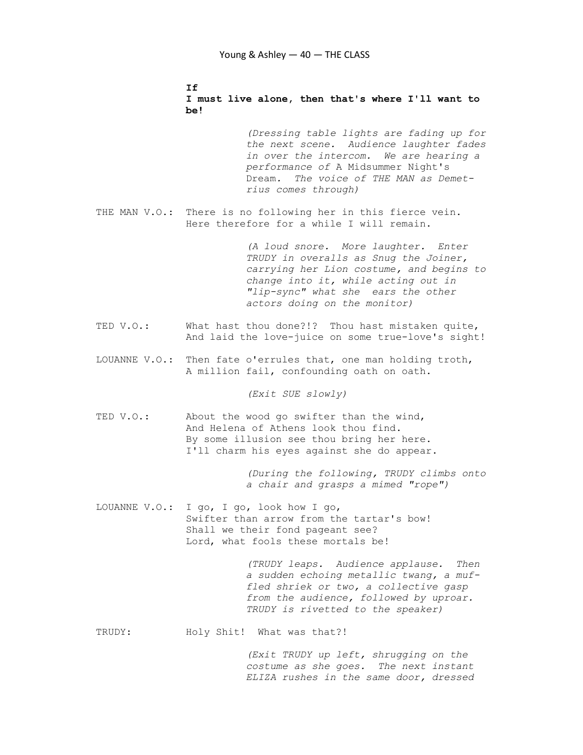**If**
**I must live alone, then that's where I'll want to be!**

*(Dressing table lights are fading up for the next scene. Audience laughter fades in over the intercom. We are hearing a performance of* A Midsummer Night's Dream*. The voice of THE MAN as Demetrius comes through)*

THE MAN V.O.: There is no following her in this fierce vein.
Here therefore for a while I will remain.

*(A loud snore. More laughter. Enter TRUDY in overalls as Snug the Joiner, carrying her Lion costume, and begins to change into it, while acting out in "lip-sync" what she ears the other actors doing on the monitor)*

TED V.O.: What hast thou done?!? Thou hast mistaken quite,
And laid the love-juice on some true-love's sight!

LOUANNE V.O.: Then fate o'errules that, one man holding troth,
A million fail, confounding oath on oath.

*(Exit SUE slowly)*

TED V.O.: About the wood go swifter than the wind,
And Helena of Athens look thou find.
By some illusion see thou bring her here.
I'll charm his eyes against she do appear.

*(During the following, TRUDY climbs onto a chair and grasps a mimed "rope")*

LOUANNE V.O.: I go, I go, look how I go,
Swifter than arrow from the tartar's bow!
Shall we their fond pageant see?
Lord, what fools these mortals be!

*(TRUDY leaps. Audience applause. Then a sudden echoing metallic twang, a muffled shriek or two, a collective gasp from the audience, followed by uproar. TRUDY is rivetted to the speaker)*

TRUDY: Holy Shit! What was that?!

*(Exit TRUDY up left, shrugging on the costume as she goes. The next instant ELIZA rushes in the same door, dressed*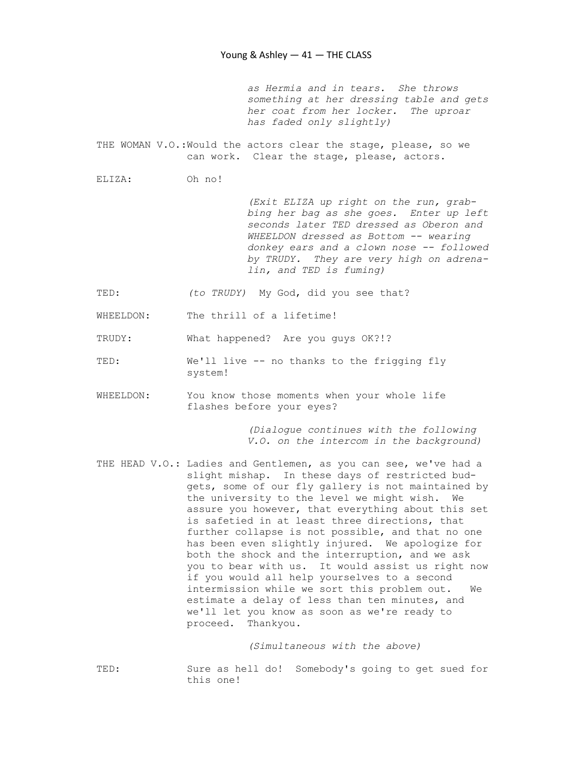*as Hermia and in tears. She throws something at her dressing table and gets her coat from her locker. The uproar has faded only slightly)*

THE WOMAN V.O.: Would the actors clear the stage, please, so we can work. Clear the stage, please, actors.

ELIZA: Oh no!

*(Exit ELIZA up right on the run, grabbing her bag as she goes. Enter up left seconds later TED dressed as Oberon and WHEELDON dressed as Bottom -- wearing donkey ears and a clown nose -- followed by TRUDY. They are very high on adrenalin, and TED is fuming)*

TED: *(to TRUDY)* My God, did you see that?

WHEELDON: The thrill of a lifetime!

TRUDY: What happened? Are you guys OK?!?

TED: We'll live -- no thanks to the frigging fly system!

WHEELDON: You know those moments when your whole life flashes before your eyes?

*(Dialogue continues with the following V.O. on the intercom in the background)*

THE HEAD V.O.: Ladies and Gentlemen, as you can see, we've had a slight mishap. In these days of restricted budgets, some of our fly gallery is not maintained by the university to the level we might wish. We assure you however, that everything about this set is safetied in at least three directions, that further collapse is not possible, and that no one has been even slightly injured. We apologize for both the shock and the interruption, and we ask you to bear with us. It would assist us right now if you would all help yourselves to a second intermission while we sort this problem out. We estimate a delay of less than ten minutes, and we'll let you know as soon as we're ready to proceed. Thankyou.

*(Simultaneous with the above)*

TED: Sure as hell do! Somebody's going to get sued for this one!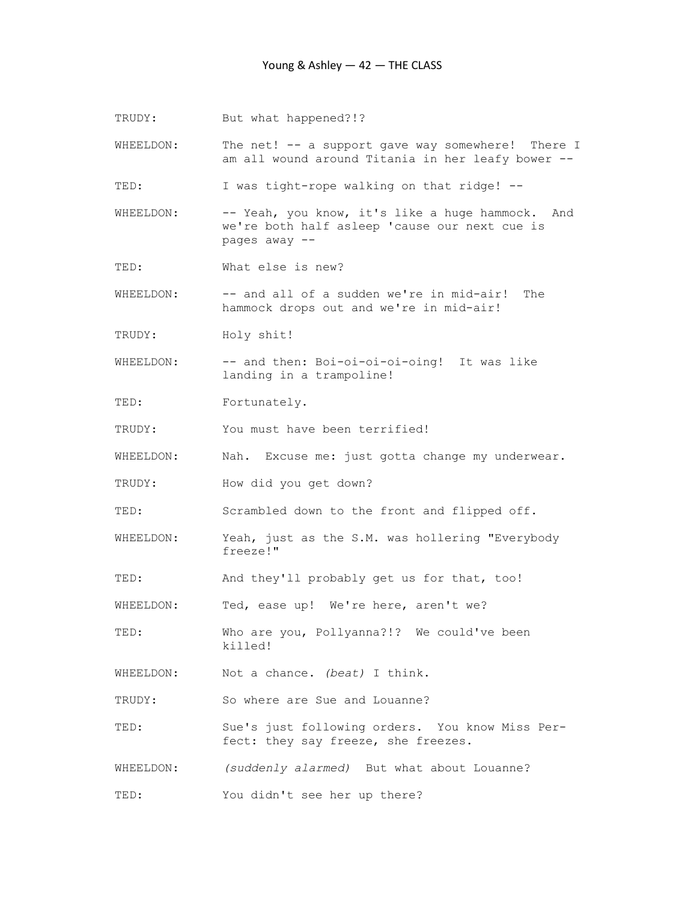TRUDY: But what happened?!?

WHEELDON: The net! -- a support gave way somewhere! There I am all wound around Titania in her leafy bower --

TED: I was tight-rope walking on that ridge! --

WHEELDON: -- Yeah, you know, it's like a huge hammock. And we're both half asleep 'cause our next cue is pages away --

TED: What else is new?

WHEELDON: -- and all of a sudden we're in mid-air! The hammock drops out and we're in mid-air!

TRUDY: Holy shit!

WHEELDON: -- and then: Boi-oi-oi-oi-oing! It was like landing in a trampoline!

TED: Fortunately.

TRUDY: You must have been terrified!

WHEELDON: Nah. Excuse me: just gotta change my underwear.

TRUDY: How did you get down?

TED: Scrambled down to the front and flipped off.

WHEELDON: Yeah, just as the S.M. was hollering "Everybody freeze!"

TED: And they'll probably get us for that, too!

WHEELDON: Ted, ease up! We're here, aren't we?

TED: Who are you, Pollyanna?!? We could've been killed!

WHEELDON: Not a chance. *(beat)* I think.

TRUDY: So where are Sue and Louanne?

TED: Sue's just following orders. You know Miss Perfect: they say freeze, she freezes.

WHEELDON: *(suddenly alarmed)* But what about Louanne?

TED: You didn't see her up there?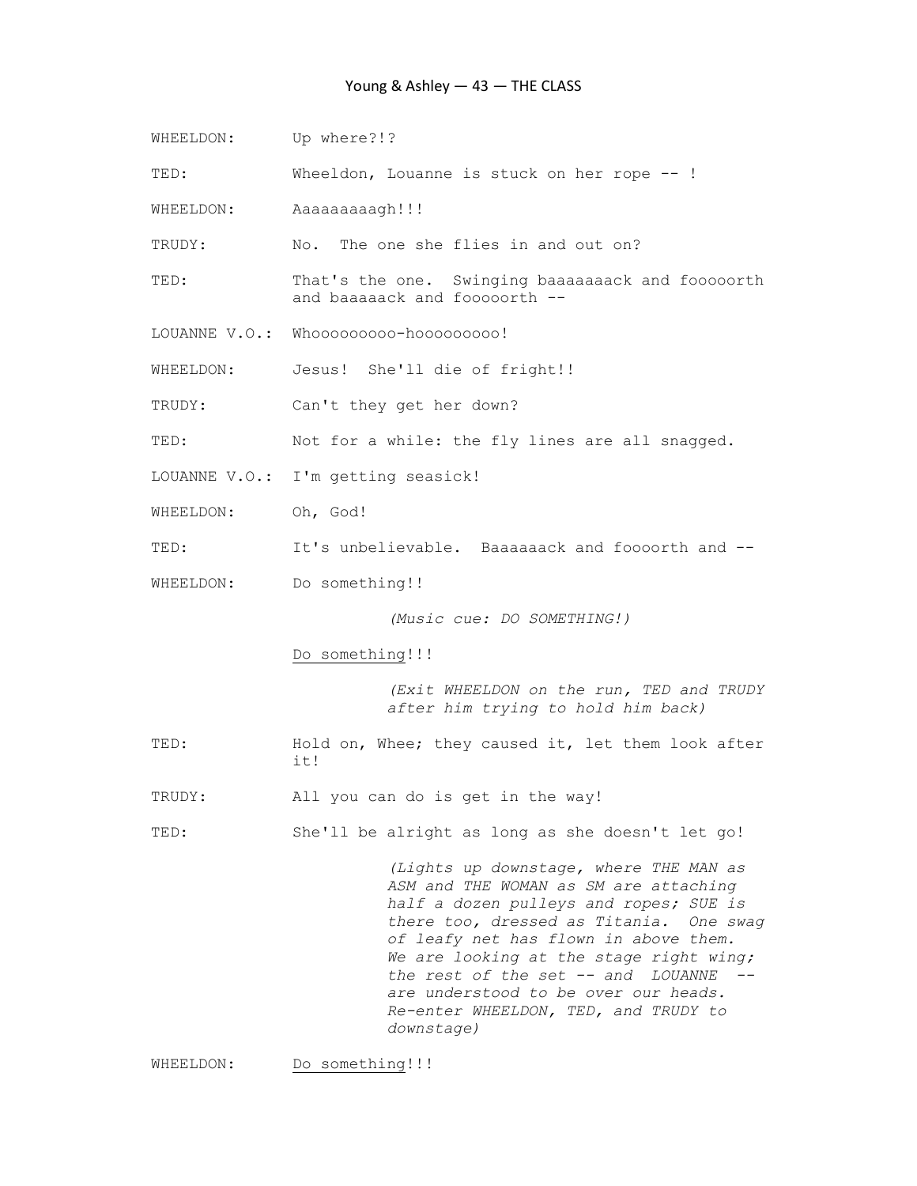WHEELDON: Up where?!?

TED: Wheeldon, Louanne is stuck on her rope -- !

WHEELDON: Aaaaaaaaagh!!!

TRUDY: No. The one she flies in and out on?

TED: That's the one. Swinging baaaaaaack and foooorth and baaaaack and foooorth --

LOUANNE V.O.: Whooooooooo-hooooooooo!

WHEELDON: Jesus! She'll die of fright!!

TRUDY: Can't they get her down?

TED: Not for a while: the fly lines are all snagged.

LOUANNE V.O.: I'm getting seasick!

WHEELDON: Oh, God!

TED: It's unbelievable. Baaaaaack and foooorth and --

WHEELDON: Do something!!

*(Music cue: DO SOMETHING!)*

Do something!!!

*(Exit WHEELDON on the run, TED and TRUDY after him trying to hold him back)*

TED: Hold on, Whee; they caused it, let them look after it!

TRUDY: All you can do is get in the way!

TED: She'll be alright as long as she doesn't let go!

*(Lights up downstage, where THE MAN as ASM and THE WOMAN as SM are attaching half a dozen pulleys and ropes; SUE is there too, dressed as Titania. One swag of leafy net has flown in above them. We are looking at the stage right wing; the rest of the set -- and LOUANNE -- are understood to be over our heads. Re-enter WHEELDON, TED, and TRUDY to downstage)*

WHEELDON: Do something!!!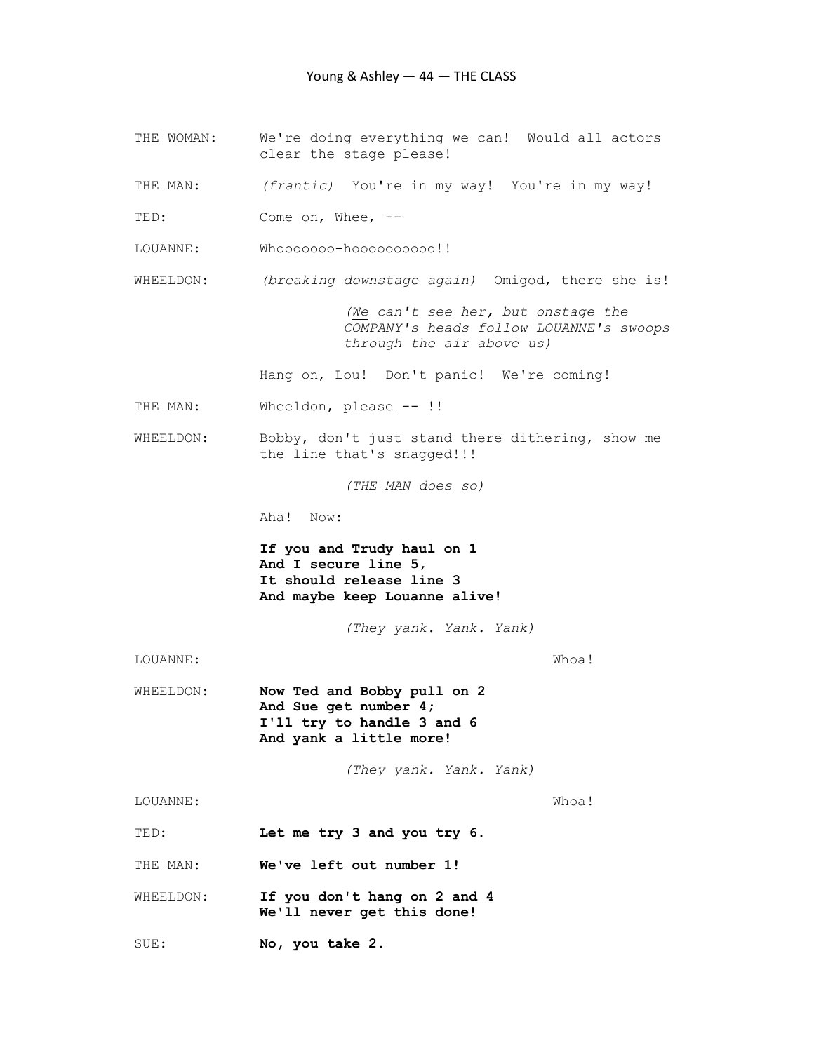THE WOMAN: We're doing everything we can! Would all actors clear the stage please!

THE MAN: *(frantic)* You're in my way! You're in my way!

TED: Come on, Whee, --

LOUANNE: Whoooooooo-hoooooooooo!!

WHEELDON: *(breaking downstage again)* Omigod, there she is!

*(We can't see her, but onstage the COMPANY's heads follow LOUANNE's swoops through the air above us)*

Hang on, Lou! Don't panic! We're coming!

THE MAN: Wheeldon, please -- !!

WHEELDON: Bobby, don't just stand there dithering, show me the line that's snagged!!!

*(THE MAN does so)*

Aha! Now:

**If you and Trudy haul on 1**
**And I secure line 5,**
**It should release line 3**
**And maybe keep Louanne alive!**

*(They yank. Yank. Yank)*

LOUANNE: Whoa!

WHEELDON: **Now Ted and Bobby pull on 2**
**And Sue get number 4;**
**I'll try to handle 3 and 6**
**And yank a little more!**

*(They yank. Yank. Yank)*

LOUANNE: Whoa!

TED: **Let me try 3 and you try 6.**

THE MAN: **We've left out number 1!**

WHEELDON: **If you don't hang on 2 and 4**
**We'll never get this done!**

SUE: **No, you take 2.**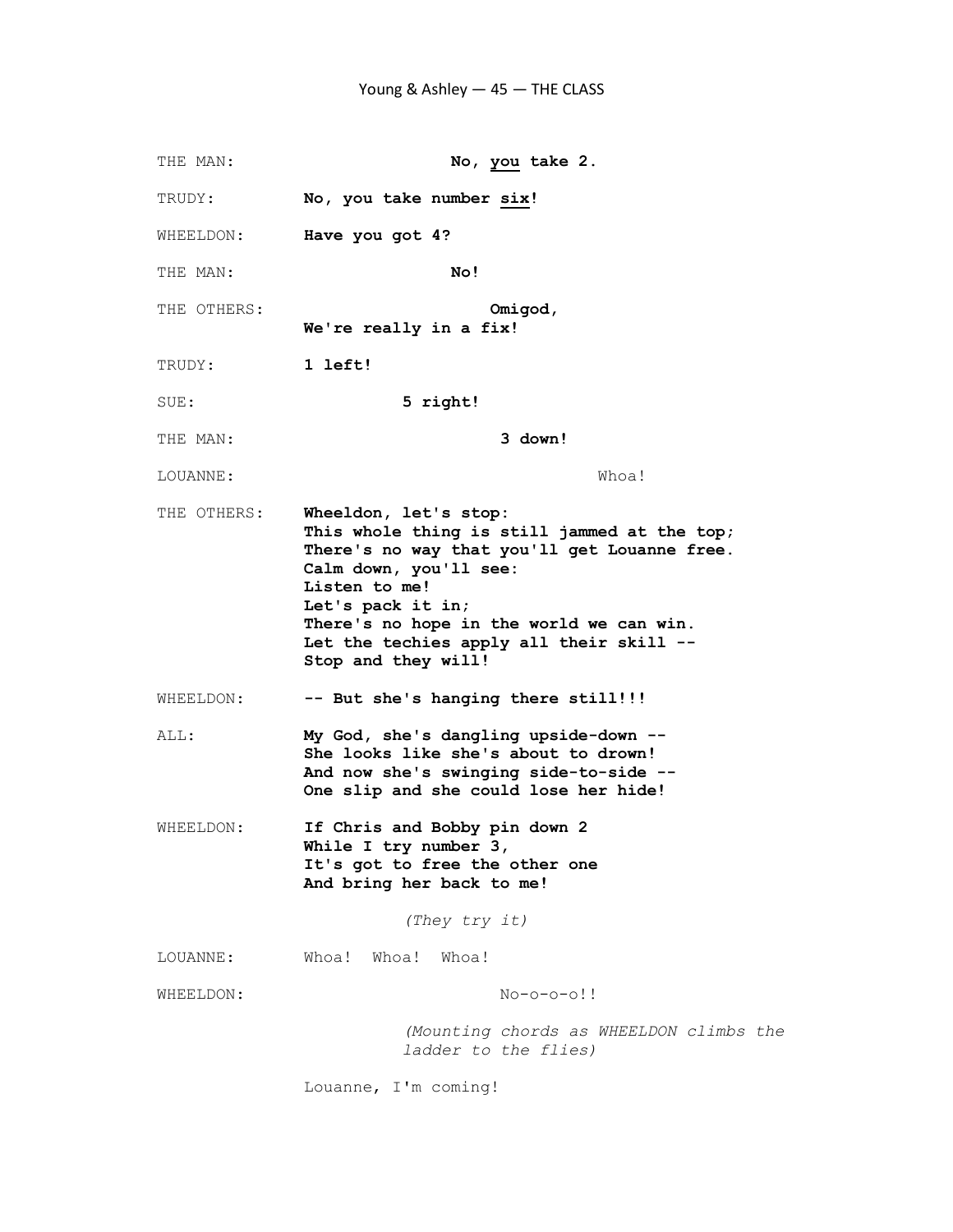THE MAN: **No, _you_ take 2.**

TRUDY: **No, you take number _six_!**

WHEELDON: **Have you got 4?**

THE MAN: **No!**

THE OTHERS: **Omigod,**
**We're really in a fix!**

TRUDY: **1 left!**

SUE: **5 right!**

THE MAN: **3 down!**

LOUANNE: Whoa!

THE OTHERS: **Wheeldon, let's stop:**
**This whole thing is still jammed at the top;**
**There's no way that you'll get Louanne free.**
**Calm down, you'll see:**
**Listen to me!**
**Let's pack it in;**
**There's no hope in the world we can win.**
**Let the techies apply all their skill --**
**Stop and they will!**

WHEELDON: **-- But she's hanging there still!!!**

ALL: **My God, she's dangling upside-down --**
**She looks like she's about to drown!**
**And now she's swinging side-to-side --**
**One slip and she could lose her hide!**

WHEELDON: **If Chris and Bobby pin down 2**
**While I try number 3,**
**It's got to free the other one**
**And bring her back to me!**

*(They try it)*

LOUANNE: Whoa! Whoa! Whoa!

WHEELDON: No-o-o-o!!

*(Mounting chords as WHEELDON climbs the ladder to the flies)*

Louanne, I'm coming!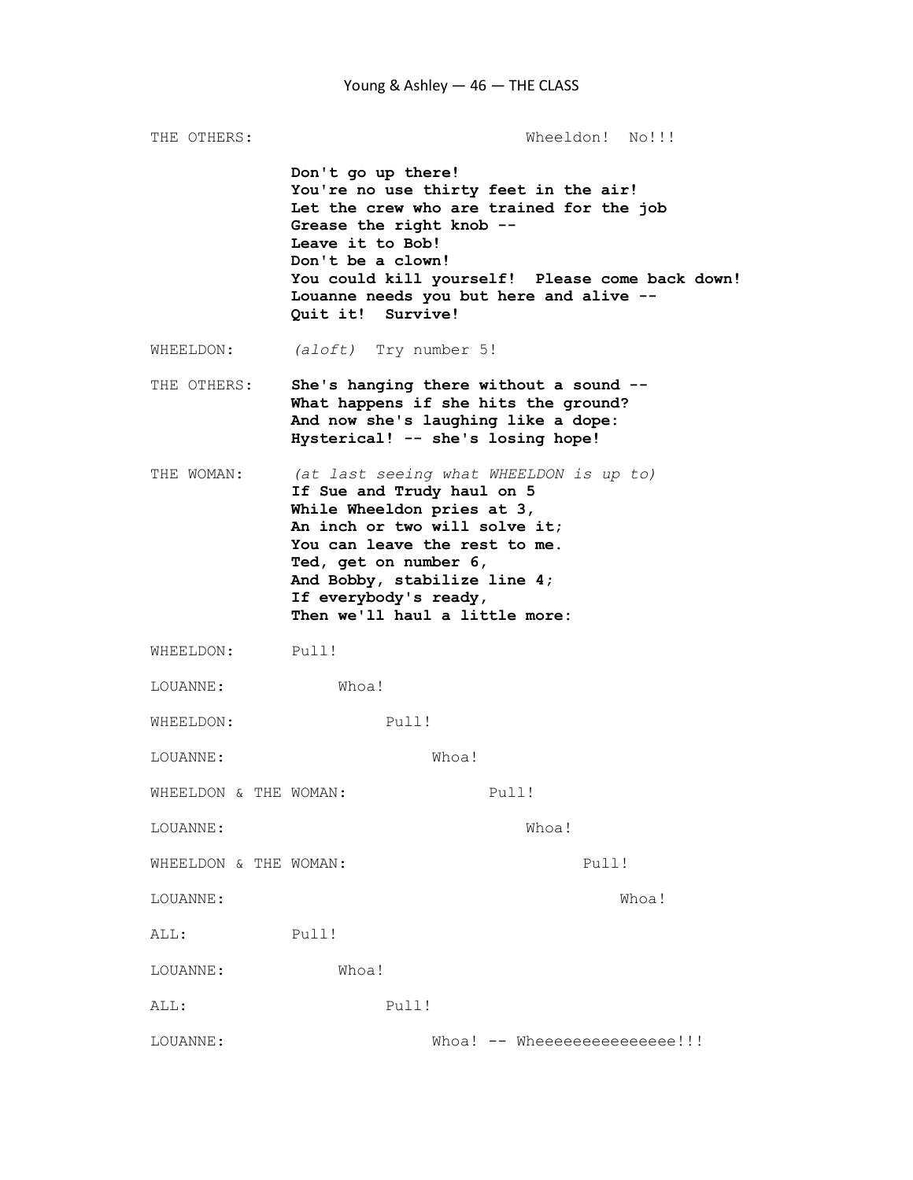THE OTHERS: Wheeldon! No!!!

**Don't go up there!**
**You're no use thirty feet in the air!**
**Let the crew who are trained for the job**
**Grease the right knob --**
**Leave it to Bob!**
**Don't be a clown!**
**You could kill yourself! Please come back down!**
**Louanne needs you but here and alive --**
**Quit it! Survive!**

WHEELDON: *(aloft)* Try number 5!

THE OTHERS: **She's hanging there without a sound --**
**What happens if she hits the ground?**
**And now she's laughing like a dope:**
**Hysterical! -- she's losing hope!**

THE WOMAN: *(at last seeing what WHEELDON is up to)*
**If Sue and Trudy haul on 5**
**While Wheeldon pries at 3,**
**An inch or two will solve it;**
**You can leave the rest to me.**
**Ted, get on number 6,**
**And Bobby, stabilize line 4;**
**If everybody's ready,**
**Then we'll haul a little more:**

WHEELDON: Pull!

LOUANNE: Whoa!

WHEELDON: Pull!

LOUANNE: Whoa!

WHEELDON & THE WOMAN: Pull!

LOUANNE: Whoa!

WHEELDON & THE WOMAN: Pull!

LOUANNE: Whoa!

ALL: Pull!

LOUANNE: Whoa!

ALL: Pull!

LOUANNE: Whoa! -- Wheeeeeeeeeeeeeee!!!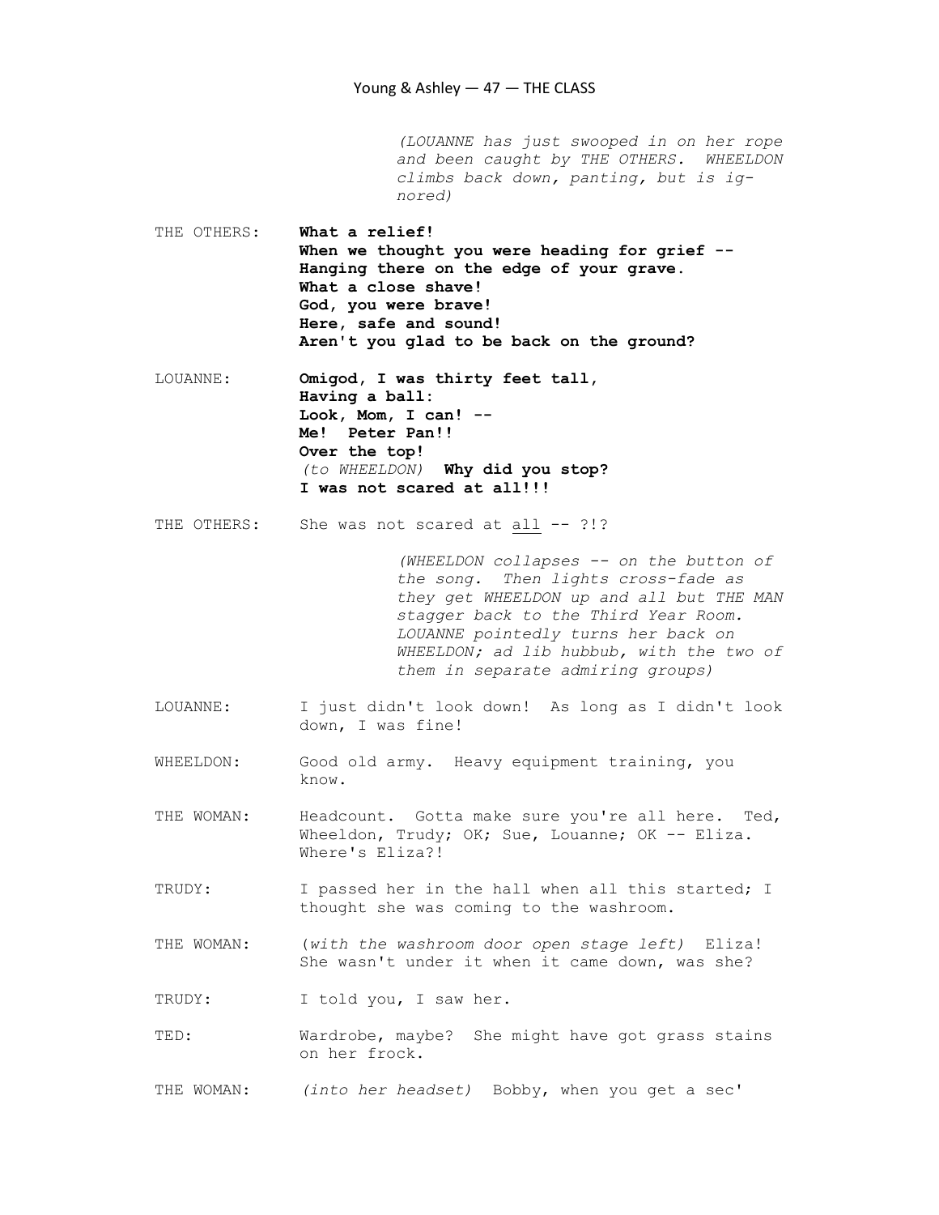*(LOUANNE has just swooped in on her rope and been caught by THE OTHERS. WHEELDON climbs back down, panting, but is ignored)*

THE OTHERS: **What a relief!**
**When we thought you were heading for grief --**
**Hanging there on the edge of your grave.**
**What a close shave!**
**God, you were brave!**
**Here, safe and sound!**
**Aren't you glad to be back on the ground?**

LOUANNE: **Omigod, I was thirty feet tall,**
**Having a ball:**
**Look, Mom, I can! --**
**Me! Peter Pan!!**
**Over the top!**
*(to WHEELDON)* **Why did you stop?**
**I was not scared at all!!!**

THE OTHERS: She was not scared at <u>all</u> -- ?!?

*(WHEELDON collapses -- on the button of the song. Then lights cross-fade as they get WHEELDON up and all but THE MAN stagger back to the Third Year Room. LOUANNE pointedly turns her back on WHEELDON; ad lib hubbub, with the two of them in separate admiring groups)*

LOUANNE: I just didn't look down! As long as I didn't look down, I was fine!

WHEELDON: Good old army. Heavy equipment training, you know.

THE WOMAN: Headcount. Gotta make sure you're all here. Ted, Wheeldon, Trudy; OK; Sue, Louanne; OK -- Eliza. Where's Eliza?!

TRUDY: I passed her in the hall when all this started; I thought she was coming to the washroom.

THE WOMAN: (*with the washroom door open stage left)* Eliza! She wasn't under it when it came down, was she?

TRUDY: I told you, I saw her.

TED: Wardrobe, maybe? She might have got grass stains on her frock.

THE WOMAN: *(into her headset)* Bobby, when you get a sec'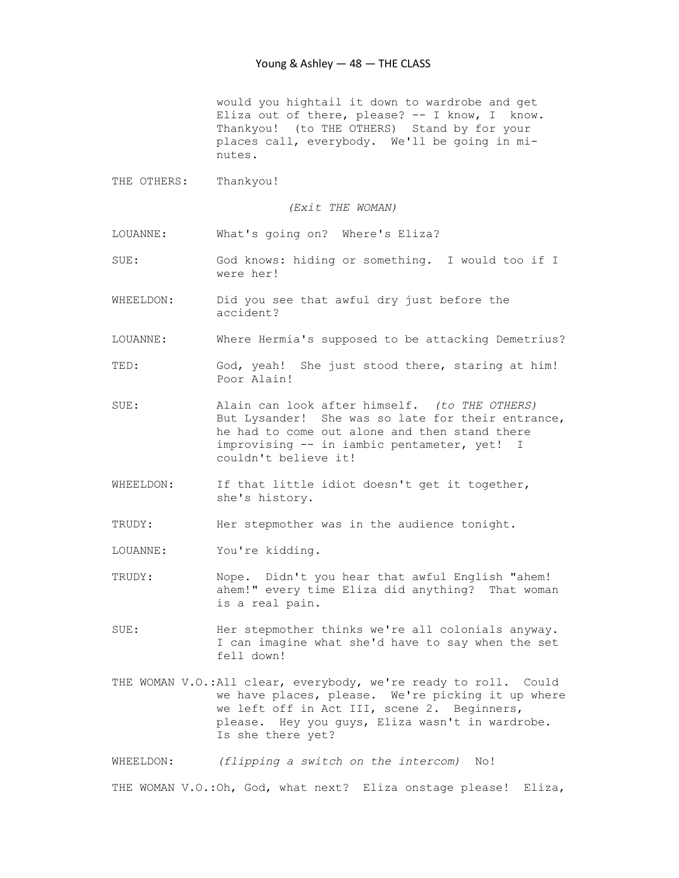would you hightail it down to wardrobe and get Eliza out of there, please? -- I know, I know. Thankyou! (to THE OTHERS) Stand by for your places call, everybody. We'll be going in minutes.

THE OTHERS: Thankyou!

*(Exit THE WOMAN)*

LOUANNE: What's going on? Where's Eliza?

SUE: God knows: hiding or something. I would too if I were her!

WHEELDON: Did you see that awful dry just before the accident?

LOUANNE: Where Hermia's supposed to be attacking Demetrius?

TED: God, yeah! She just stood there, staring at him! Poor Alain!

SUE: Alain can look after himself. *(to THE OTHERS)* But Lysander! She was so late for their entrance, he had to come out alone and then stand there improvising -- in iambic pentameter, yet! I couldn't believe it!

WHEELDON: If that little idiot doesn't get it together, she's history.

TRUDY: Her stepmother was in the audience tonight.

LOUANNE: You're kidding.

TRUDY: Nope. Didn't you hear that awful English "ahem! ahem!" every time Eliza did anything? That woman is a real pain.

SUE: Her stepmother thinks we're all colonials anyway. I can imagine what she'd have to say when the set fell down!

THE WOMAN V.O.: All clear, everybody, we're ready to roll. Could we have places, please. We're picking it up where we left off in Act III, scene 2. Beginners, please. Hey you guys, Eliza wasn't in wardrobe. Is she there yet?

WHEELDON: *(flipping a switch on the intercom)* No!

THE WOMAN V.O.: Oh, God, what next? Eliza onstage please! Eliza,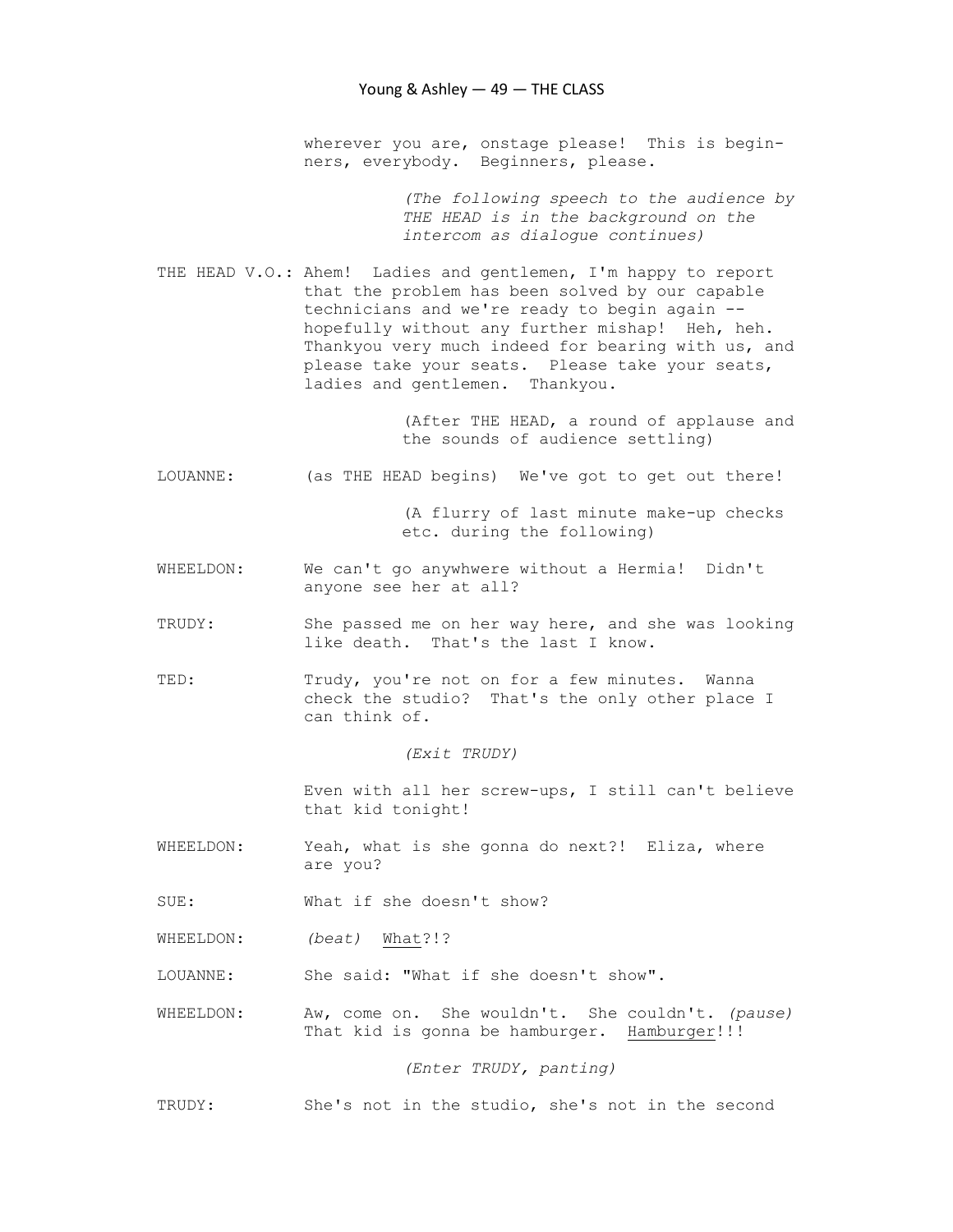wherever you are, onstage please! This is beginners, everybody. Beginners, please.

*(The following speech to the audience by THE HEAD is in the background on the intercom as dialogue continues)*

THE HEAD V.O.: Ahem! Ladies and gentlemen, I'm happy to report that the problem has been solved by our capable technicians and we're ready to begin again -- hopefully without any further mishap! Heh, heh. Thankyou very much indeed for bearing with us, and please take your seats. Please take your seats, ladies and gentlemen. Thankyou.

(After THE HEAD, a round of applause and the sounds of audience settling)

LOUANNE: (as THE HEAD begins) We've got to get out there!

(A flurry of last minute make-up checks etc. during the following)

WHEELDON: We can't go anywhwere without a Hermia! Didn't anyone see her at all?

TRUDY: She passed me on her way here, and she was looking like death. That's the last I know.

TED: Trudy, you're not on for a few minutes. Wanna check the studio? That's the only other place I can think of.

*(Exit TRUDY)*

Even with all her screw-ups, I still can't believe that kid tonight!

WHEELDON: Yeah, what is she gonna do next?! Eliza, where are you?

SUE: What if she doesn't show?

WHEELDON: *(beat)* <u>What</u>?!?

LOUANNE: She said: "What if she doesn't show".

WHEELDON: Aw, come on. She wouldn't. She couldn't. *(pause)* That kid is gonna be hamburger. <u>Hamburger</u>!!!

*(Enter TRUDY, panting)*

TRUDY: She's not in the studio, she's not in the second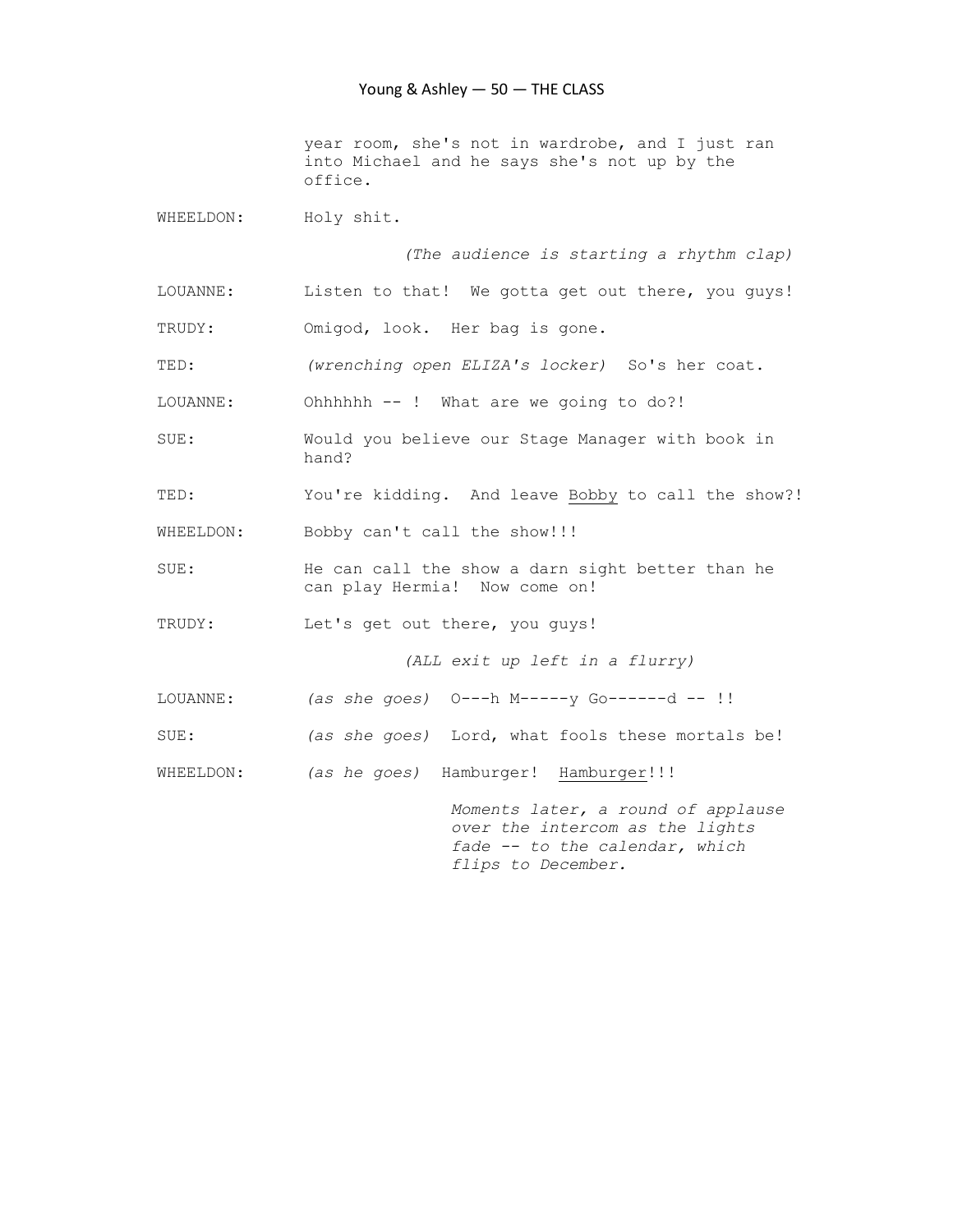year room, she's not in wardrobe, and I just ran into Michael and he says she's not up by the office.

WHEELDON: Holy shit.

*(The audience is starting a rhythm clap)*

LOUANNE: Listen to that! We gotta get out there, you guys!

TRUDY: Omigod, look. Her bag is gone.

TED: *(wrenching open ELIZA's locker)* So's her coat.

LOUANNE: Ohhhhhh -- ! What are we going to do?!

SUE: Would you believe our Stage Manager with book in hand?

TED: You're kidding. And leave <u>Bobby</u> to call the show?!

WHEELDON: Bobby can't call the show!!!

SUE: He can call the show a darn sight better than he can play Hermia! Now come on!

TRUDY: Let's get out there, you guys!

*(ALL exit up left in a flurry)*

LOUANNE: *(as she goes)* O---h M-----y Go------d -- !!

SUE: *(as she goes)* Lord, what fools these mortals be!

WHEELDON: *(as he goes)* Hamburger! <u>Hamburger</u>!!!

*Moments later, a round of applause over the intercom as the lights fade -- to the calendar, which flips to December.*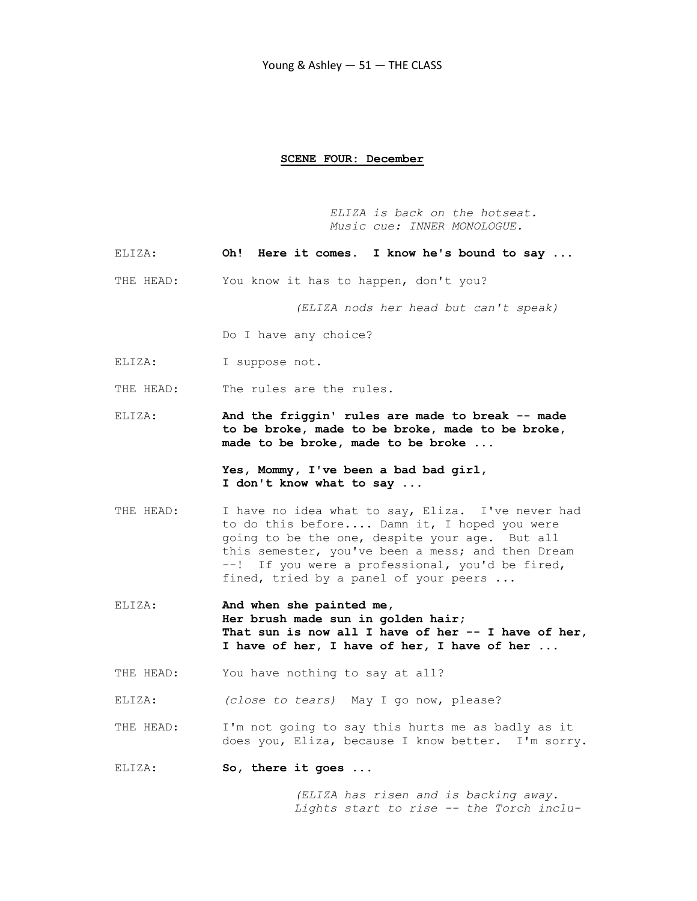## SCENE FOUR: December

*ELIZA is back on the hotseat.*
*Music cue: INNER MONOLOGUE.*

ELIZA: **Oh! Here it comes. I know he's bound to say ...**

THE HEAD: You know it has to happen, don't you?

*(ELIZA nods her head but can't speak)*

Do I have any choice?

ELIZA: I suppose not.

THE HEAD: The rules are the rules.

ELIZA: **And the friggin' rules are made to break -- made to be broke, made to be broke, made to be broke, made to be broke, made to be broke ...**

**Yes, Mommy, I've been a bad bad girl,**
**I don't know what to say ...**

THE HEAD: I have no idea what to say, Eliza. I've never had to do this before.... Damn it, I hoped you were going to be the one, despite your age. But all this semester, you've been a mess; and then Dream --! If you were a professional, you'd be fired, fined, tried by a panel of your peers ...

ELIZA: **And when she painted me,**
**Her brush made sun in golden hair;**
**That sun is now all I have of her -- I have of her,**
**I have of her, I have of her, I have of her ...**

THE HEAD: You have nothing to say at all?

ELIZA: *(close to tears)* May I go now, please?

THE HEAD: I'm not going to say this hurts me as badly as it does you, Eliza, because I know better. I'm sorry.

ELIZA: **So, there it goes ...**

*(ELIZA has risen and is backing away. Lights start to rise -- the Torch inclu-*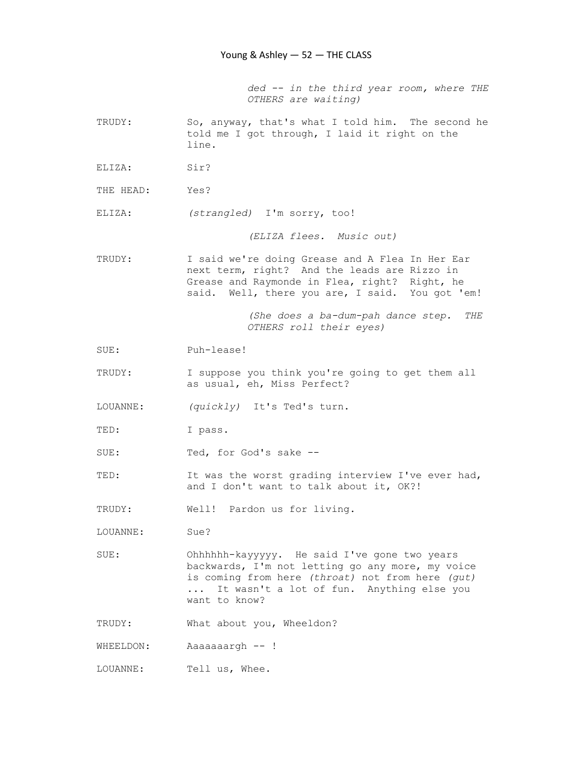*ded -- in the third year room, where THE OTHERS are waiting)*

TRUDY: So, anyway, that's what I told him. The second he told me I got through, I laid it right on the line.

ELIZA: Sir?

THE HEAD: Yes?

ELIZA: *(strangled)* I'm sorry, too!

*(ELIZA flees. Music out)*

TRUDY: I said we're doing Grease and A Flea In Her Ear next term, right? And the leads are Rizzo in Grease and Raymonde in Flea, right? Right, he said. Well, there you are, I said. You got 'em!

*(She does a ba-dum-pah dance step. THE OTHERS roll their eyes)*

SUE: Puh-lease!

TRUDY: I suppose you think you're going to get them all as usual, eh, Miss Perfect?

LOUANNE: *(quickly)* It's Ted's turn.

TED: I pass.

SUE: Ted, for God's sake --

TED: It was the worst grading interview I've ever had, and I don't want to talk about it, OK?!

TRUDY: Well! Pardon us for living.

LOUANNE: Sue?

SUE: Ohhhhhh-kayyyyy. He said I've gone two years backwards, I'm not letting go any more, my voice is coming from here *(throat)* not from here *(gut)* ... It wasn't a lot of fun. Anything else you want to know?

TRUDY: What about you, Wheeldon?

WHEELDON: Aaaaaaargh -- !

LOUANNE: Tell us, Whee.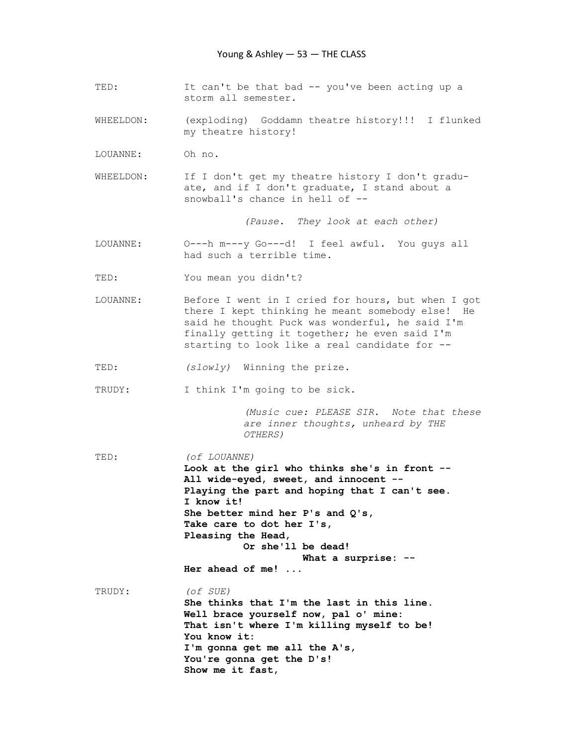TED: It can't be that bad -- you've been acting up a storm all semester.

WHEELDON: (exploding) Goddamn theatre history!!! I flunked my theatre history!

LOUANNE: Oh no.

WHEELDON: If I don't get my theatre history I don't graduate, and if I don't graduate, I stand about a snowball's chance in hell of --

*(Pause. They look at each other)*

LOUANNE: O---h m---y Go---d! I feel awful. You guys all had such a terrible time.

TED: You mean you didn't?

LOUANNE: Before I went in I cried for hours, but when I got there I kept thinking he meant somebody else! He said he thought Puck was wonderful, he said I'm finally getting it together; he even said I'm starting to look like a real candidate for --

TED: *(slowly)* Winning the prize.

TRUDY: I think I'm going to be sick.

*(Music cue: PLEASE SIR. Note that these are inner thoughts, unheard by THE OTHERS)*

TED: *(of LOUANNE)*
**Look at the girl who thinks she's in front --**
**All wide-eyed, sweet, and innocent --**
**Playing the part and hoping that I can't see.**
**I know it!**
**She better mind her P's and Q's,**
**Take care to dot her I's,**
**Pleasing the Head,**
**Or she'll be dead!**
**What a surprise: --**
**Her ahead of me! ...**

TRUDY: *(of SUE)*
**She thinks that I'm the last in this line.**
**Well brace yourself now, pal o' mine:**
**That isn't where I'm killing myself to be!**
**You know it:**
**I'm gonna get me all the A's,**
**You're gonna get the D's!**
**Show me it fast,**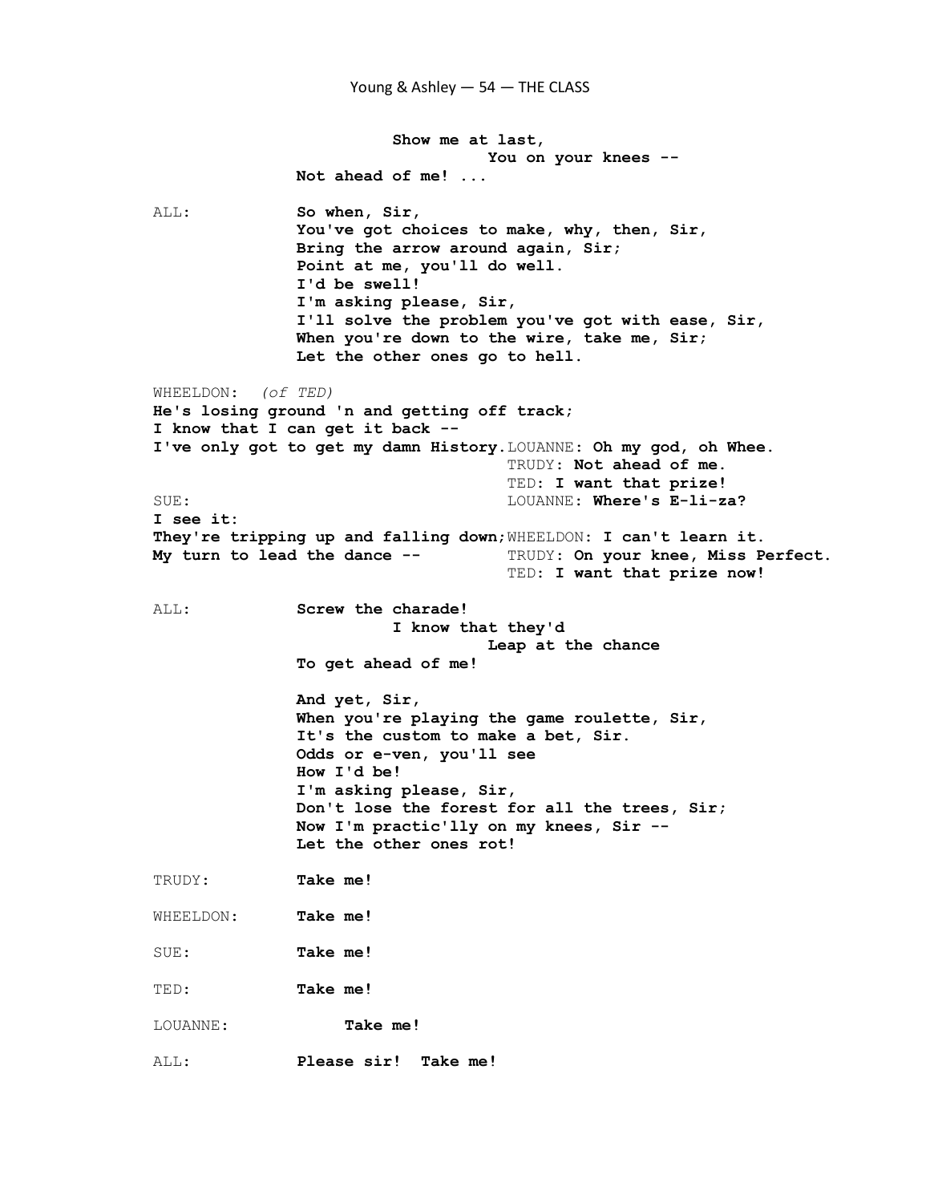**Show me at last,**
**You on your knees --**
**Not ahead of me! ...**

ALL: **So when, Sir,**
**You've got choices to make, why, then, Sir,**
**Bring the arrow around again, Sir;**
**Point at me, you'll do well.**
**I'd be swell!**
**I'm asking please, Sir,**
**I'll solve the problem you've got with ease, Sir,**
**When you're down to the wire, take me, Sir;**
**Let the other ones go to hell.**

WHEELDON: *(of TED)*
**He's losing ground 'n and getting off track;**
**I know that I can get it back --**
**I've only got to get my damn History.**

LOUANNE: **Oh my god, oh Whee.**
TRUDY: **Not ahead of me.**
TED: **I want that prize!**

SUE:
**I see it:**
**They're tripping up and falling down;**
**My turn to lead the dance --**

LOUANNE: **Where's E-li-za?**
WHEELDON: **I can't learn it.**
TRUDY: **On your knee, Miss Perfect.**
TED: **I want that prize now!**

ALL: **Screw the charade!**
**I know that they'd**
**Leap at the chance**
**To get ahead of me!**

**And yet, Sir,**
**When you're playing the game roulette, Sir,**
**It's the custom to make a bet, Sir.**
**Odds or e-ven, you'll see**
**How I'd be!**
**I'm asking please, Sir,**
**Don't lose the forest for all the trees, Sir;**
**Now I'm practic'lly on my knees, Sir --**
**Let the other ones rot!**

TRUDY: **Take me!**

WHEELDON: **Take me!**

SUE: **Take me!**

TED: **Take me!**

LOUANNE: **Take me!**

ALL: **Please sir! Take me!**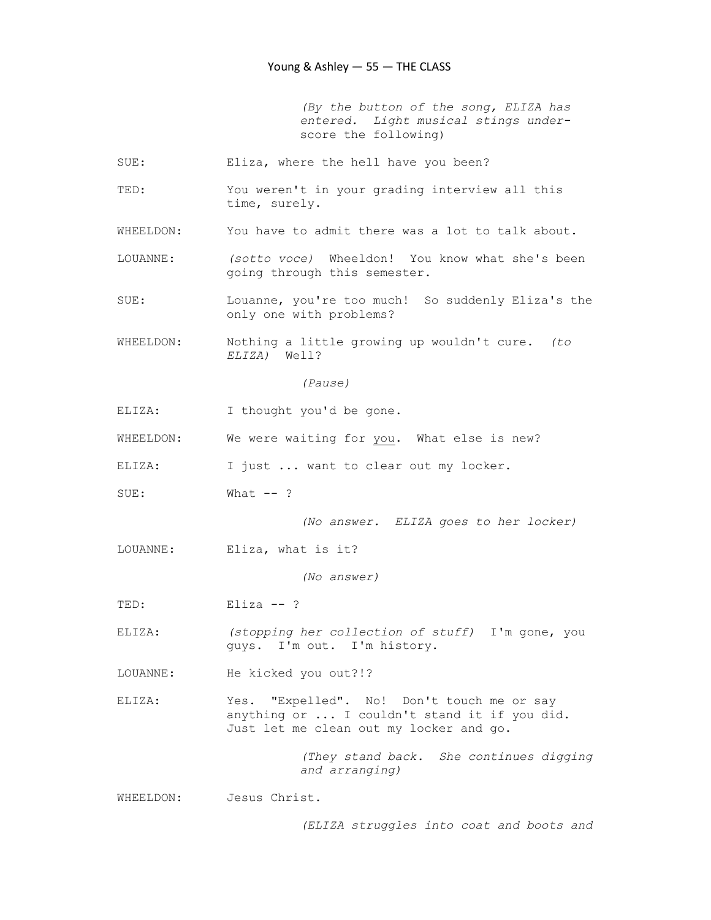*(By the button of the song, ELIZA has entered. Light musical stings underscore the following)*

SUE: Eliza, where the hell have you been?

TED: You weren't in your grading interview all this time, surely.

WHEELDON: You have to admit there was a lot to talk about.

LOUANNE: *(sotto voce)* Wheeldon! You know what she's been going through this semester.

SUE: Louanne, you're too much! So suddenly Eliza's the only one with problems?

WHEELDON: Nothing a little growing up wouldn't cure. *(to ELIZA)* Well?

*(Pause)*

ELIZA: I thought you'd be gone.

WHEELDON: We were waiting for <u>you</u>. What else is new?

ELIZA: I just ... want to clear out my locker.

SUE: What -- ?

*(No answer. ELIZA goes to her locker)*

LOUANNE: Eliza, what is it?

*(No answer)*

TED: Eliza -- ?

ELIZA: *(stopping her collection of stuff)* I'm gone, you guys. I'm out. I'm history.

LOUANNE: He kicked you out?!?

ELIZA: Yes. "Expelled". No! Don't touch me or say anything or ... I couldn't stand it if you did. Just let me clean out my locker and go.

*(They stand back. She continues digging and arranging)*

WHEELDON: Jesus Christ.

*(ELIZA struggles into coat and boots and*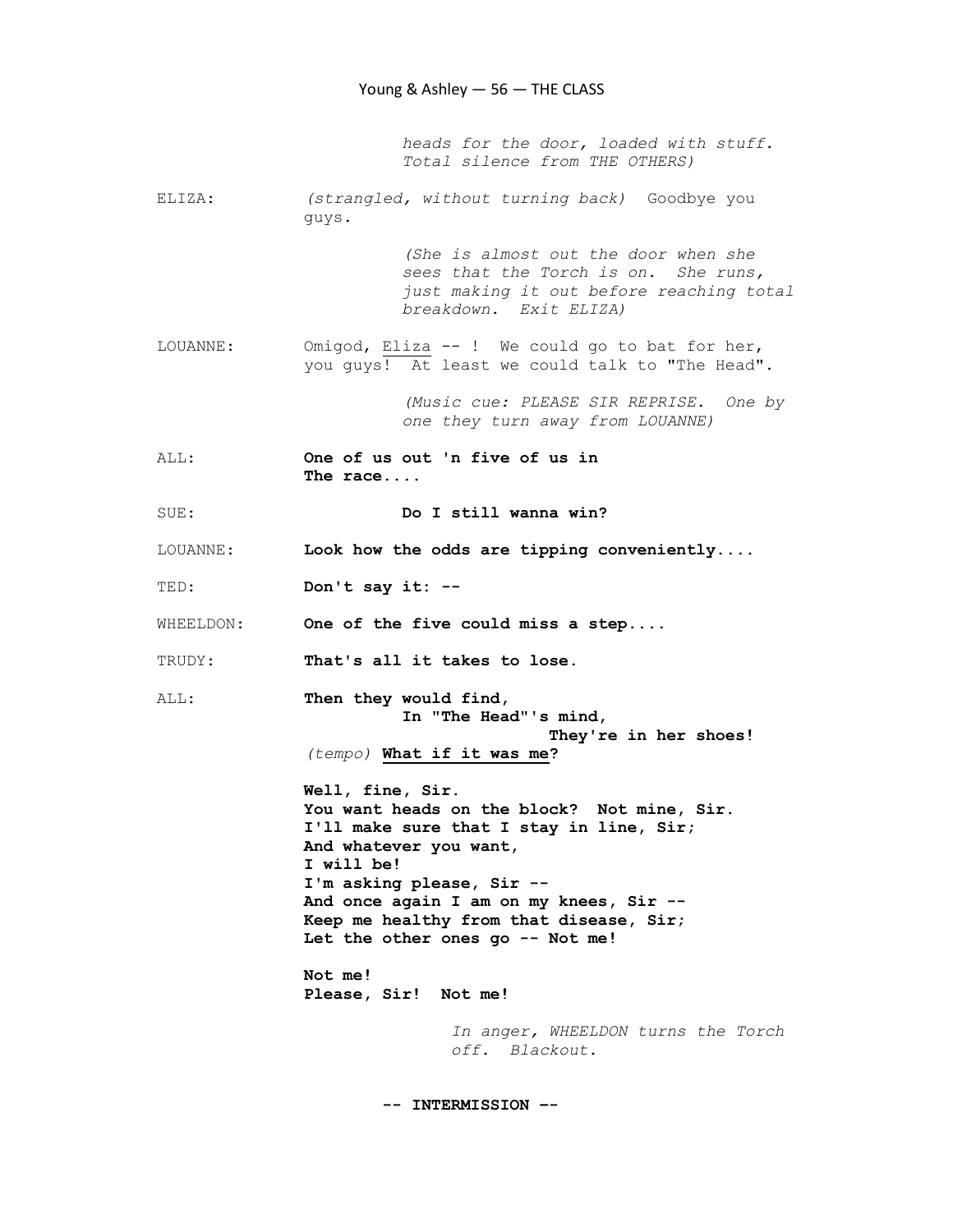*heads for the door, loaded with stuff. Total silence from THE OTHERS)*

ELIZA: *(strangled, without turning back)* Goodbye you guys.

*(She is almost out the door when she sees that the Torch is on. She runs, just making it out before reaching total breakdown. Exit ELIZA)*

LOUANNE: Omigod, Eliza -- ! We could go to bat for her, you guys! At least we could talk to "The Head".

*(Music cue: PLEASE SIR REPRISE. One by one they turn away from LOUANNE)*

ALL: **One of us out 'n five of us in**
**The race....**

SUE: **Do I still wanna win?**

LOUANNE: **Look how the odds are tipping conveniently....**

TED: **Don't say it: --**

WHEELDON: **One of the five could miss a step....**

TRUDY: **That's all it takes to lose.**

ALL: **Then they would find,**
**In "The Head"'s mind,**
**They're in her shoes!**
*(tempo)* **What if it was me?**

**Well, fine, Sir.**
**You want heads on the block? Not mine, Sir.**
**I'll make sure that I stay in line, Sir;**
**And whatever you want,**
**I will be!**
**I'm asking please, Sir --**
**And once again I am on my knees, Sir --**
**Keep me healthy from that disease, Sir;**
**Let the other ones go -- Not me!**

**Not me!**
**Please, Sir! Not me!**

*In anger, WHEELDON turns the Torch off. Blackout.*

**-- INTERMISSION --**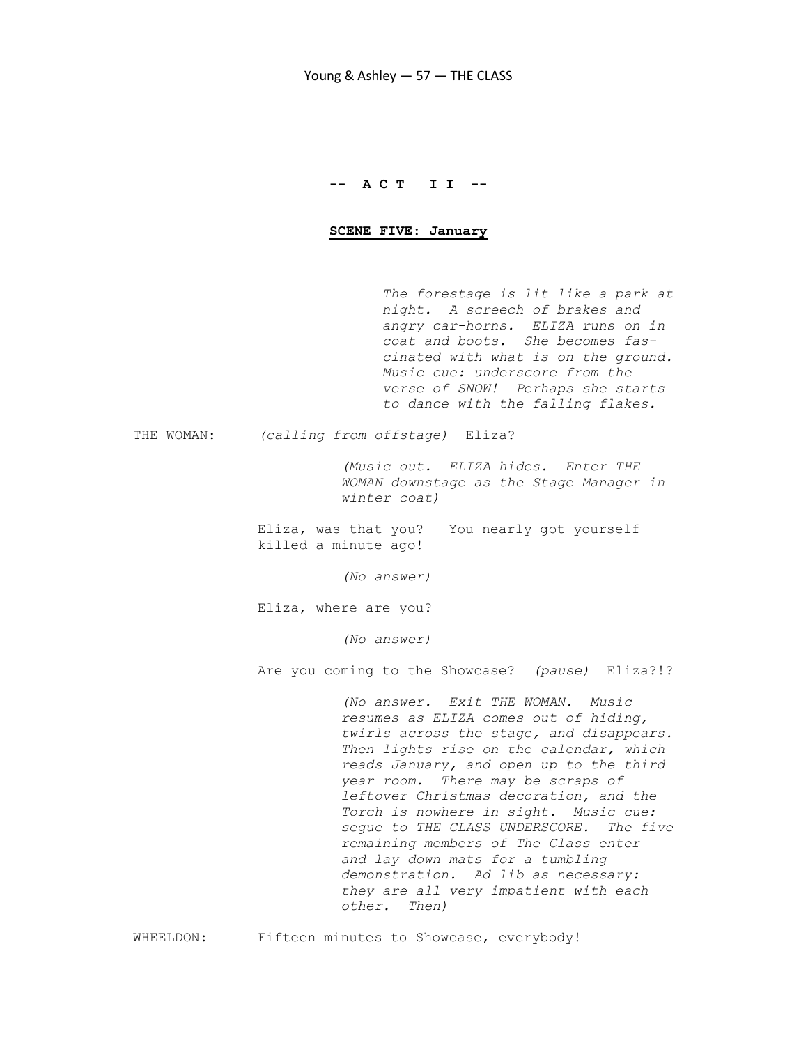**-- A C T  I I --**

**<u>SCENE FIVE: January</u>**

*The forestage is lit like a park at night. A screech of brakes and angry car-horns. ELIZA runs on in coat and boots. She becomes fascinated with what is on the ground. Music cue: underscore from the verse of SNOW! Perhaps she starts to dance with the falling flakes.*

THE WOMAN: *(calling from offstage)* Eliza?

*(Music out. ELIZA hides. Enter THE WOMAN downstage as the Stage Manager in winter coat)*

Eliza, was that you? You nearly got yourself killed a minute ago!

*(No answer)*

Eliza, where are you?

*(No answer)*

Are you coming to the Showcase? *(pause)* Eliza?!?

*(No answer. Exit THE WOMAN. Music resumes as ELIZA comes out of hiding, twirls across the stage, and disappears. Then lights rise on the calendar, which reads January, and open up to the third year room. There may be scraps of leftover Christmas decoration, and the Torch is nowhere in sight. Music cue: segue to THE CLASS UNDERSCORE. The five remaining members of The Class enter and lay down mats for a tumbling demonstration. Ad lib as necessary: they are all very impatient with each other. Then)*

WHEELDON: Fifteen minutes to Showcase, everybody!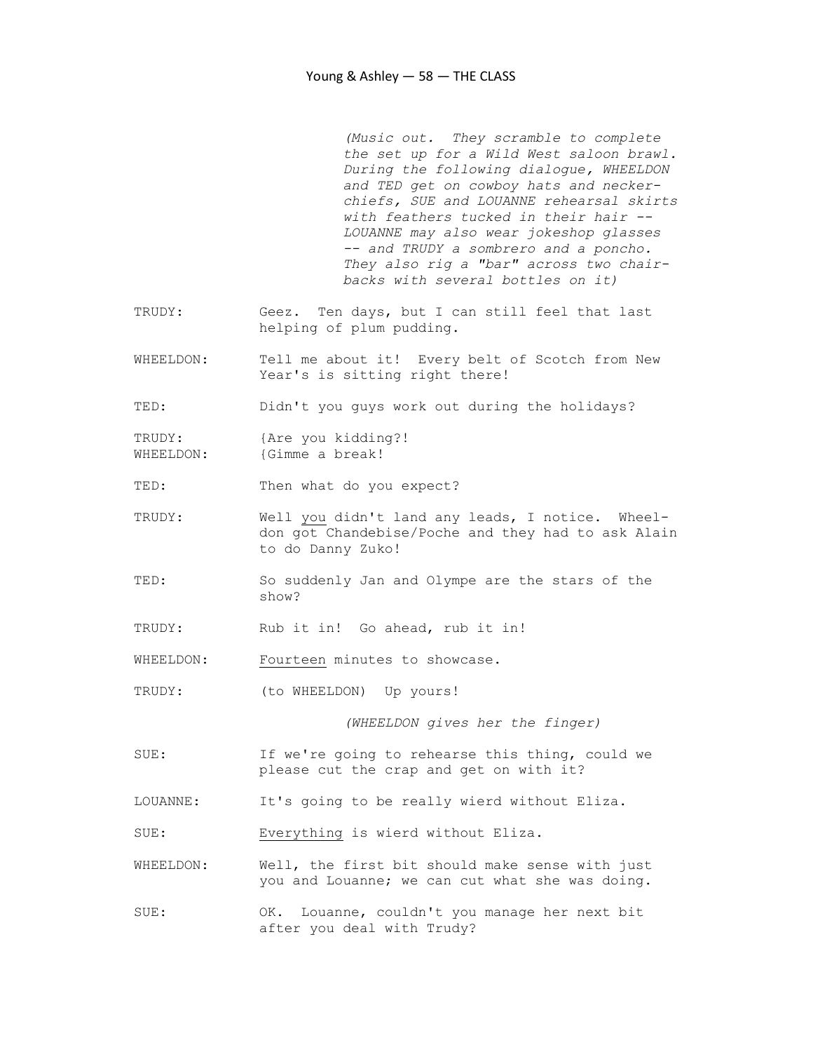*(Music out. They scramble to complete the set up for a Wild West saloon brawl. During the following dialogue, WHEELDON and TED get on cowboy hats and neckerchiefs, SUE and LOUANNE rehearsal skirts with feathers tucked in their hair -- LOUANNE may also wear jokeshop glasses -- and TRUDY a sombrero and a poncho. They also rig a "bar" across two chair-backs with several bottles on it)*

TRUDY: Geez. Ten days, but I can still feel that last helping of plum pudding.

WHEELDON: Tell me about it! Every belt of Scotch from New Year's is sitting right there!

TED: Didn't you guys work out during the holidays?

TRUDY: {Are you kidding?!
WHEELDON: {Gimme a break!

TED: Then what do you expect?

TRUDY: Well <u>you</u> didn't land any leads, I notice. Wheeldon got Chandebise/Poche and they had to ask Alain to do Danny Zuko!

TED: So suddenly Jan and Olympe are the stars of the show?

TRUDY: Rub it in! Go ahead, rub it in!

WHEELDON: <u>Fourteen</u> minutes to showcase.

TRUDY: (to WHEELDON) Up yours!

*(WHEELDON gives her the finger)*

SUE: If we're going to rehearse this thing, could we please cut the crap and get on with it?

LOUANNE: It's going to be really wierd without Eliza.

SUE: <u>Everything</u> is wierd without Eliza.

WHEELDON: Well, the first bit should make sense with just you and Louanne; we can cut what she was doing.

SUE: OK. Louanne, couldn't you manage her next bit after you deal with Trudy?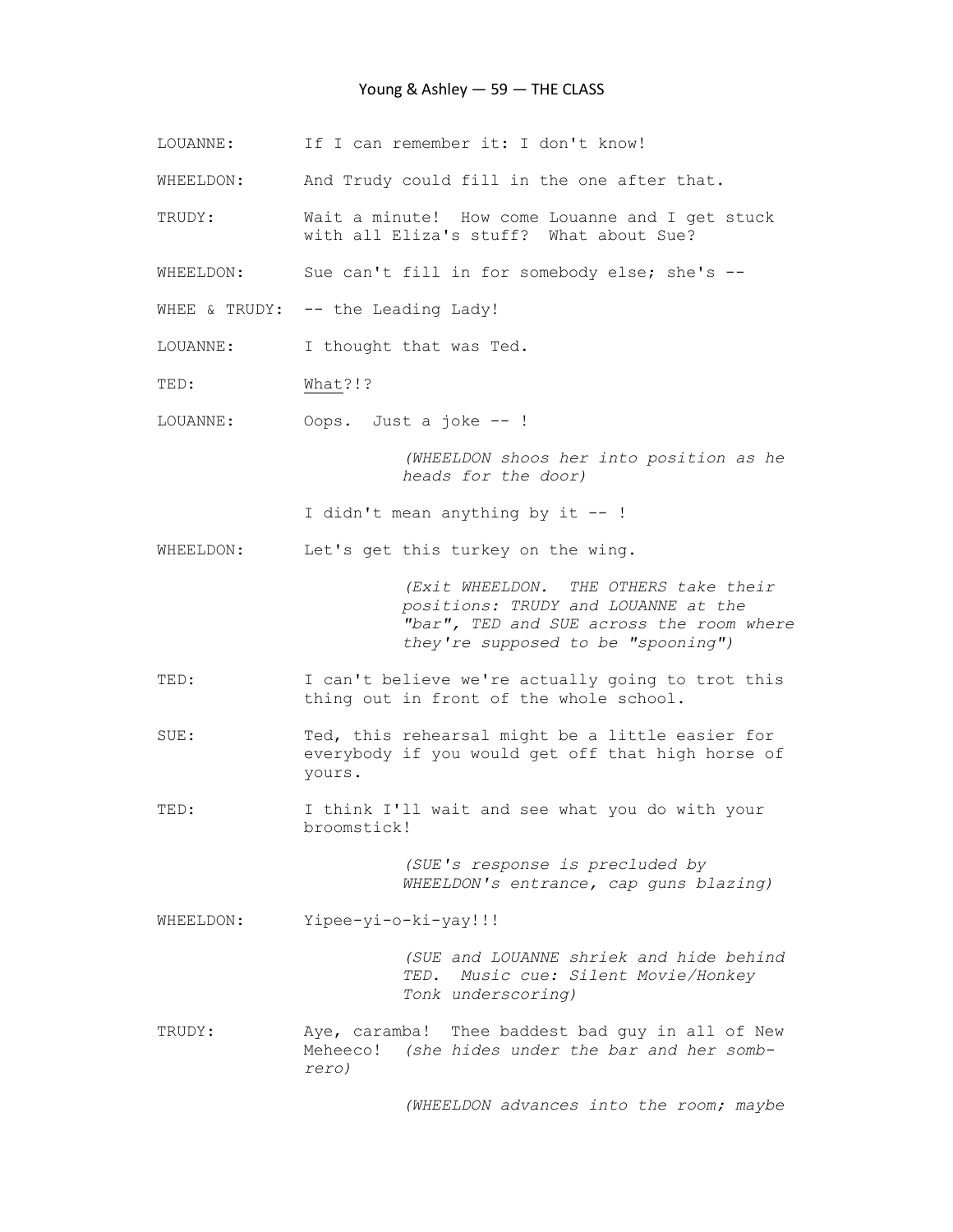LOUANNE: If I can remember it: I don't know!

WHEELDON: And Trudy could fill in the one after that.

TRUDY: Wait a minute! How come Louanne and I get stuck with all Eliza's stuff? What about Sue?

WHEELDON: Sue can't fill in for somebody else; she's --

WHEE & TRUDY: -- the Leading Lady!

LOUANNE: I thought that was Ted.

TED: <u>What</u>?!?

LOUANNE: Oops. Just a joke -- !

*(WHEELDON shoos her into position as he heads for the door)*

I didn't mean anything by it -- !

WHEELDON: Let's get this turkey on the wing.

*(Exit WHEELDON. THE OTHERS take their positions: TRUDY and LOUANNE at the "bar", TED and SUE across the room where they're supposed to be "spooning")*

TED: I can't believe we're actually going to trot this thing out in front of the whole school.

SUE: Ted, this rehearsal might be a little easier for everybody if you would get off that high horse of yours.

TED: I think I'll wait and see what you do with your broomstick!

*(SUE's response is precluded by WHEELDON's entrance, cap guns blazing)*

WHEELDON: Yipee-yi-o-ki-yay!!!

*(SUE and LOUANNE shriek and hide behind TED. Music cue: Silent Movie/Honkey Tonk underscoring)*

TRUDY: Aye, caramba! Thee baddest bad guy in all of New Meheeco! *(she hides under the bar and her somb-rero)*

*(WHEELDON advances into the room; maybe*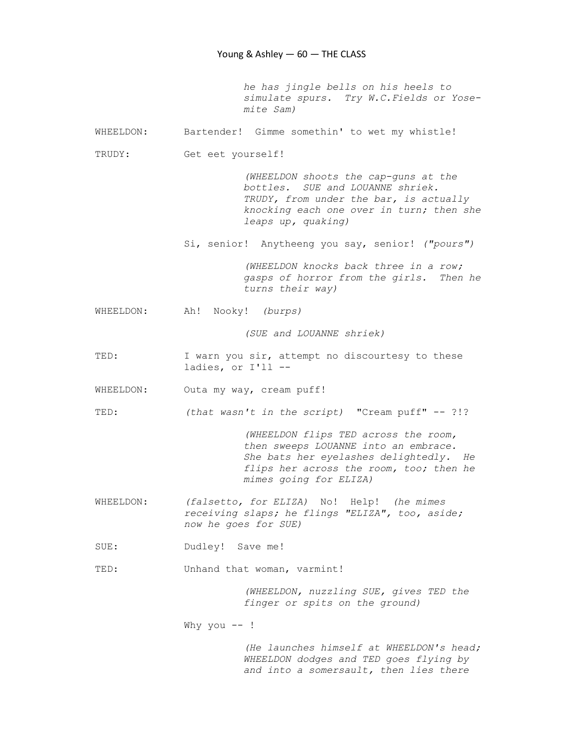*he has jingle bells on his heels to simulate spurs. Try W.C.Fields or Yosemite Sam)*

WHEELDON: Bartender! Gimme somethin' to wet my whistle!

TRUDY: Get eet yourself!

*(WHEELDON shoots the cap-guns at the bottles. SUE and LOUANNE shriek. TRUDY, from under the bar, is actually knocking each one over in turn; then she leaps up, quaking)*

Si, senior! Anytheeng you say, senior! *("pours")*

*(WHEELDON knocks back three in a row; gasps of horror from the girls. Then he turns their way)*

WHEELDON: Ah! Nooky! *(burps)*

*(SUE and LOUANNE shriek)*

TED: I warn you sir, attempt no discourtesy to these ladies, or I'll --

WHEELDON: Outa my way, cream puff!

TED: *(that wasn't in the script)* "Cream puff" -- ?!?

*(WHEELDON flips TED across the room, then sweeps LOUANNE into an embrace. She bats her eyelashes delightedly. He flips her across the room, too; then he mimes going for ELIZA)*

WHEELDON: *(falsetto, for ELIZA)* No! Help! *(he mimes receiving slaps; he flings "ELIZA", too, aside; now he goes for SUE)*

SUE: Dudley! Save me!

TED: Unhand that woman, varmint!

*(WHEELDON, nuzzling SUE, gives TED the finger or spits on the ground)*

Why you -- !

*(He launches himself at WHEELDON's head; WHEELDON dodges and TED goes flying by and into a somersault, then lies there*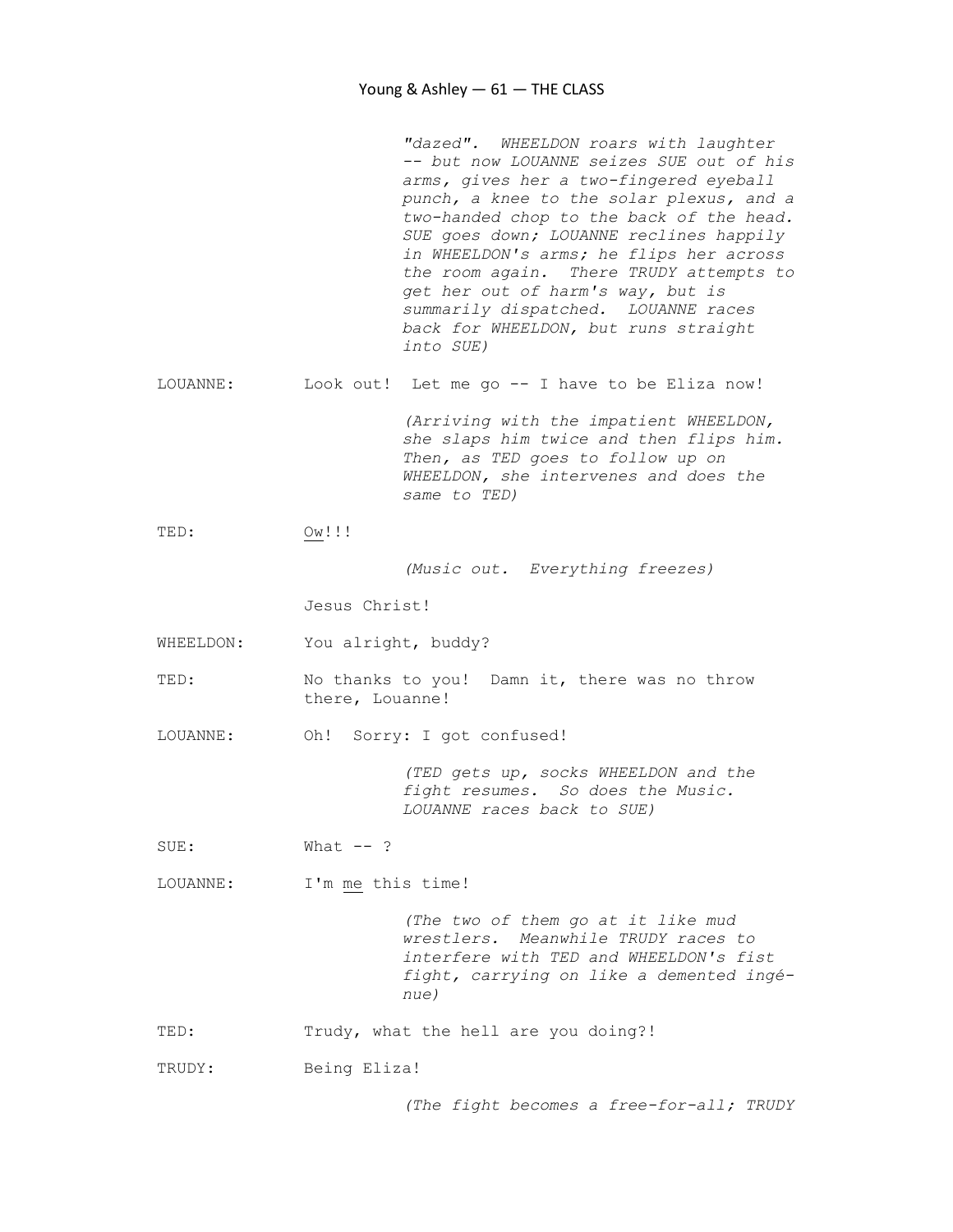*"dazed". WHEELDON roars with laughter -- but now LOUANNE seizes SUE out of his arms, gives her a two-fingered eyeball punch, a knee to the solar plexus, and a two-handed chop to the back of the head. SUE goes down; LOUANNE reclines happily in WHEELDON's arms; he flips her across the room again. There TRUDY attempts to get her out of harm's way, but is summarily dispatched. LOUANNE races back for WHEELDON, but runs straight into SUE)*

LOUANNE: Look out! Let me go -- I have to be Eliza now!

*(Arriving with the impatient WHEELDON, she slaps him twice and then flips him. Then, as TED goes to follow up on WHEELDON, she intervenes and does the same to TED)*

TED: Ow!!!

*(Music out. Everything freezes)*

Jesus Christ!

WHEELDON: You alright, buddy?

TED: No thanks to you! Damn it, there was no throw there, Louanne!

LOUANNE: Oh! Sorry: I got confused!

*(TED gets up, socks WHEELDON and the fight resumes. So does the Music. LOUANNE races back to SUE)*

SUE: What -- ?

LOUANNE: I'm me this time!

*(The two of them go at it like mud wrestlers. Meanwhile TRUDY races to interfere with TED and WHEELDON's fist fight, carrying on like a demented ingénue)*

TED: Trudy, what the hell are you doing?!

TRUDY: Being Eliza!

*(The fight becomes a free-for-all; TRUDY*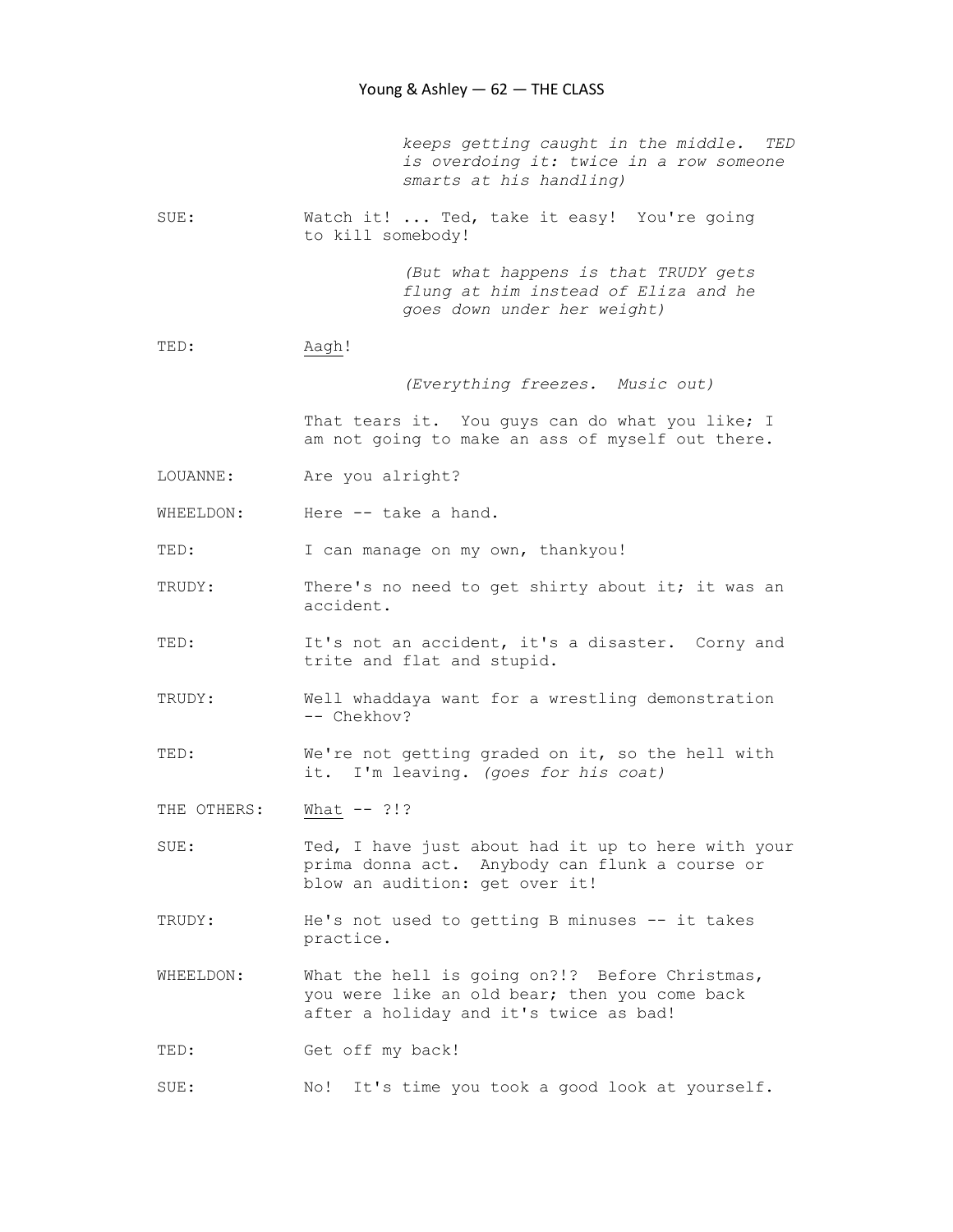*keeps getting caught in the middle. TED is overdoing it: twice in a row someone smarts at his handling)*

SUE: Watch it! ... Ted, take it easy! You're going to kill somebody!

*(But what happens is that TRUDY gets flung at him instead of Eliza and he goes down under her weight)*

TED: <u>Aagh</u>!

*(Everything freezes. Music out)*

That tears it. You guys can do what you like; I am not going to make an ass of myself out there.

LOUANNE: Are you alright?

WHEELDON: Here -- take a hand.

TED: I can manage on my own, thankyou!

TRUDY: There's no need to get shirty about it; it was an accident.

TED: It's not an accident, it's a disaster. Corny and trite and flat and stupid.

TRUDY: Well whaddaya want for a wrestling demonstration -- Chekhov?

TED: We're not getting graded on it, so the hell with it. I'm leaving. *(goes for his coat)*

THE OTHERS: <u>What</u> -- ?!?

SUE: Ted, I have just about had it up to here with your prima donna act. Anybody can flunk a course or blow an audition: get over it!

TRUDY: He's not used to getting B minuses -- it takes practice.

WHEELDON: What the hell is going on?!? Before Christmas, you were like an old bear; then you come back after a holiday and it's twice as bad!

TED: Get off my back!

SUE: No! It's time you took a good look at yourself.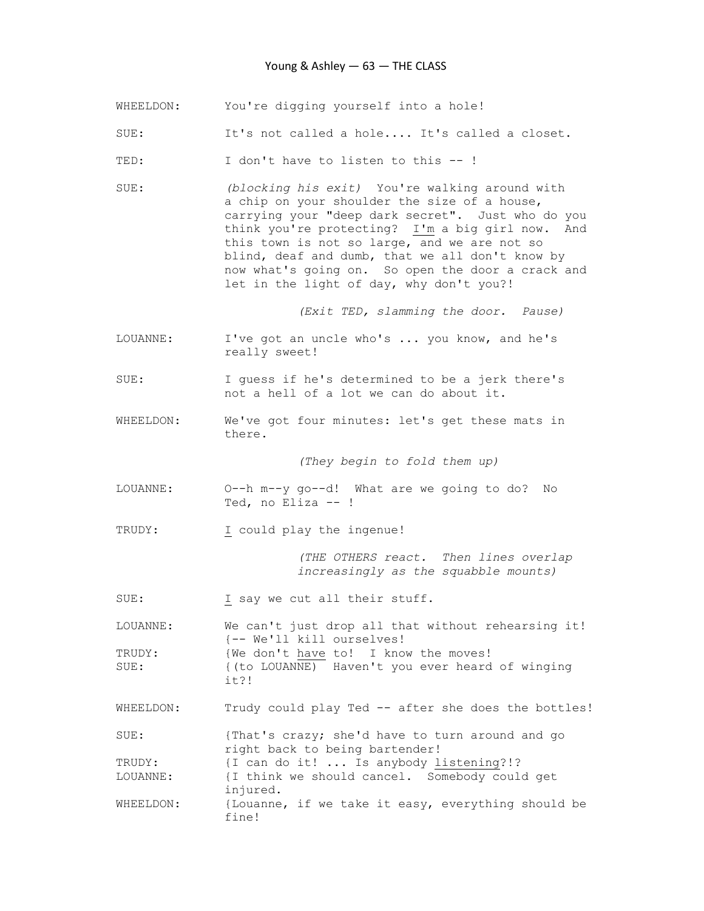WHEELDON: You're digging yourself into a hole!

SUE: It's not called a hole.... It's called a closet.

TED: I don't have to listen to this -- !

SUE: *(blocking his exit)* You're walking around with a chip on your shoulder the size of a house, carrying your "deep dark secret". Just who do you think you're protecting? I'm a big girl now. And this town is not so large, and we are not so blind, deaf and dumb, that we all don't know by now what's going on. So open the door a crack and let in the light of day, why don't you?!

*(Exit TED, slamming the door. Pause)*

LOUANNE: I've got an uncle who's ... you know, and he's really sweet!

SUE: I guess if he's determined to be a jerk there's not a hell of a lot we can do about it.

WHEELDON: We've got four minutes: let's get these mats in there.

*(They begin to fold them up)*

LOUANNE: O--h m--y go--d! What are we going to do? No Ted, no Eliza -- !

TRUDY: I could play the ingenue!

*(THE OTHERS react. Then lines overlap increasingly as the squabble mounts)*

SUE: I say we cut all their stuff.

LOUANNE: We can't just drop all that without rehearsing it! {-- We'll kill ourselves!

TRUDY: {We don't have to! I know the moves!

SUE: {(to LOUANNE) Haven't you ever heard of winging it?!

WHEELDON: Trudy could play Ted -- after she does the bottles!

SUE: {That's crazy; she'd have to turn around and go right back to being bartender!

TRUDY: {I can do it! ... Is anybody listening?!?

LOUANNE: {I think we should cancel. Somebody could get injured.

WHEELDON: {Louanne, if we take it easy, everything should be fine!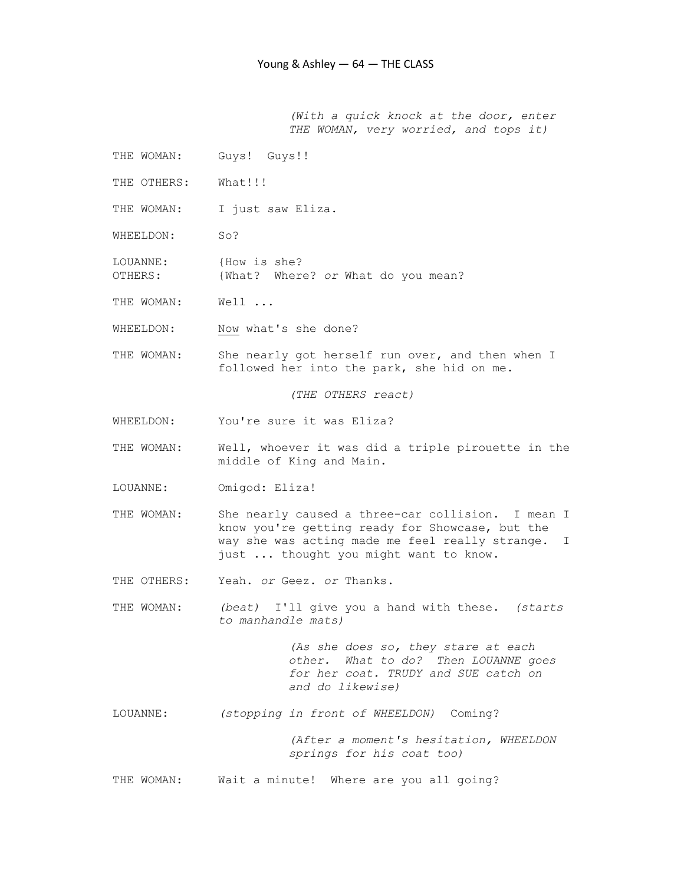*(With a quick knock at the door, enter THE WOMAN, very worried, and tops it)*

THE WOMAN: Guys! Guys!!

THE OTHERS: What!!!

THE WOMAN: I just saw Eliza.

WHEELDON: So?

LOUANNE: {How is she?
OTHERS: {What? Where? *or* What do you mean?

THE WOMAN: Well ...

WHEELDON: <u>Now</u> what's she done?

THE WOMAN: She nearly got herself run over, and then when I followed her into the park, she hid on me.

*(THE OTHERS react)*

WHEELDON: You're sure it was Eliza?

THE WOMAN: Well, whoever it was did a triple pirouette in the middle of King and Main.

LOUANNE: Omigod: Eliza!

THE WOMAN: She nearly caused a three-car collision. I mean I know you're getting ready for Showcase, but the way she was acting made me feel really strange. I just ... thought you might want to know.

THE OTHERS: Yeah. *or* Geez. *or* Thanks.

THE WOMAN: *(beat)* I'll give you a hand with these. *(starts to manhandle mats)*

*(As she does so, they stare at each other. What to do? Then LOUANNE goes for her coat. TRUDY and SUE catch on and do likewise)*

LOUANNE: *(stopping in front of WHEELDON)* Coming?

*(After a moment's hesitation, WHEELDON springs for his coat too)*

THE WOMAN: Wait a minute! Where are you all going?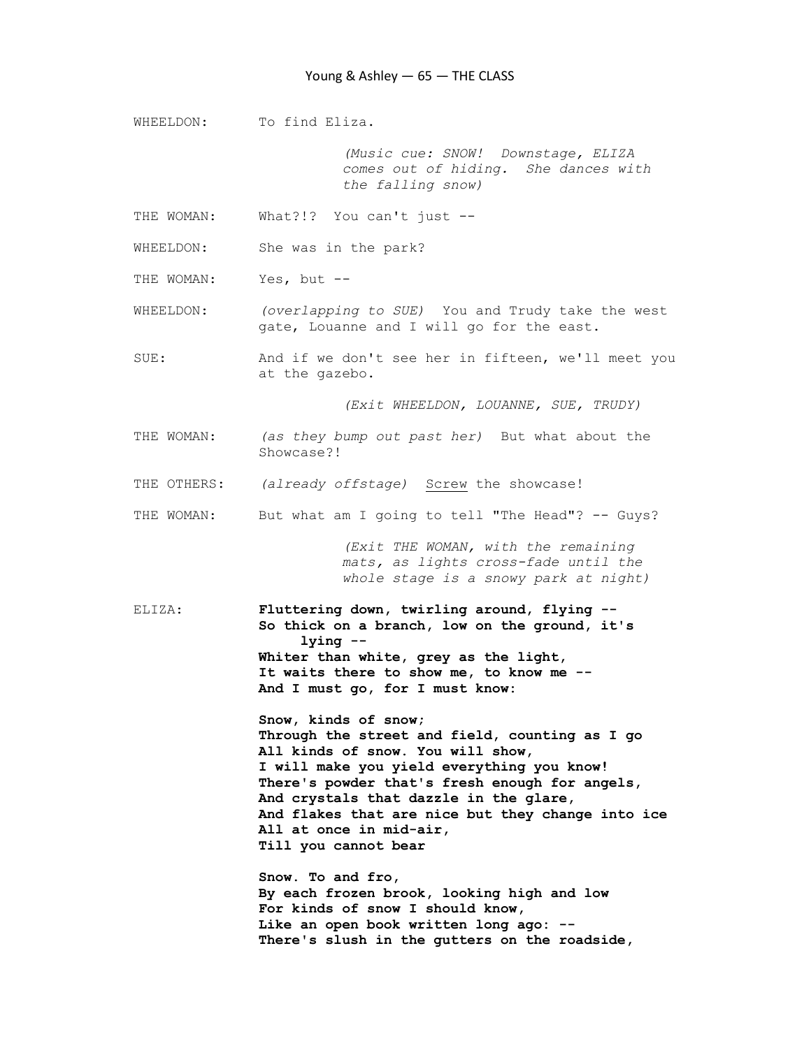WHEELDON: To find Eliza.

*(Music cue: SNOW! Downstage, ELIZA comes out of hiding. She dances with the falling snow)*

THE WOMAN: What?!? You can't just --

WHEELDON: She was in the park?

THE WOMAN: Yes, but --

WHEELDON: *(overlapping to SUE)* You and Trudy take the west gate, Louanne and I will go for the east.

SUE: And if we don't see her in fifteen, we'll meet you at the gazebo.

*(Exit WHEELDON, LOUANNE, SUE, TRUDY)*

THE WOMAN: *(as they bump out past her)* But what about the Showcase?!

THE OTHERS: *(already offstage)* <u>Screw</u> the showcase!

THE WOMAN: But what am I going to tell "The Head"? -- Guys?

*(Exit THE WOMAN, with the remaining mats, as lights cross-fade until the whole stage is a snowy park at night)*

ELIZA: **Fluttering down, twirling around, flying --**
**So thick on a branch, low on the ground, it's lying --**
**Whiter than white, grey as the light,**
**It waits there to show me, to know me --**
**And I must go, for I must know:**

**Snow, kinds of snow;**
**Through the street and field, counting as I go**
**All kinds of snow. You will show,**
**I will make you yield everything you know!**
**There's powder that's fresh enough for angels,**
**And crystals that dazzle in the glare,**
**And flakes that are nice but they change into ice**
**All at once in mid-air,**
**Till you cannot bear**

**Snow. To and fro,**
**By each frozen brook, looking high and low**
**For kinds of snow I should know,**
**Like an open book written long ago: --**
**There's slush in the gutters on the roadside,**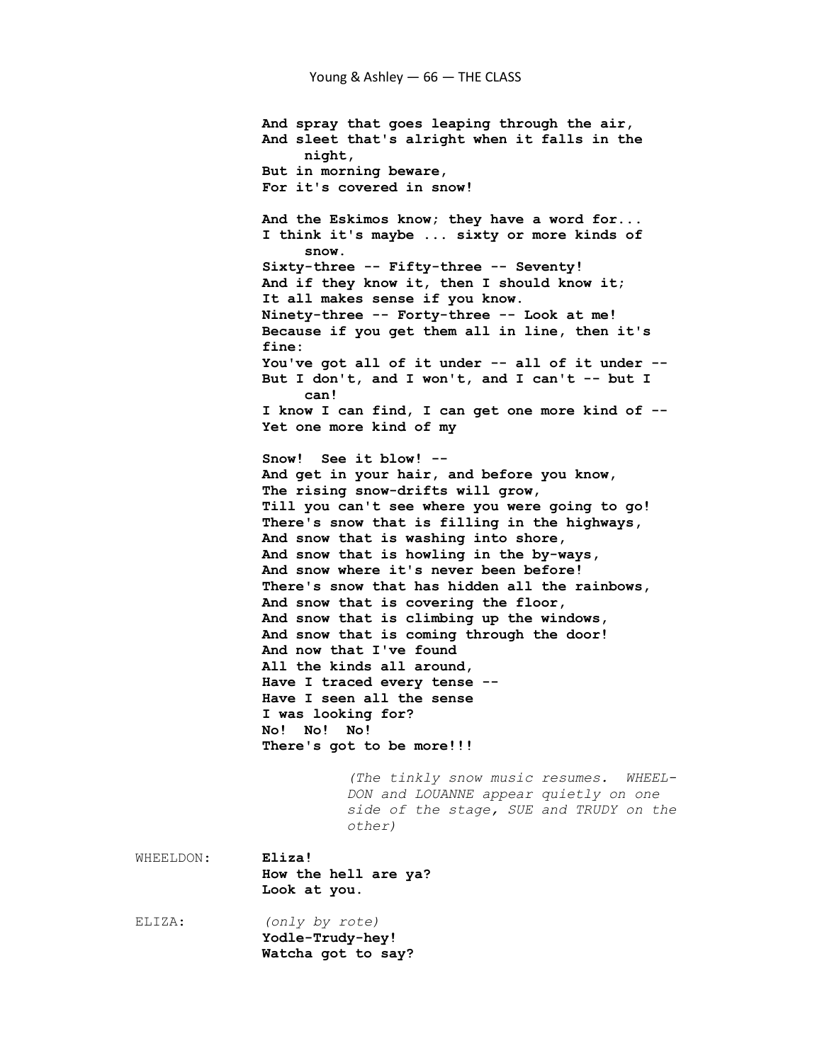**And spray that goes leaping through the air,**
**And sleet that's alright when it falls in the night,**
**But in morning beware,**
**For it's covered in snow!**

**And the Eskimos know; they have a word for...**
**I think it's maybe ... sixty or more kinds of snow.**
**Sixty-three -- Fifty-three -- Seventy!**
**And if they know it, then I should know it;**
**It all makes sense if you know.**
**Ninety-three -- Forty-three -- Look at me!**
**Because if you get them all in line, then it's fine:**
**You've got all of it under -- all of it under --**
**But I don't, and I won't, and I can't -- but I can!**
**I know I can find, I can get one more kind of --**
**Yet one more kind of my**

**Snow! See it blow! --**
**And get in your hair, and before you know,**
**The rising snow-drifts will grow,**
**Till you can't see where you were going to go!**
**There's snow that is filling in the highways,**
**And snow that is washing into shore,**
**And snow that is howling in the by-ways,**
**And snow where it's never been before!**
**There's snow that has hidden all the rainbows,**
**And snow that is covering the floor,**
**And snow that is climbing up the windows,**
**And snow that is coming through the door!**
**And now that I've found**
**All the kinds all around,**
**Have I traced every tense --**
**Have I seen all the sense**
**I was looking for?**
**No! No! No!**
**There's got to be more!!!**

*(The tinkly snow music resumes. WHEELDON and LOUANNE appear quietly on one side of the stage, SUE and TRUDY on the other)*

WHEELDON: **Eliza!**
**How the hell are ya?**
**Look at you.**

ELIZA: *(only by rote)*
**Yodle-Trudy-hey!**
**Watcha got to say?**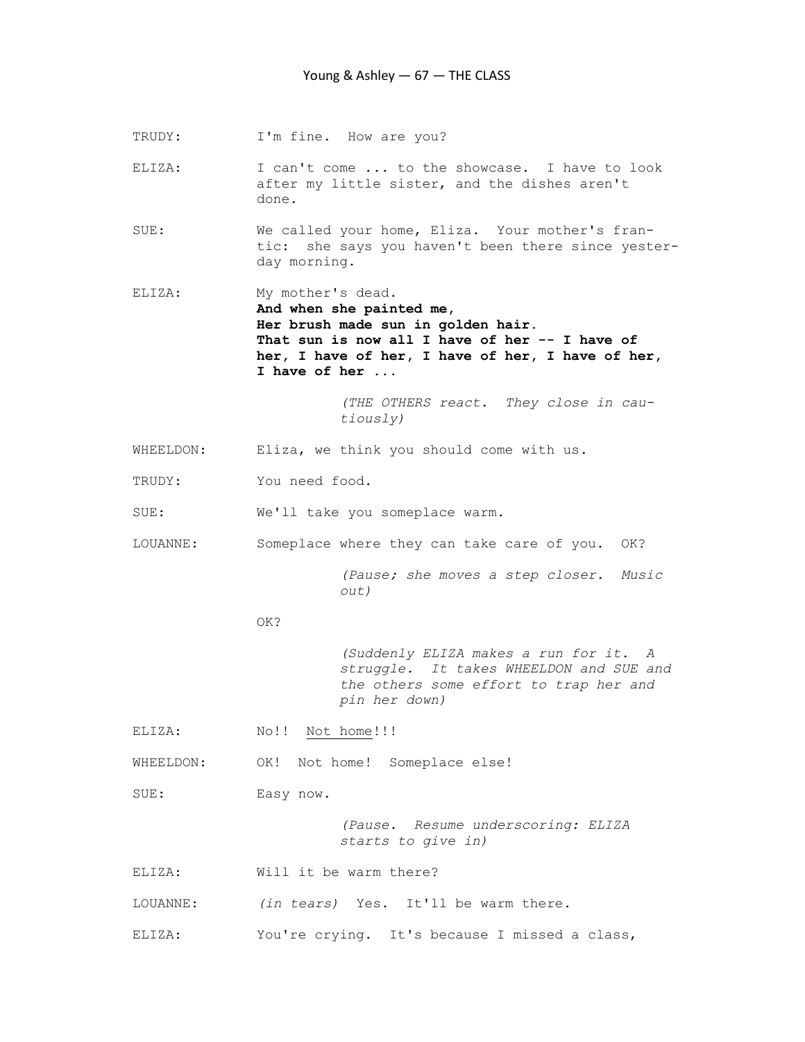TRUDY: I'm fine. How are you?

ELIZA: I can't come ... to the showcase. I have to look after my little sister, and the dishes aren't done.

SUE: We called your home, Eliza. Your mother's frantic: she says you haven't been there since yesterday morning.

ELIZA: My mother's dead.
**And when she painted me,**
**Her brush made sun in golden hair.**
**That sun is now all I have of her -- I have of her, I have of her, I have of her, I have of her, I have of her ...**

*(THE OTHERS react. They close in cautiously)*

WHEELDON: Eliza, we think you should come with us.

TRUDY: You need food.

SUE: We'll take you someplace warm.

LOUANNE: Someplace where they can take care of you. OK?

*(Pause; she moves a step closer. Music out)*

OK?

*(Suddenly ELIZA makes a run for it. A struggle. It takes WHEELDON and SUE and the others some effort to trap her and pin her down)*

ELIZA: No!! Not home!!!

WHEELDON: OK! Not home! Someplace else!

SUE: Easy now.

*(Pause. Resume underscoring: ELIZA starts to give in)*

ELIZA: Will it be warm there?

LOUANNE: *(in tears)* Yes. It'll be warm there.

ELIZA: You're crying. It's because I missed a class,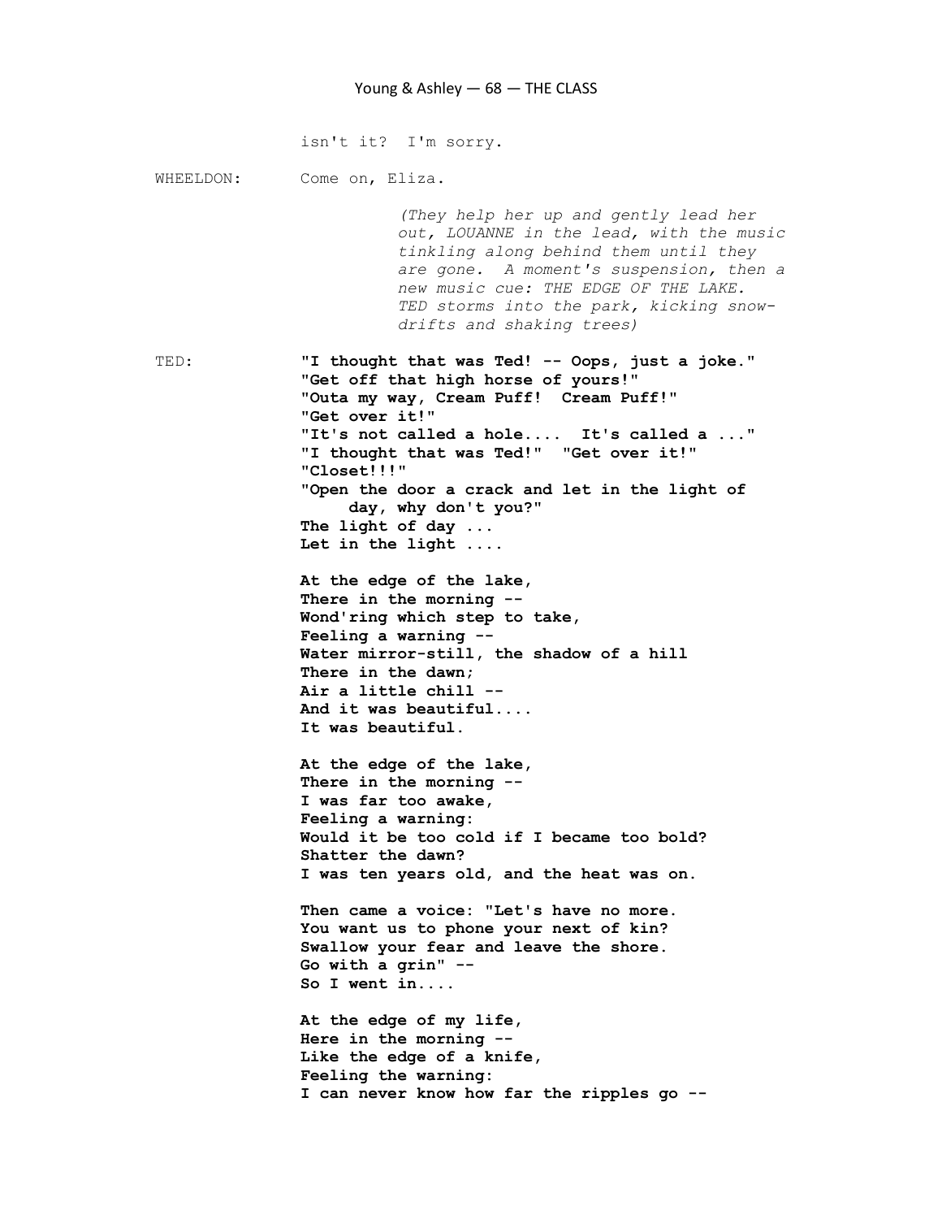isn't it? I'm sorry.

WHEELDON: Come on, Eliza.

*(They help her up and gently lead her out, LOUANNE in the lead, with the music tinkling along behind them until they are gone. A moment's suspension, then a new music cue: THE EDGE OF THE LAKE. TED storms into the park, kicking snow-drifts and shaking trees)*

TED: **"I thought that was Ted! -- Oops, just a joke."**
**"Get off that high horse of yours!"**
**"Outa my way, Cream Puff! Cream Puff!"**
**"Get over it!"**
**"It's not called a hole.... It's called a ..."**
**"I thought that was Ted!" "Get over it!"**
**"Closet!!!"**
**"Open the door a crack and let in the light of day, why don't you?"**
**The light of day ...**
**Let in the light ....**

**At the edge of the lake,**
**There in the morning --**
**Wond'ring which step to take,**
**Feeling a warning --**
**Water mirror-still, the shadow of a hill**
**There in the dawn;**
**Air a little chill --**
**And it was beautiful....**
**It was beautiful.**

**At the edge of the lake,**
**There in the morning --**
**I was far too awake,**
**Feeling a warning:**
**Would it be too cold if I became too bold?**
**Shatter the dawn?**
**I was ten years old, and the heat was on.**

**Then came a voice: "Let's have no more.**
**You want us to phone your next of kin?**
**Swallow your fear and leave the shore.**
**Go with a grin" --**
**So I went in....**

**At the edge of my life,**
**Here in the morning --**
**Like the edge of a knife,**
**Feeling the warning:**
**I can never know how far the ripples go --**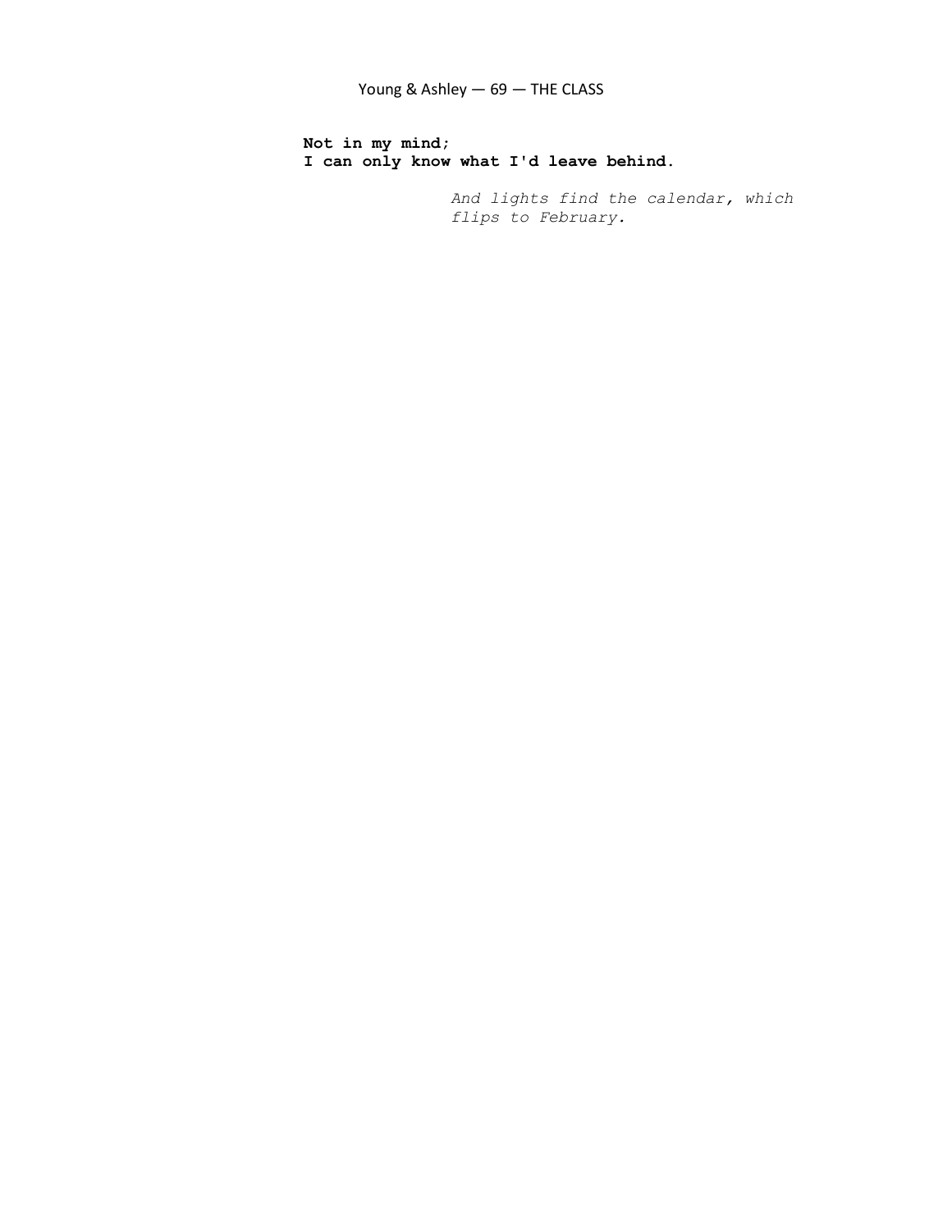**Not in my mind;**
**I can only know what I'd leave behind.**

*And lights find the calendar, which flips to February.*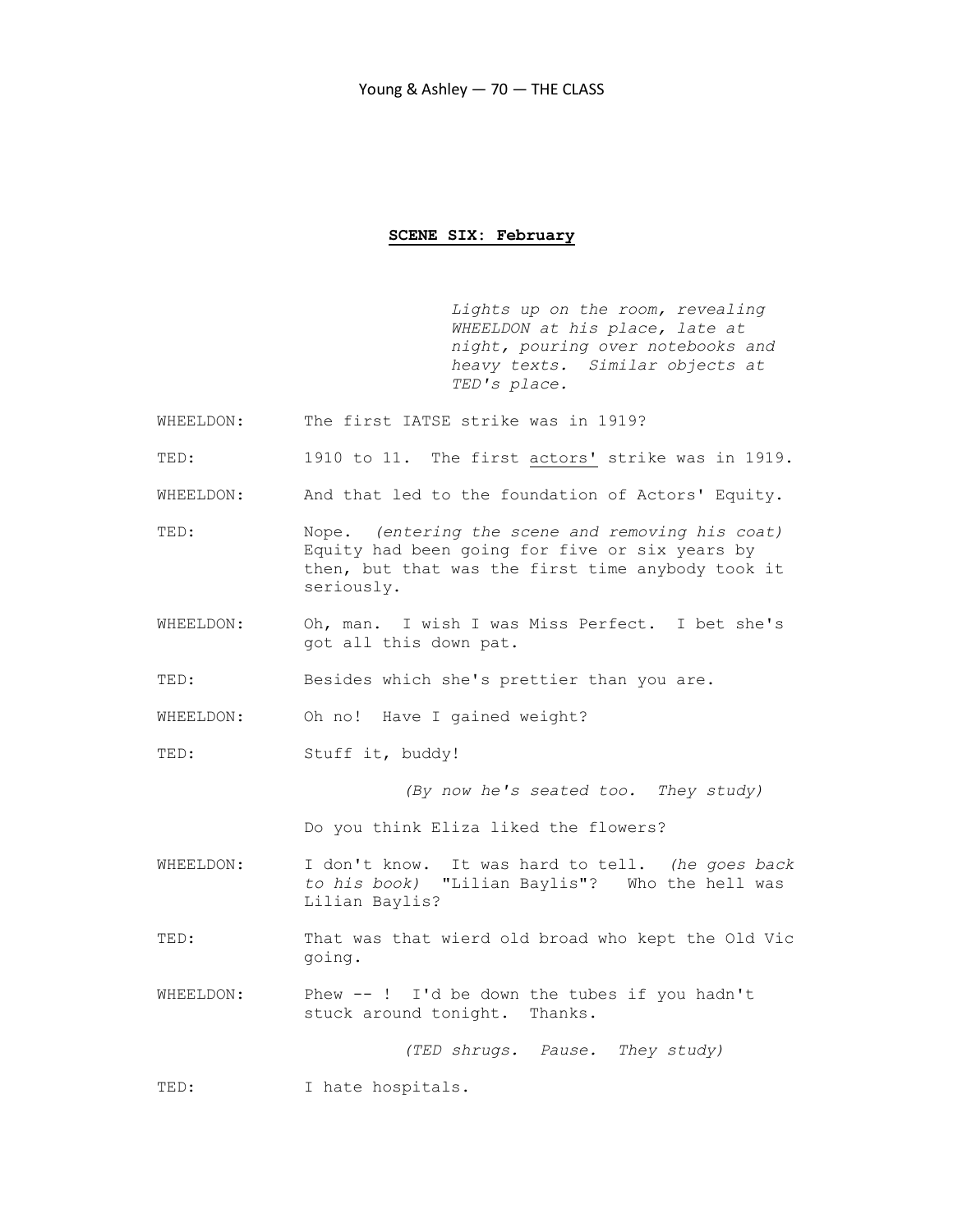**SCENE SIX: February**

*Lights up on the room, revealing WHEELDON at his place, late at night, pouring over notebooks and heavy texts. Similar objects at TED's place.*

WHEELDON: The first IATSE strike was in 1919?

TED: 1910 to 11. The first <u>actors'</u> strike was in 1919.

WHEELDON: And that led to the foundation of Actors' Equity.

TED: Nope. *(entering the scene and removing his coat)* Equity had been going for five or six years by then, but that was the first time anybody took it seriously.

WHEELDON: Oh, man. I wish I was Miss Perfect. I bet she's got all this down pat.

TED: Besides which she's prettier than you are.

WHEELDON: Oh no! Have I gained weight?

TED: Stuff it, buddy!

*(By now he's seated too. They study)*

Do you think Eliza liked the flowers?

WHEELDON: I don't know. It was hard to tell. *(he goes back to his book)* "Lilian Baylis"? Who the hell was Lilian Baylis?

TED: That was that wierd old broad who kept the Old Vic going.

WHEELDON: Phew -- ! I'd be down the tubes if you hadn't stuck around tonight. Thanks.

*(TED shrugs. Pause. They study)*

TED: I hate hospitals.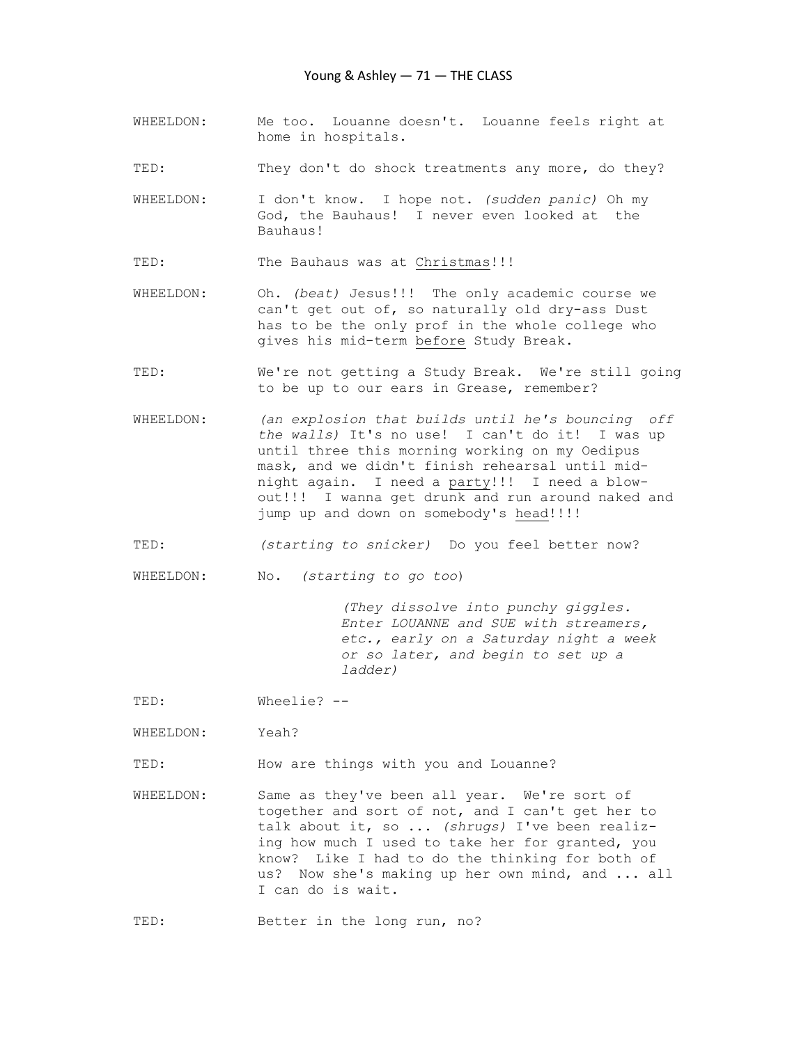WHEELDON: Me too. Louanne doesn't. Louanne feels right at home in hospitals.

TED: They don't do shock treatments any more, do they?

WHEELDON: I don't know. I hope not. *(sudden panic)* Oh my God, the Bauhaus! I never even looked at the Bauhaus!

TED: The Bauhaus was at <u>Christmas</u>!!!

WHEELDON: Oh. *(beat)* Jesus!!! The only academic course we can't get out of, so naturally old dry-ass Dust has to be the only prof in the whole college who gives his mid-term <u>before</u> Study Break.

TED: We're not getting a Study Break. We're still going to be up to our ears in Grease, remember?

WHEELDON: *(an explosion that builds until he's bouncing off the walls)* It's no use! I can't do it! I was up until three this morning working on my Oedipus mask, and we didn't finish rehearsal until mid-night again. I need a <u>party</u>!!! I need a blow-out!!! I wanna get drunk and run around naked and jump up and down on somebody's <u>head</u>!!!!

TED: *(starting to snicker)* Do you feel better now?

WHEELDON: No. *(starting to go too)*

*(They dissolve into punchy giggles. Enter LOUANNE and SUE with streamers, etc., early on a Saturday night a week or so later, and begin to set up a ladder)*

TED: Wheelie? --

WHEELDON: Yeah?

TED: How are things with you and Louanne?

WHEELDON: Same as they've been all year. We're sort of together and sort of not, and I can't get her to talk about it, so ... *(shrugs)* I've been realiz-ing how much I used to take her for granted, you know? Like I had to do the thinking for both of us? Now she's making up her own mind, and ... all I can do is wait.

TED: Better in the long run, no?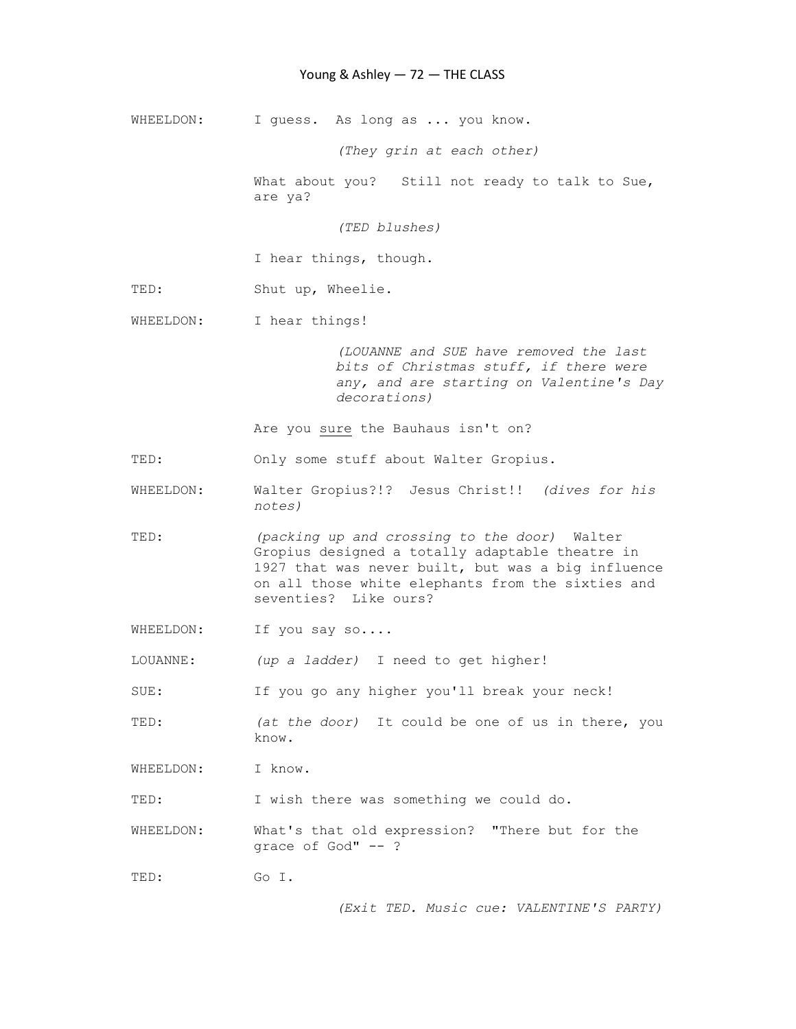WHEELDON: I guess. As long as ... you know.

*(They grin at each other)*

What about you? Still not ready to talk to Sue, are ya?

*(TED blushes)*

I hear things, though.

TED: Shut up, Wheelie.

WHEELDON: I hear things!

*(LOUANNE and SUE have removed the last bits of Christmas stuff, if there were any, and are starting on Valentine's Day decorations)*

Are you <u>sure</u> the Bauhaus isn't on?

TED: Only some stuff about Walter Gropius.

WHEELDON: Walter Gropius?!? Jesus Christ!! *(dives for his notes)*

TED: *(packing up and crossing to the door)* Walter Gropius designed a totally adaptable theatre in 1927 that was never built, but was a big influence on all those white elephants from the sixties and seventies? Like ours?

WHEELDON: If you say so....

LOUANNE: *(up a ladder)* I need to get higher!

SUE: If you go any higher you'll break your neck!

TED: *(at the door)* It could be one of us in there, you know.

WHEELDON: I know.

TED: I wish there was something we could do.

WHEELDON: What's that old expression? "There but for the grace of God" -- ?

TED: Go I.

*(Exit TED. Music cue: VALENTINE'S PARTY)*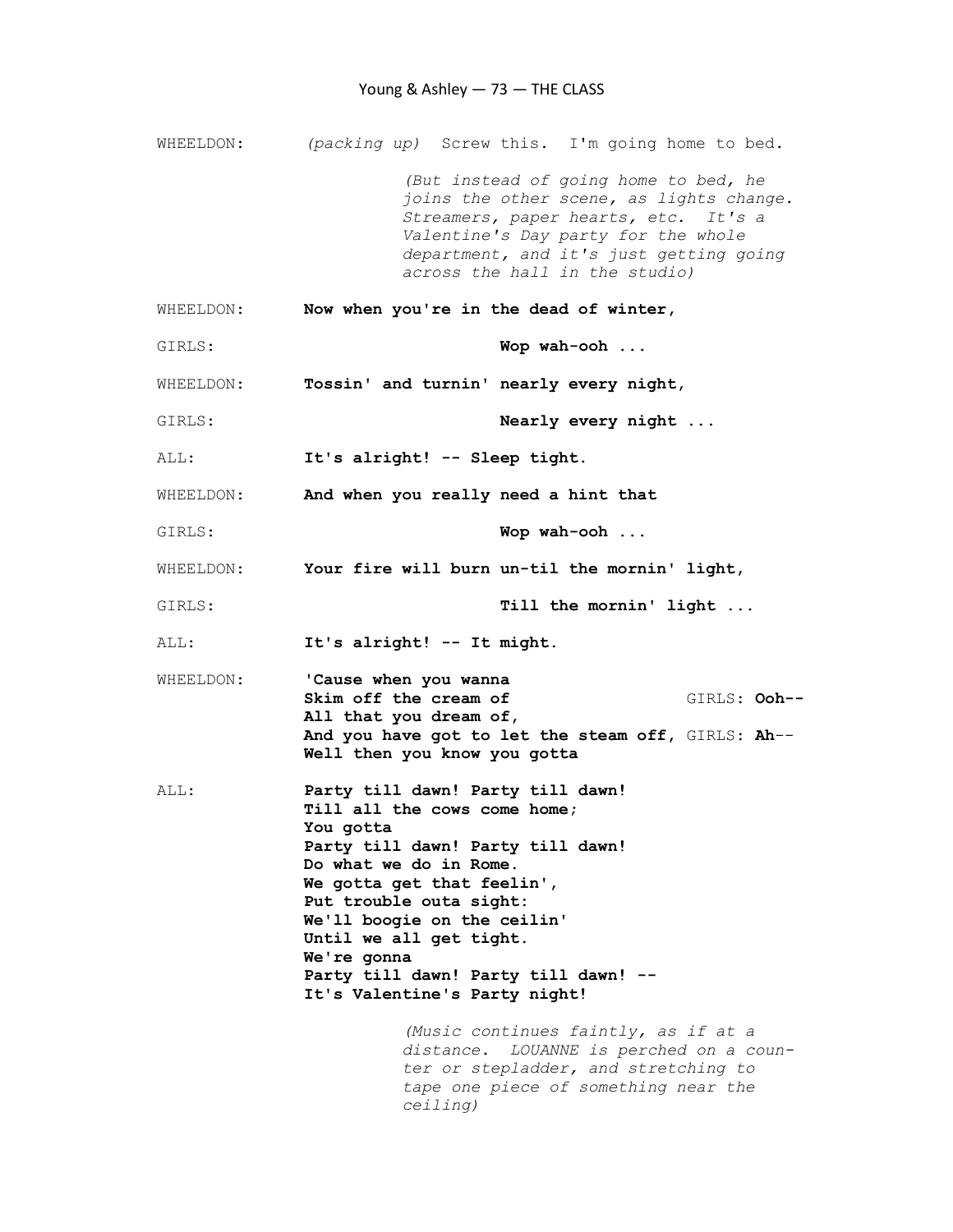WHEELDON: *(packing up)* Screw this. I'm going home to bed.

*(But instead of going home to bed, he joins the other scene, as lights change. Streamers, paper hearts, etc. It's a Valentine's Day party for the whole department, and it's just getting going across the hall in the studio)*

WHEELDON: **Now when you're in the dead of winter,**

GIRLS: **Wop wah-ooh ...**

WHEELDON: **Tossin' and turnin' nearly every night,**

GIRLS: **Nearly every night ...**

ALL: **It's alright! -- Sleep tight.**

WHEELDON: **And when you really need a hint that**

GIRLS: **Wop wah-ooh ...**

WHEELDON: **Your fire will burn un-til the mornin' light,**

GIRLS: **Till the mornin' light ...**

ALL: **It's alright! -- It might.**

WHEELDON: **'Cause when you wanna**
**Skim off the cream of** GIRLS: **Ooh--**
**All that you dream of,**
**And you have got to let the steam off,** GIRLS: **Ah**--
**Well then you know you gotta**

ALL: **Party till dawn! Party till dawn!**
**Till all the cows come home;**
**You gotta**
**Party till dawn! Party till dawn!**
**Do what we do in Rome.**
**We gotta get that feelin',**
**Put trouble outa sight:**
**We'll boogie on the ceilin'**
**Until we all get tight.**
**We're gonna**
**Party till dawn! Party till dawn! --**
**It's Valentine's Party night!**

*(Music continues faintly, as if at a distance. LOUANNE is perched on a counter or stepladder, and stretching to tape one piece of something near the ceiling)*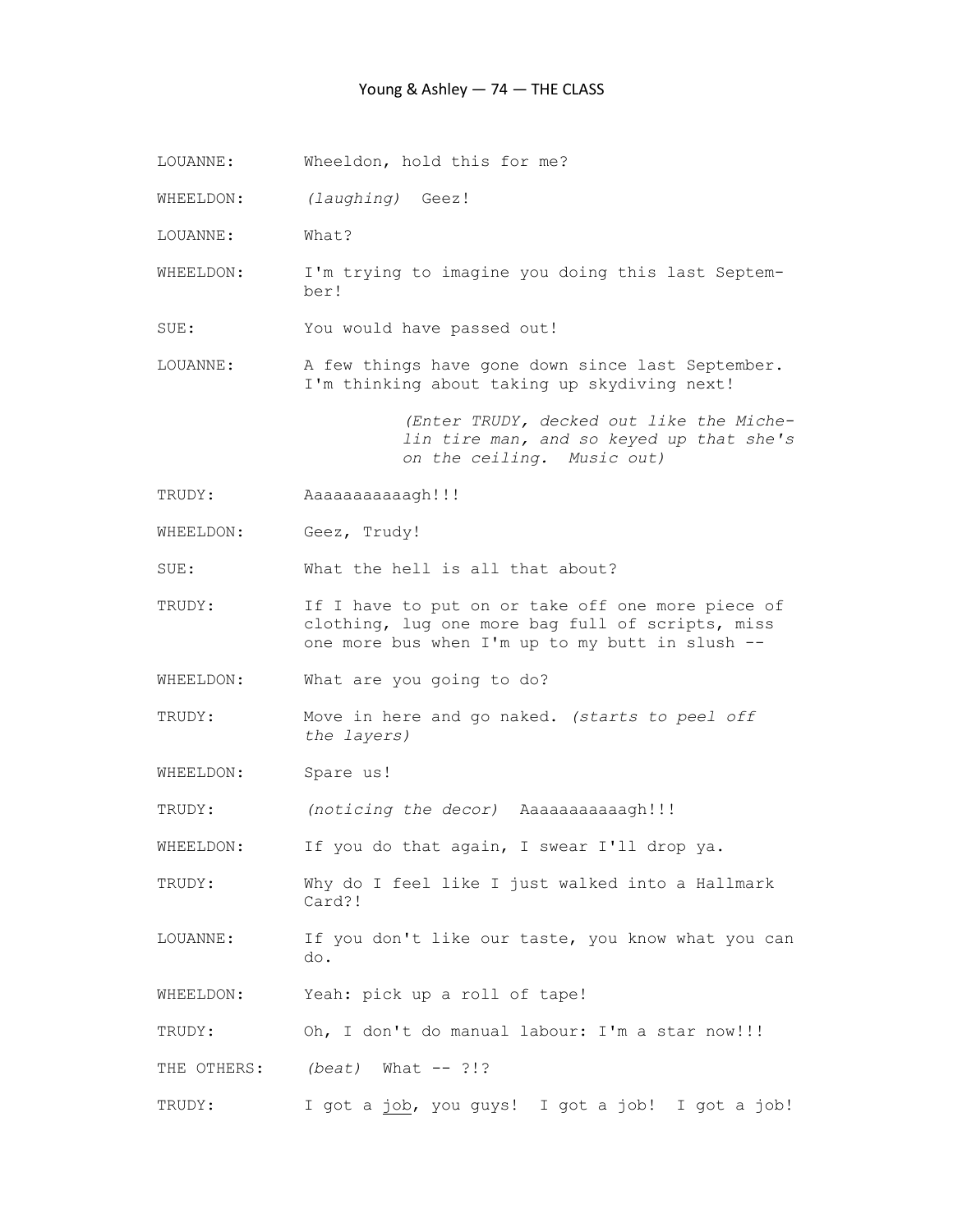LOUANNE: Wheeldon, hold this for me?

WHEELDON: *(laughing)* Geez!

LOUANNE: What?

WHEELDON: I'm trying to imagine you doing this last September!

SUE: You would have passed out!

LOUANNE: A few things have gone down since last September. I'm thinking about taking up skydiving next!

*(Enter TRUDY, decked out like the Michelin tire man, and so keyed up that she's on the ceiling. Music out)*

TRUDY: Aaaaaaaaaaagh!!!

WHEELDON: Geez, Trudy!

SUE: What the hell is all that about?

TRUDY: If I have to put on or take off one more piece of clothing, lug one more bag full of scripts, miss one more bus when I'm up to my butt in slush --

WHEELDON: What are you going to do?

TRUDY: Move in here and go naked. *(starts to peel off the layers)*

WHEELDON: Spare us!

TRUDY: *(noticing the decor)* Aaaaaaaaaaagh!!!

WHEELDON: If you do that again, I swear I'll drop ya.

TRUDY: Why do I feel like I just walked into a Hallmark Card?!

LOUANNE: If you don't like our taste, you know what you can do.

WHEELDON: Yeah: pick up a roll of tape!

TRUDY: Oh, I don't do manual labour: I'm a star now!!!

THE OTHERS: *(beat)* What -- ?!?

TRUDY: I got a <u>job</u>, you guys! I got a job! I got a job!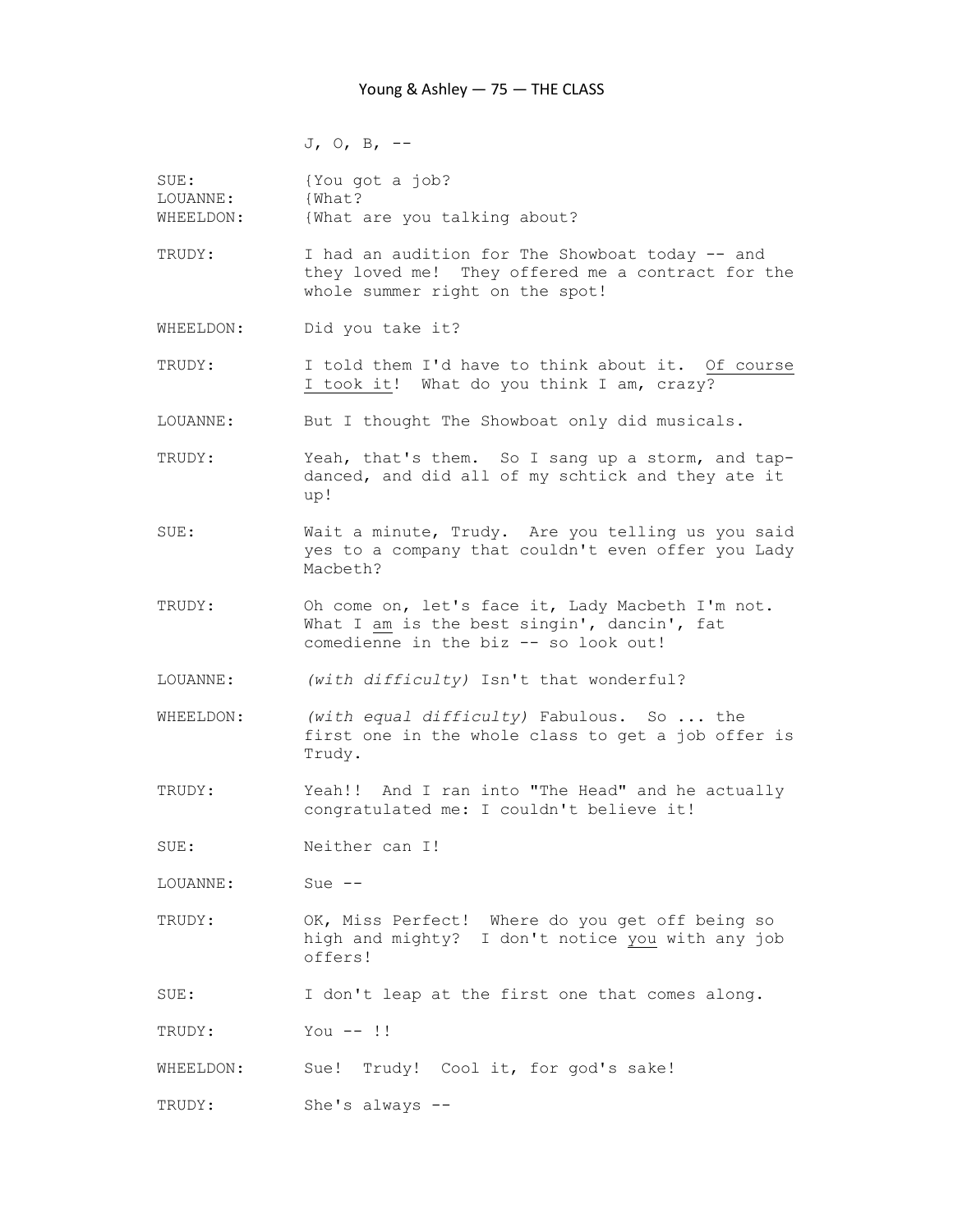J, O, B, --

SUE: {You got a job?
LOUANNE: {What?
WHEELDON: {What are you talking about?

TRUDY: I had an audition for The Showboat today -- and they loved me! They offered me a contract for the whole summer right on the spot!

WHEELDON: Did you take it?

TRUDY: I told them I'd have to think about it. Of course I took it! What do you think I am, crazy?

LOUANNE: But I thought The Showboat only did musicals.

TRUDY: Yeah, that's them. So I sang up a storm, and tap-danced, and did all of my schtick and they ate it up!

SUE: Wait a minute, Trudy. Are you telling us you said yes to a company that couldn't even offer you Lady Macbeth?

TRUDY: Oh come on, let's face it, Lady Macbeth I'm not. What I am is the best singin', dancin', fat comedienne in the biz -- so look out!

LOUANNE: *(with difficulty)* Isn't that wonderful?

WHEELDON: *(with equal difficulty)* Fabulous. So ... the first one in the whole class to get a job offer is Trudy.

TRUDY: Yeah!! And I ran into "The Head" and he actually congratulated me: I couldn't believe it!

SUE: Neither can I!

LOUANNE: Sue --

TRUDY: OK, Miss Perfect! Where do you get off being so high and mighty? I don't notice you with any job offers!

SUE: I don't leap at the first one that comes along.

TRUDY: You -- !!

WHEELDON: Sue! Trudy! Cool it, for god's sake!

TRUDY: She's always --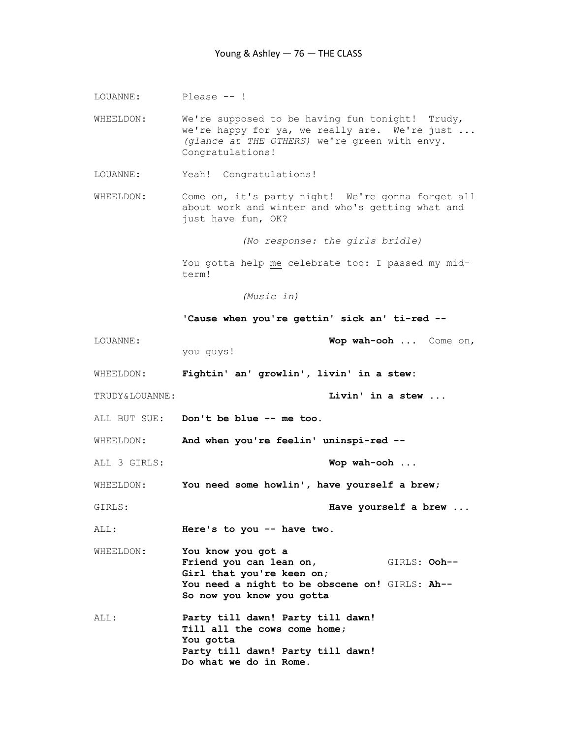LOUANNE: Please -- !

WHEELDON: We're supposed to be having fun tonight! Trudy, we're happy for ya, we really are. We're just ... *(glance at THE OTHERS)* we're green with envy. Congratulations!

LOUANNE: Yeah! Congratulations!

WHEELDON: Come on, it's party night! We're gonna forget all about work and winter and who's getting what and just have fun, OK?

*(No response: the girls bridle)*

You gotta help <u>me</u> celebrate too: I passed my mid-term!

*(Music in)*

**'Cause when you're gettin' sick an' ti-red --**

LOUANNE: **Wop wah-ooh ...** Come on, you guys!

WHEELDON: **Fightin' an' growlin', livin' in a stew:**

TRUDY&LOUANNE: **Livin' in a stew ...**

ALL BUT SUE: **Don't be blue -- me too.**

WHEELDON: **And when you're feelin' uninspi-red --**

ALL 3 GIRLS: **Wop wah-ooh ...**

WHEELDON: **You need some howlin', have yourself a brew;**

GIRLS: **Have yourself a brew ...**

ALL: **Here's to you -- have two.**

WHEELDON: **You know you got a**
**Friend you can lean on,** GIRLS: **Ooh--**
**Girl that you're keen on;**
**You need a night to be obscene on!** GIRLS: **Ah--**
**So now you know you gotta**

ALL: **Party till dawn! Party till dawn!**
**Till all the cows come home;**
**You gotta**
**Party till dawn! Party till dawn!**
**Do what we do in Rome.**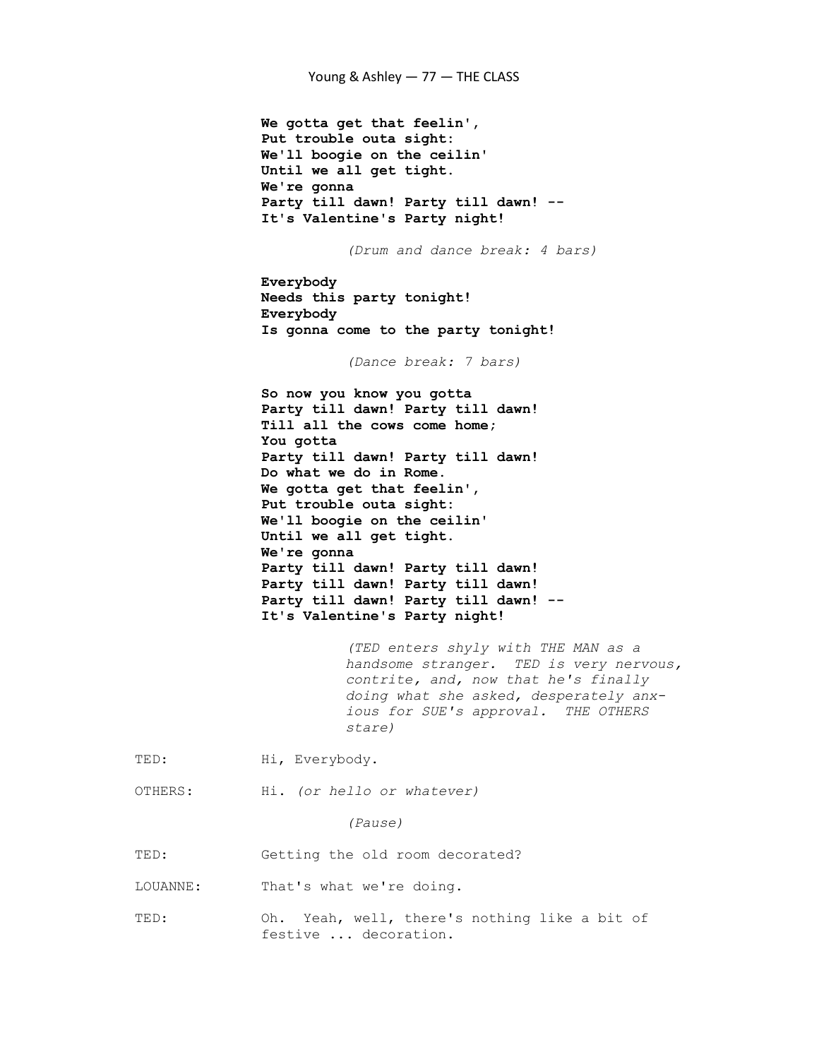**We gotta get that feelin',**
**Put trouble outa sight:**
**We'll boogie on the ceilin'**
**Until we all get tight.**
**We're gonna**
**Party till dawn! Party till dawn! --**
**It's Valentine's Party night!**

*(Drum and dance break: 4 bars)*

**Everybody**
**Needs this party tonight!**
**Everybody**
**Is gonna come to the party tonight!**

*(Dance break: 7 bars)*

**So now you know you gotta**
**Party till dawn! Party till dawn!**
**Till all the cows come home;**
**You gotta**
**Party till dawn! Party till dawn!**
**Do what we do in Rome.**
**We gotta get that feelin',**
**Put trouble outa sight:**
**We'll boogie on the ceilin'**
**Until we all get tight.**
**We're gonna**
**Party till dawn! Party till dawn!**
**Party till dawn! Party till dawn!**
**Party till dawn! Party till dawn! --**
**It's Valentine's Party night!**

*(TED enters shyly with THE MAN as a handsome stranger. TED is very nervous, contrite, and, now that he's finally doing what she asked, desperately anxious for SUE's approval. THE OTHERS stare)*

TED: Hi, Everybody.

OTHERS: Hi. *(or hello or whatever)*

*(Pause)*

TED: Getting the old room decorated?

LOUANNE: That's what we're doing.

TED: Oh. Yeah, well, there's nothing like a bit of festive ... decoration.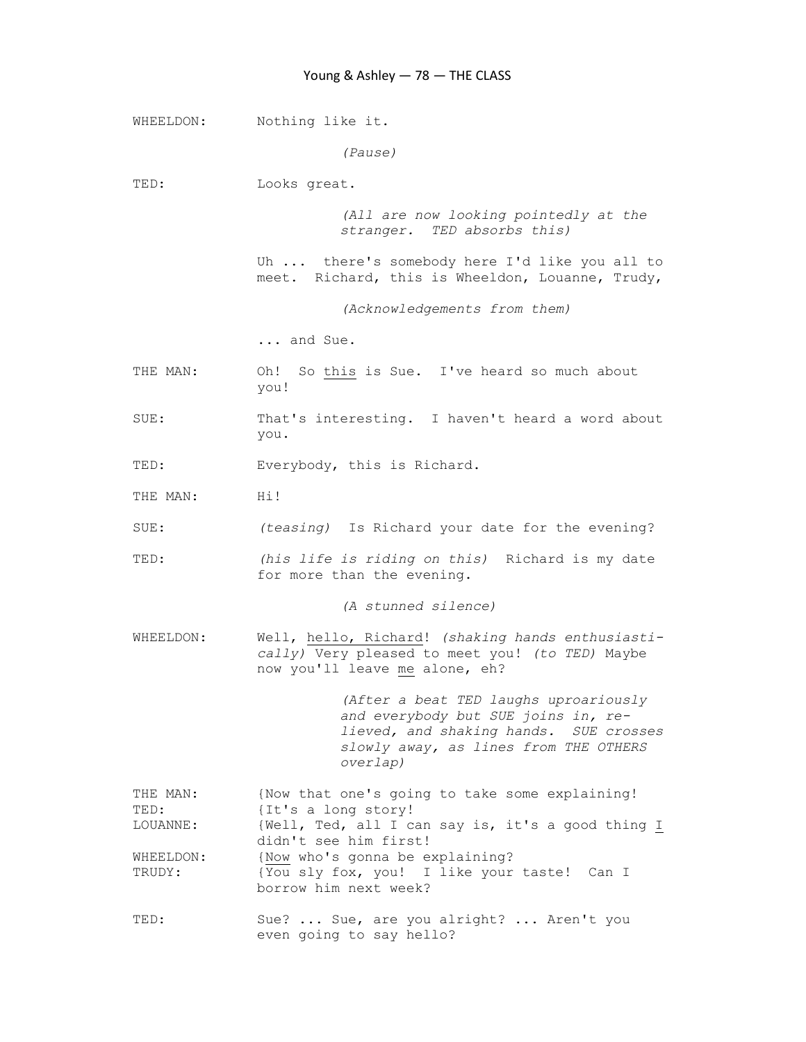WHEELDON: Nothing like it.

*(Pause)*

TED: Looks great.

*(All are now looking pointedly at the stranger. TED absorbs this)*

Uh ... there's somebody here I'd like you all to meet. Richard, this is Wheeldon, Louanne, Trudy,

*(Acknowledgements from them)*

... and Sue.

THE MAN: Oh! So <u>this</u> is Sue. I've heard so much about you!

SUE: That's interesting. I haven't heard a word about you.

TED: Everybody, this is Richard.

THE MAN: Hi!

SUE: *(teasing)* Is Richard your date for the evening?

TED: *(his life is riding on this)* Richard is my date for more than the evening.

*(A stunned silence)*

WHEELDON: Well, <u>hello, Richard</u>! *(shaking hands enthusiastically)* Very pleased to meet you! *(to TED)* Maybe now you'll leave <u>me</u> alone, eh?

*(After a beat TED laughs uproariously and everybody but SUE joins in, relieved, and shaking hands. SUE crosses slowly away, as lines from THE OTHERS overlap)*

THE MAN: {Now that one's going to take some explaining!
TED: {It's a long story!
LOUANNE: {Well, Ted, all I can say is, it's a good thing <u>I</u> didn't see him first!
WHEELDON: {<u>Now</u> who's gonna be explaining?
TRUDY: {You sly fox, you! I like your taste! Can I borrow him next week?

TED: Sue? ... Sue, are you alright? ... Aren't you even going to say hello?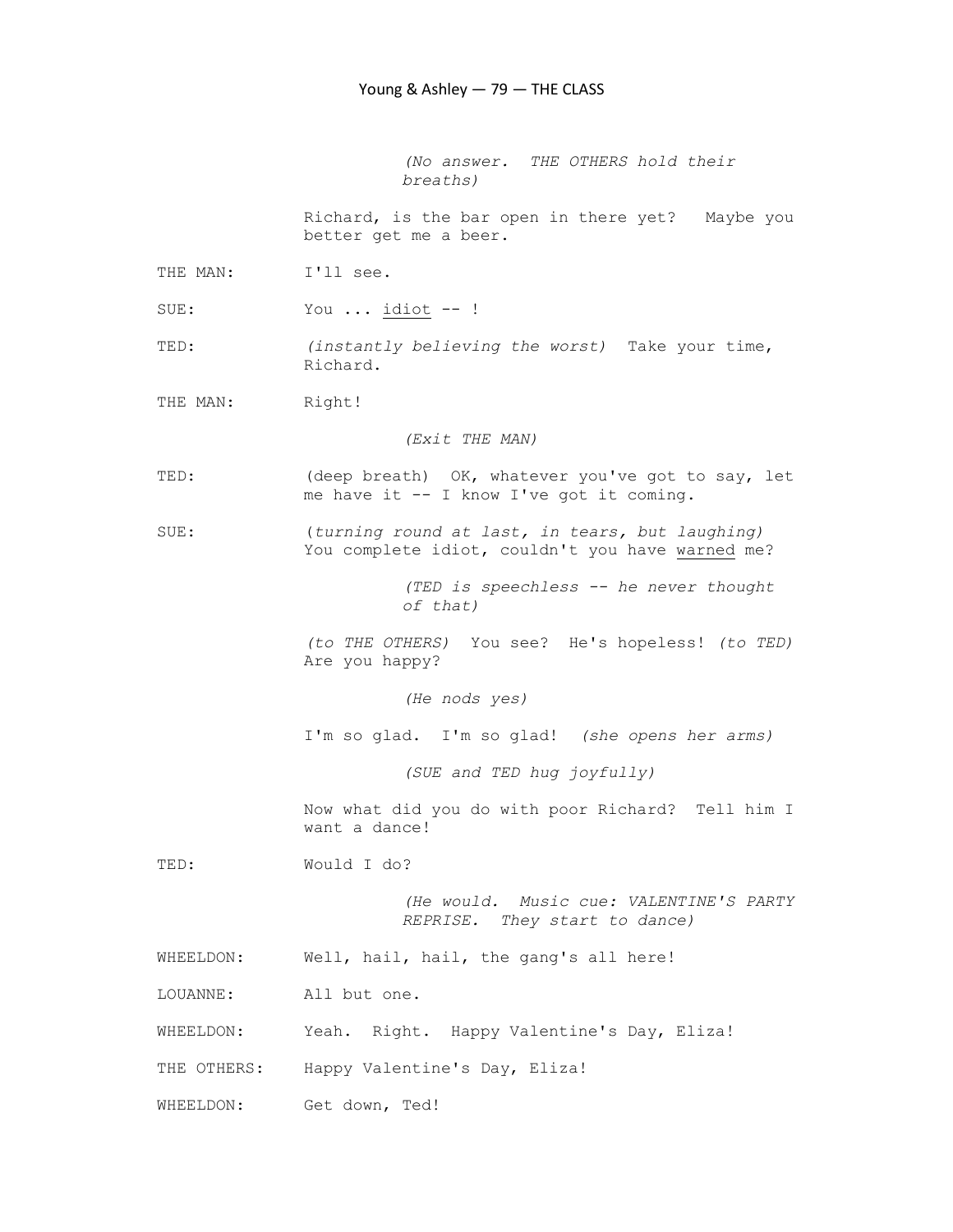*(No answer. THE OTHERS hold their breaths)*

Richard, is the bar open in there yet? Maybe you better get me a beer.

THE MAN: I'll see.

SUE: You ... <u>idiot</u> -- !

TED: *(instantly believing the worst)* Take your time, Richard.

THE MAN: Right!

*(Exit THE MAN)*

TED: (deep breath) OK, whatever you've got to say, let me have it -- I know I've got it coming.

SUE: *(turning round at last, in tears, but laughing)* You complete idiot, couldn't you have <u>warned</u> me?

*(TED is speechless -- he never thought of that)*

*(to THE OTHERS)* You see? He's hopeless! *(to TED)* Are you happy?

*(He nods yes)*

I'm so glad. I'm so glad! *(she opens her arms)*

*(SUE and TED hug joyfully)*

Now what did you do with poor Richard? Tell him I want a dance!

TED: Would I do?

*(He would. Music cue: VALENTINE'S PARTY REPRISE. They start to dance)*

WHEELDON: Well, hail, hail, the gang's all here!

LOUANNE: All but one.

WHEELDON: Yeah. Right. Happy Valentine's Day, Eliza!

THE OTHERS: Happy Valentine's Day, Eliza!

WHEELDON: Get down, Ted!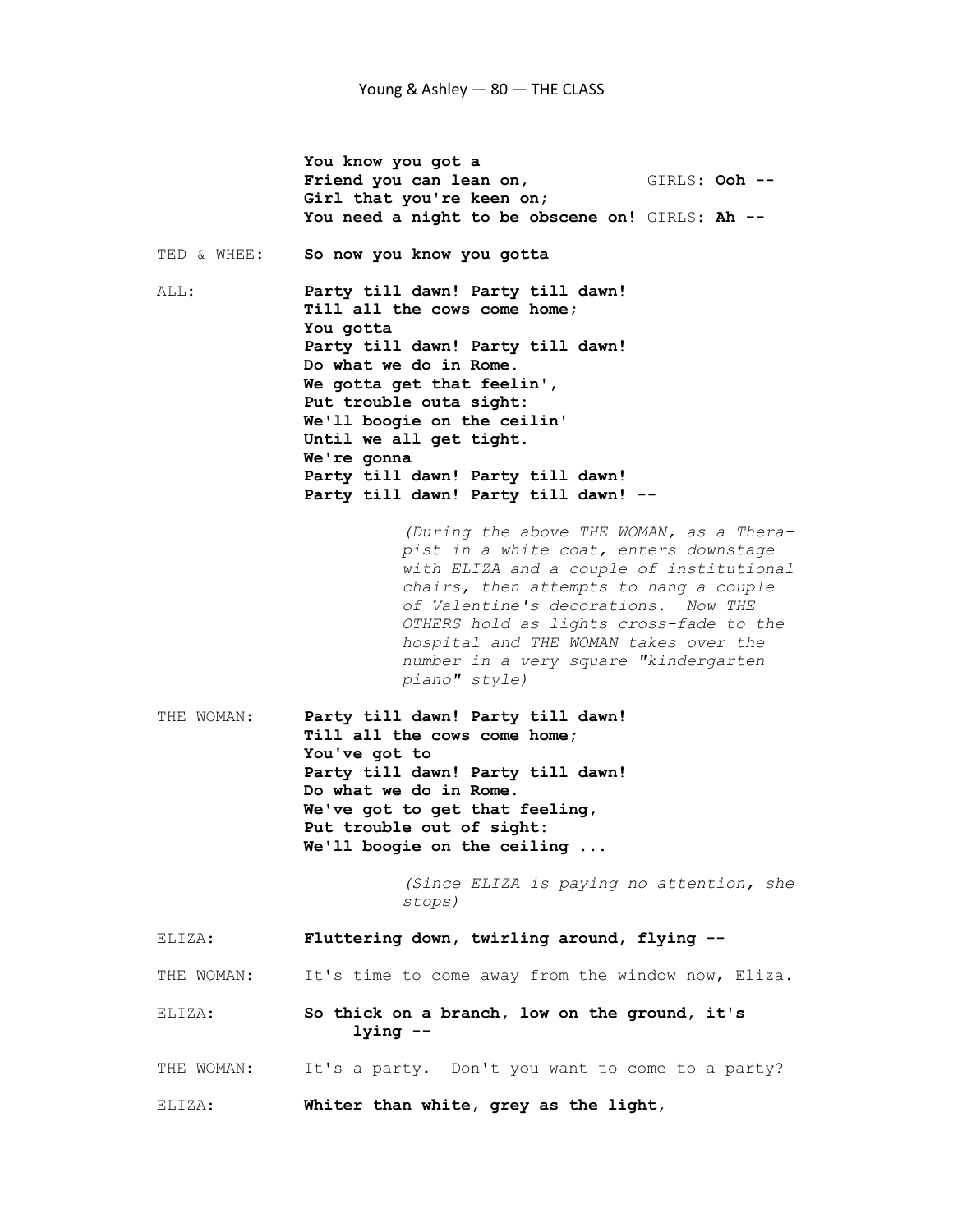**You know you got a**
**Friend you can lean on,** GIRLS: **Ooh --**
**Girl that you're keen on;**
**You need a night to be obscene on!** GIRLS: **Ah --**

TED & WHEE: **So now you know you gotta**

ALL: **Party till dawn! Party till dawn!**
**Till all the cows come home;**
**You gotta**
**Party till dawn! Party till dawn!**
**Do what we do in Rome.**
**We gotta get that feelin',**
**Put trouble outa sight:**
**We'll boogie on the ceilin'**
**Until we all get tight.**
**We're gonna**
**Party till dawn! Party till dawn!**
**Party till dawn! Party till dawn! --**

*(During the above THE WOMAN, as a Therapist in a white coat, enters downstage with ELIZA and a couple of institutional chairs, then attempts to hang a couple of Valentine's decorations. Now THE OTHERS hold as lights cross-fade to the hospital and THE WOMAN takes over the number in a very square "kindergarten piano" style)*

THE WOMAN: **Party till dawn! Party till dawn!**
**Till all the cows come home;**
**You've got to**
**Party till dawn! Party till dawn!**
**Do what we do in Rome.**
**We've got to get that feeling,**
**Put trouble out of sight:**
**We'll boogie on the ceiling ...**

*(Since ELIZA is paying no attention, she stops)*

ELIZA: **Fluttering down, twirling around, flying --**

THE WOMAN: It's time to come away from the window now, Eliza.

ELIZA: **So thick on a branch, low on the ground, it's lying --**

THE WOMAN: It's a party. Don't you want to come to a party?

ELIZA: **Whiter than white, grey as the light,**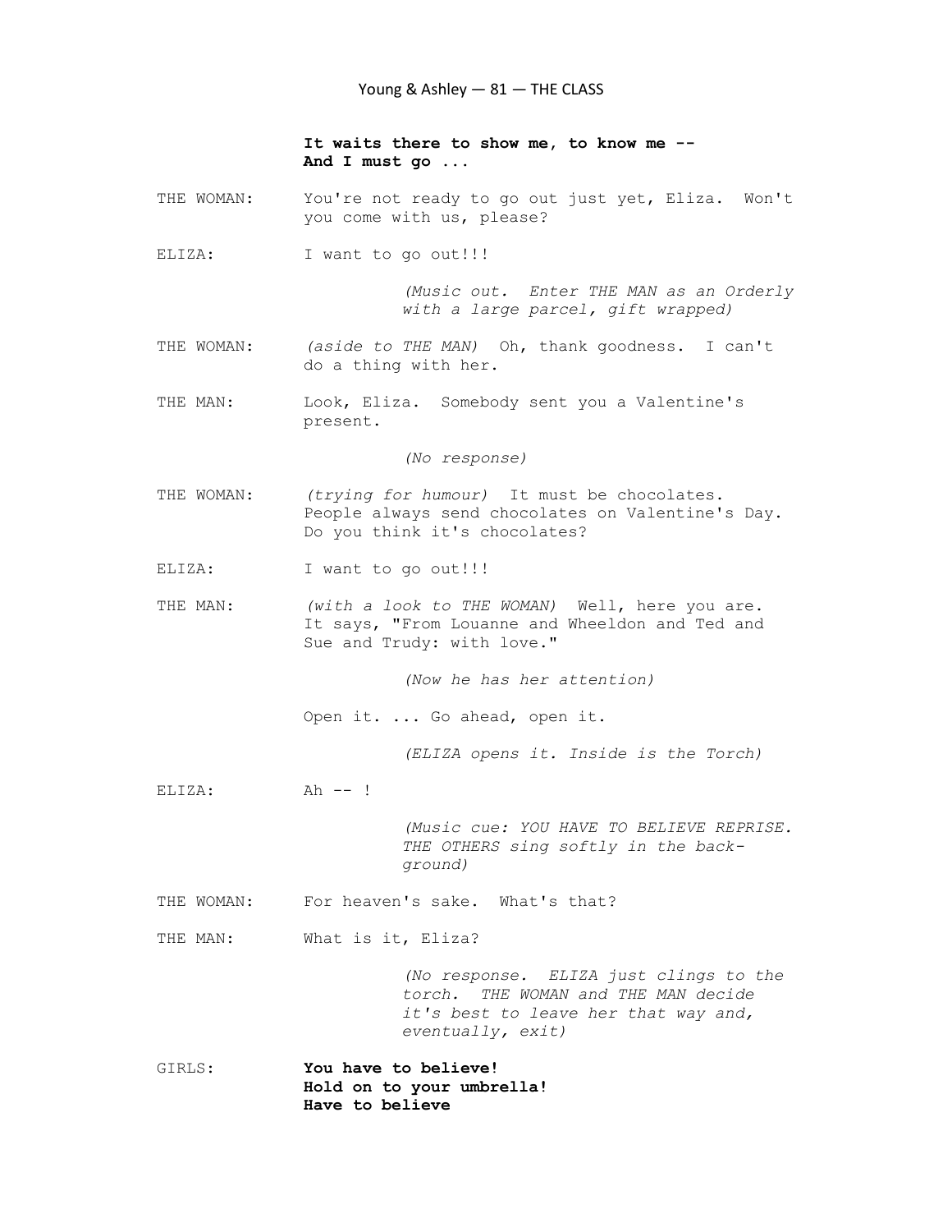**It waits there to show me, to know me --**
**And I must go ...**

THE WOMAN: You're not ready to go out just yet, Eliza. Won't you come with us, please?

ELIZA: I want to go out!!!

*(Music out. Enter THE MAN as an Orderly with a large parcel, gift wrapped)*

THE WOMAN: *(aside to THE MAN)* Oh, thank goodness. I can't do a thing with her.

THE MAN: Look, Eliza. Somebody sent you a Valentine's present.

*(No response)*

THE WOMAN: *(trying for humour)* It must be chocolates. People always send chocolates on Valentine's Day. Do you think it's chocolates?

ELIZA: I want to go out!!!

THE MAN: *(with a look to THE WOMAN)* Well, here you are. It says, "From Louanne and Wheeldon and Ted and Sue and Trudy: with love."

*(Now he has her attention)*

Open it. ... Go ahead, open it.

*(ELIZA opens it. Inside is the Torch)*

ELIZA: Ah -- !

*(Music cue: YOU HAVE TO BELIEVE REPRISE. THE OTHERS sing softly in the background)*

THE WOMAN: For heaven's sake. What's that?

THE MAN: What is it, Eliza?

*(No response. ELIZA just clings to the torch. THE WOMAN and THE MAN decide it's best to leave her that way and, eventually, exit)*

GIRLS: **You have to believe!**
**Hold on to your umbrella!**
**Have to believe**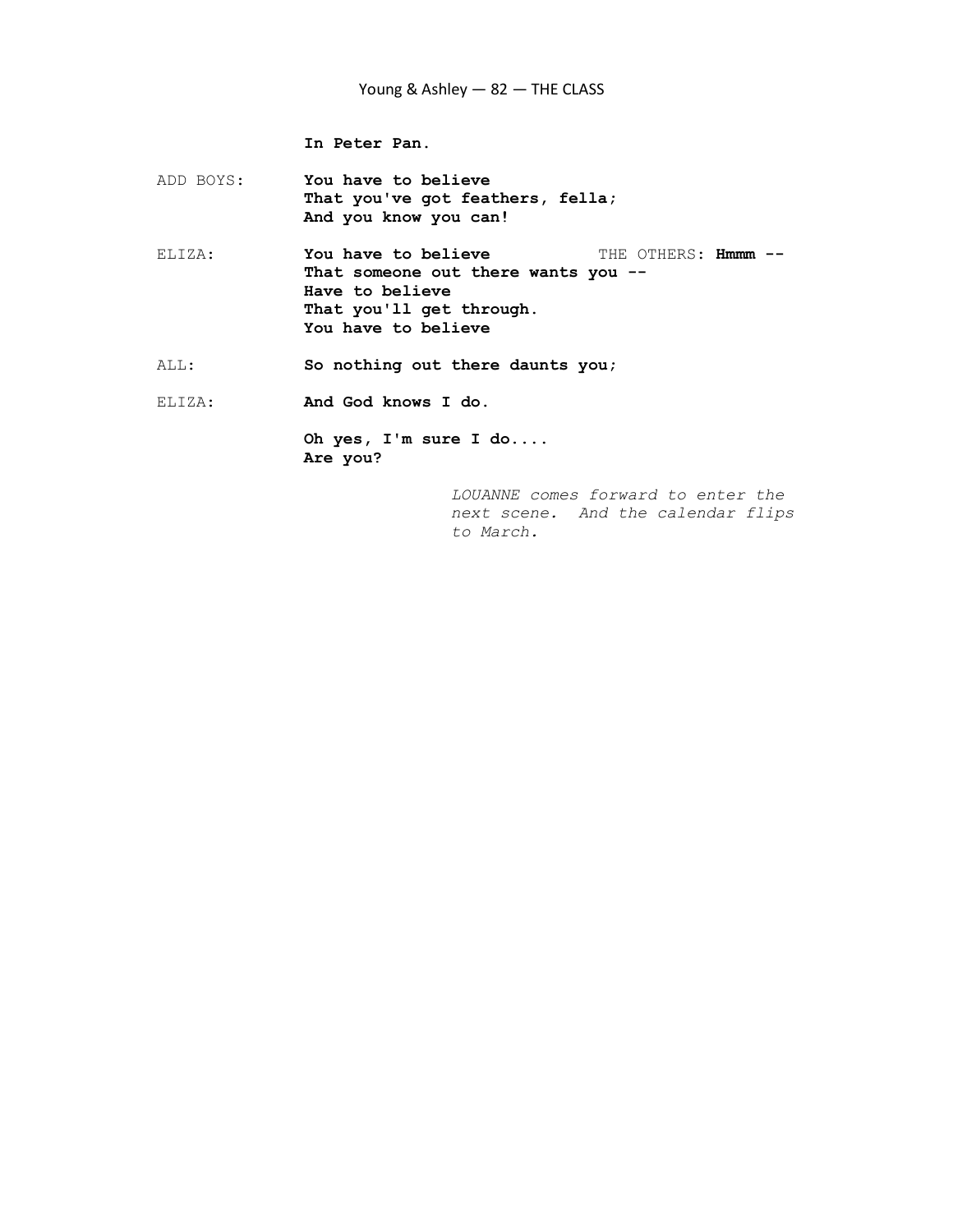**In Peter Pan.**

ADD BOYS: **You have to believe**
**That you've got feathers, fella;**
**And you know you can!**

ELIZA: **You have to believe** THE OTHERS: **Hmmm --**
**That someone out there wants you --**
**Have to believe**
**That you'll get through.**
**You have to believe**

ALL: **So nothing out there daunts you;**

ELIZA: **And God knows I do.**

**Oh yes, I'm sure I do....**
**Are you?**

*LOUANNE comes forward to enter the next scene. And the calendar flips to March.*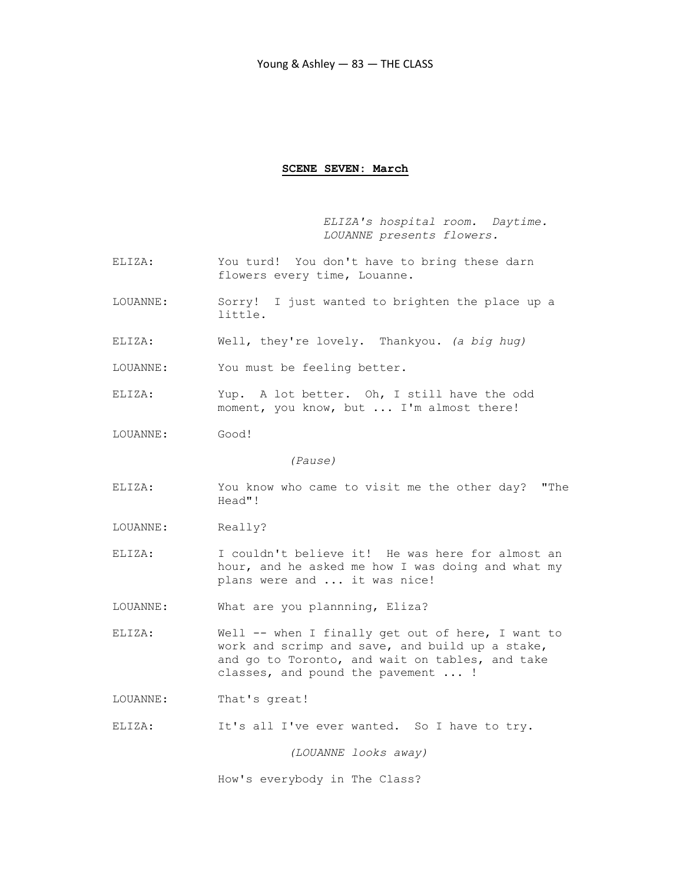## SCENE SEVEN: March

*ELIZA's hospital room. Daytime. LOUANNE presents flowers.*

ELIZA: You turd! You don't have to bring these darn flowers every time, Louanne.

LOUANNE: Sorry! I just wanted to brighten the place up a little.

ELIZA: Well, they're lovely. Thankyou. *(a big hug)*

LOUANNE: You must be feeling better.

ELIZA: Yup. A lot better. Oh, I still have the odd moment, you know, but ... I'm almost there!

LOUANNE: Good!

*(Pause)*

ELIZA: You know who came to visit me the other day? "The Head"!

LOUANNE: Really?

ELIZA: I couldn't believe it! He was here for almost an hour, and he asked me how I was doing and what my plans were and ... it was nice!

LOUANNE: What are you plannning, Eliza?

ELIZA: Well -- when I finally get out of here, I want to work and scrimp and save, and build up a stake, and go to Toronto, and wait on tables, and take classes, and pound the pavement ... !

LOUANNE: That's great!

ELIZA: It's all I've ever wanted. So I have to try.

*(LOUANNE looks away)*

How's everybody in The Class?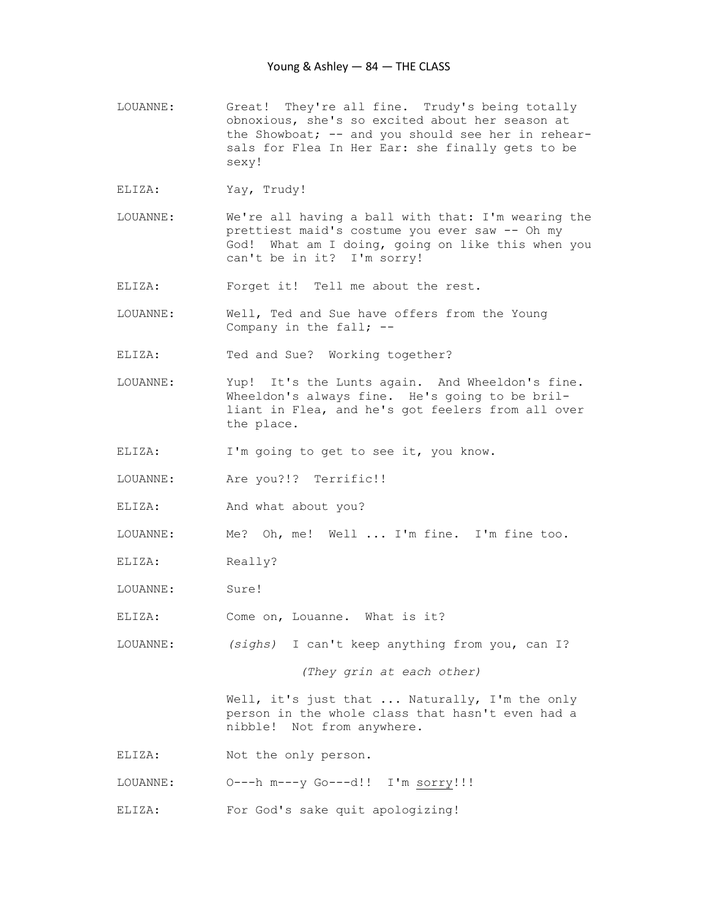LOUANNE: Great! They're all fine. Trudy's being totally obnoxious, she's so excited about her season at the Showboat; -- and you should see her in rehearsals for Flea In Her Ear: she finally gets to be sexy!

ELIZA: Yay, Trudy!

LOUANNE: We're all having a ball with that: I'm wearing the prettiest maid's costume you ever saw -- Oh my God! What am I doing, going on like this when you can't be in it? I'm sorry!

ELIZA: Forget it! Tell me about the rest.

LOUANNE: Well, Ted and Sue have offers from the Young Company in the fall; --

ELIZA: Ted and Sue? Working together?

LOUANNE: Yup! It's the Lunts again. And Wheeldon's fine. Wheeldon's always fine. He's going to be brilliant in Flea, and he's got feelers from all over the place.

ELIZA: I'm going to get to see it, you know.

LOUANNE: Are you?!? Terrific!!

ELIZA: And what about you?

LOUANNE: Me? Oh, me! Well ... I'm fine. I'm fine too.

ELIZA: Really?

LOUANNE: Sure!

ELIZA: Come on, Louanne. What is it?

LOUANNE: *(sighs)* I can't keep anything from you, can I?

*(They grin at each other)*

Well, it's just that ... Naturally, I'm the only person in the whole class that hasn't even had a nibble! Not from anywhere.

ELIZA: Not the only person.

LOUANNE: O---h m---y Go---d!! I'm <u>sorry</u>!!!

ELIZA: For God's sake quit apologizing!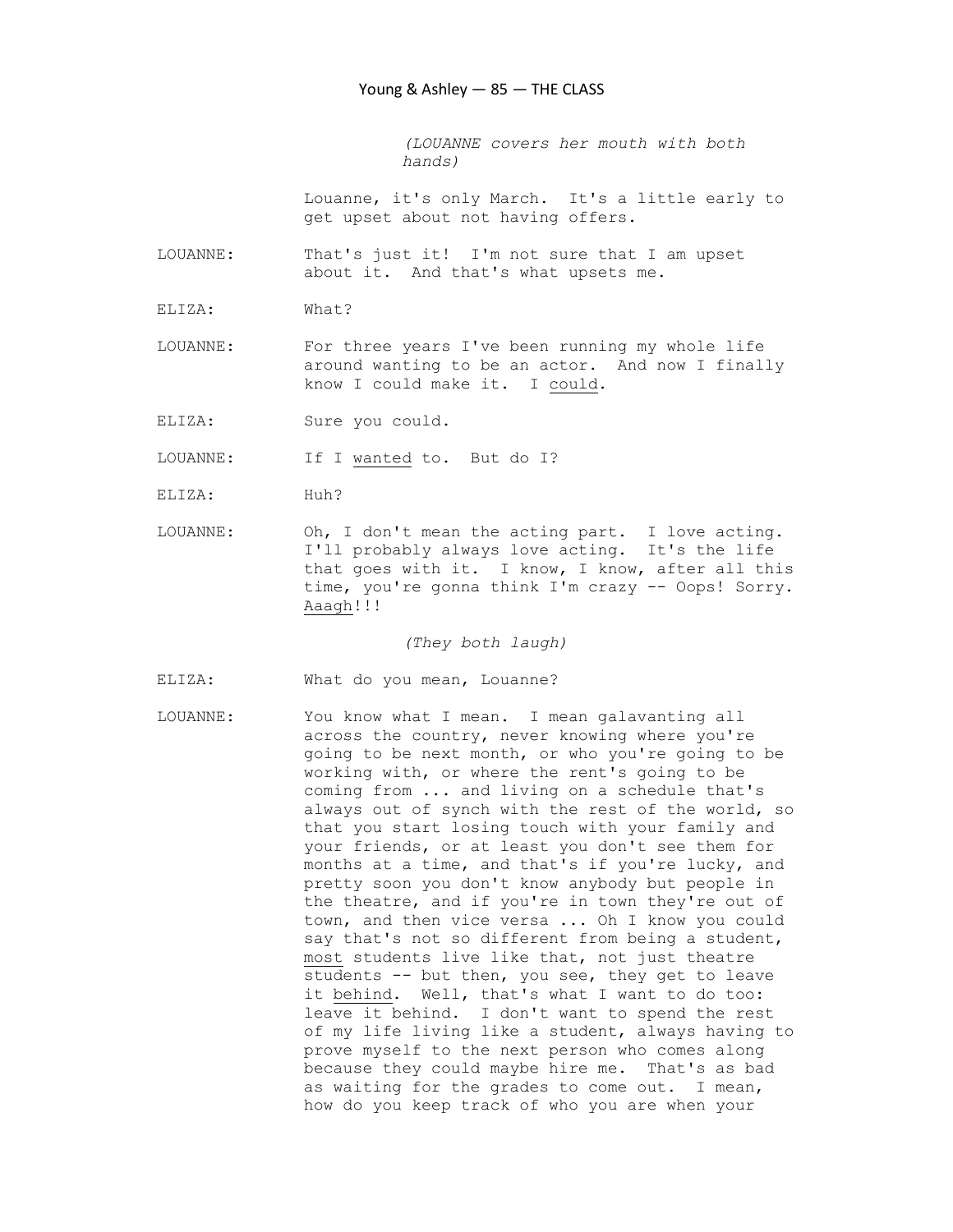*(LOUANNE covers her mouth with both hands)*

Louanne, it's only March. It's a little early to get upset about not having offers.

LOUANNE: That's just it! I'm not sure that I am upset about it. And that's what upsets me.

ELIZA: What?

LOUANNE: For three years I've been running my whole life around wanting to be an actor. And now I finally know I could make it. I <u>could</u>.

ELIZA: Sure you could.

LOUANNE: If I <u>wanted</u> to. But do I?

ELIZA: Huh?

LOUANNE: Oh, I don't mean the acting part. I love acting. I'll probably always love acting. It's the life that goes with it. I know, I know, after all this time, you're gonna think I'm crazy -- Oops! Sorry. <u>Aaagh</u>!!!

*(They both laugh)*

ELIZA: What do you mean, Louanne?

LOUANNE: You know what I mean. I mean galavanting all across the country, never knowing where you're going to be next month, or who you're going to be working with, or where the rent's going to be coming from ... and living on a schedule that's always out of synch with the rest of the world, so that you start losing touch with your family and your friends, or at least you don't see them for months at a time, and that's if you're lucky, and pretty soon you don't know anybody but people in the theatre, and if you're in town they're out of town, and then vice versa ... Oh I know you could say that's not so different from being a student, <u>most</u> students live like that, not just theatre students -- but then, you see, they get to leave it <u>behind</u>. Well, that's what I want to do too: leave it behind. I don't want to spend the rest of my life living like a student, always having to prove myself to the next person who comes along because they could maybe hire me. That's as bad as waiting for the grades to come out. I mean, how do you keep track of who you are when your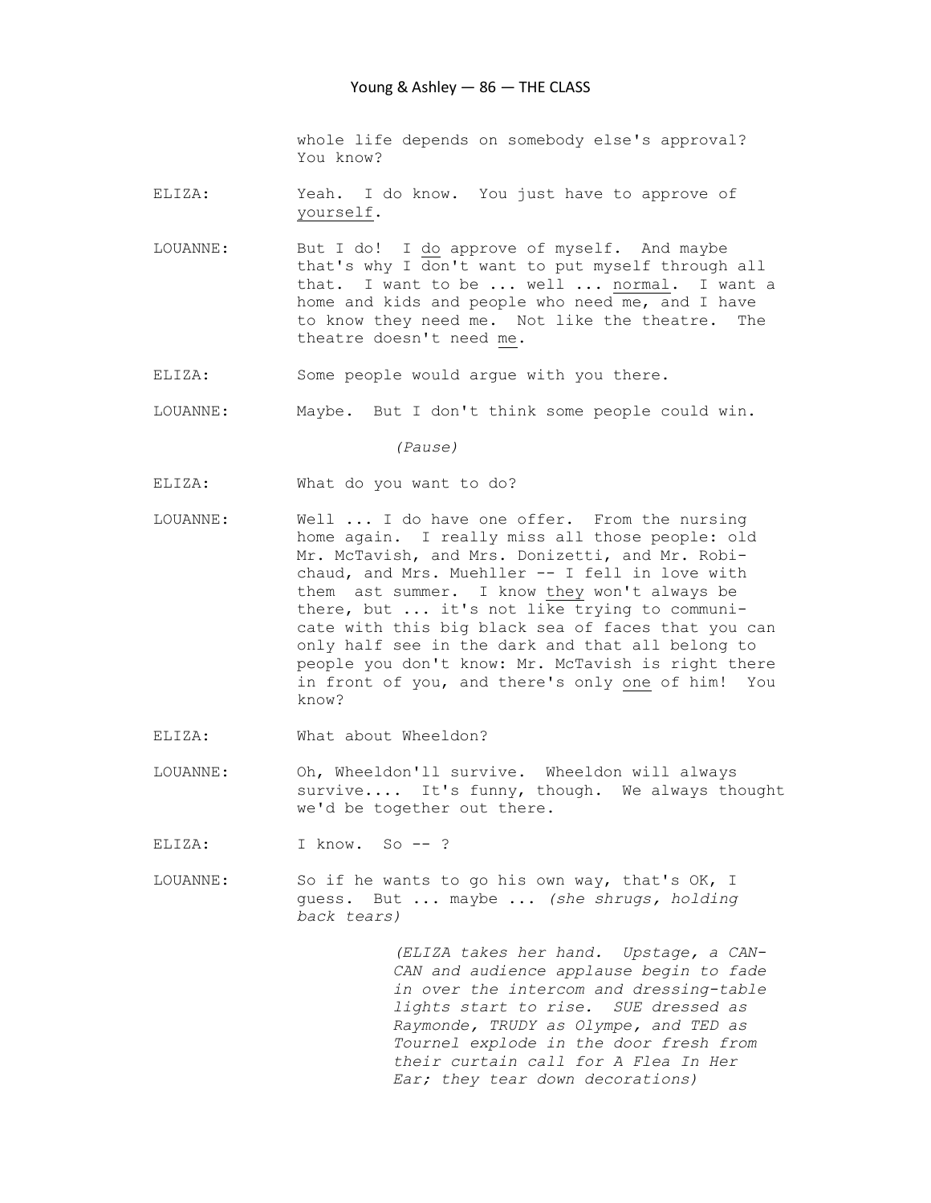whole life depends on somebody else's approval? You know?

ELIZA: Yeah. I do know. You just have to approve of _yourself_.

LOUANNE: But I do! I _do_ approve of myself. And maybe that's why I don't want to put myself through all that. I want to be ... well ... _normal_. I want a home and kids and people who need me, and I have to know they need me. Not like the theatre. The theatre doesn't need _me_.

ELIZA: Some people would argue with you there.

LOUANNE: Maybe. But I don't think some people could win.

*(Pause)*

ELIZA: What do you want to do?

LOUANNE: Well ... I do have one offer. From the nursing home again. I really miss all those people: old Mr. McTavish, and Mrs. Donizetti, and Mr. Robichaud, and Mrs. Muehller -- I fell in love with them ast summer. I know _they_ won't always be there, but ... it's not like trying to communicate with this big black sea of faces that you can only half see in the dark and that all belong to people you don't know: Mr. McTavish is right there in front of you, and there's only _one_ of him! You know?

ELIZA: What about Wheeldon?

LOUANNE: Oh, Wheeldon'll survive. Wheeldon will always survive.... It's funny, though. We always thought we'd be together out there.

ELIZA: I know. So -- ?

LOUANNE: So if he wants to go his own way, that's OK, I guess. But ... maybe ... *(she shrugs, holding back tears)*

*(ELIZA takes her hand. Upstage, a CAN-CAN and audience applause begin to fade in over the intercom and dressing-table lights start to rise. SUE dressed as Raymonde, TRUDY as Olympe, and TED as Tournel explode in the door fresh from their curtain call for A Flea In Her Ear; they tear down decorations)*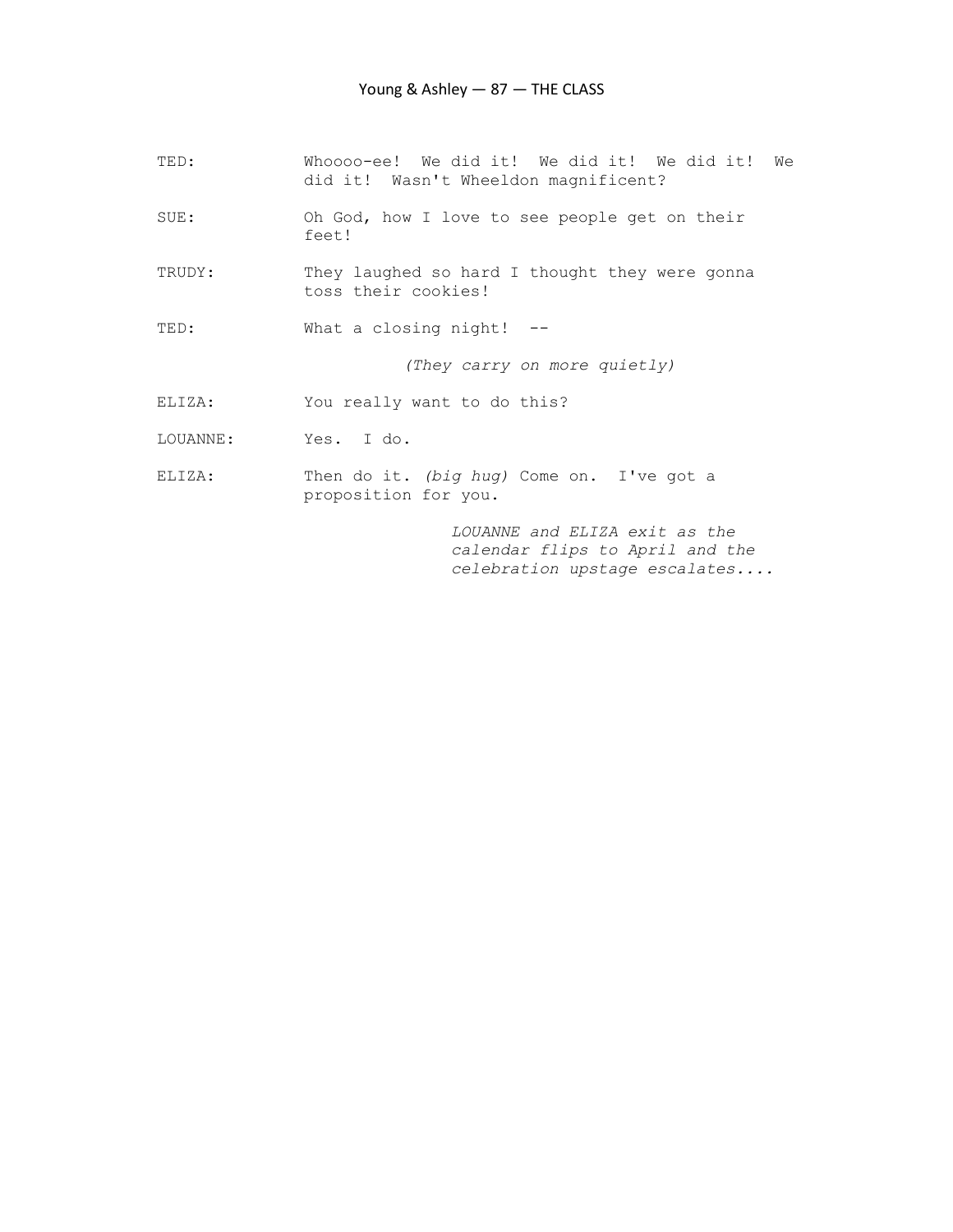TED: Whoooo-ee! We did it! We did it! We did it! We did it! Wasn't Wheeldon magnificent?

SUE: Oh God, how I love to see people get on their feet!

TRUDY: They laughed so hard I thought they were gonna toss their cookies!

TED: What a closing night! --

*(They carry on more quietly)*

ELIZA: You really want to do this?

LOUANNE: Yes. I do.

ELIZA: Then do it. *(big hug)* Come on. I've got a proposition for you.

*LOUANNE and ELIZA exit as the calendar flips to April and the celebration upstage escalates....*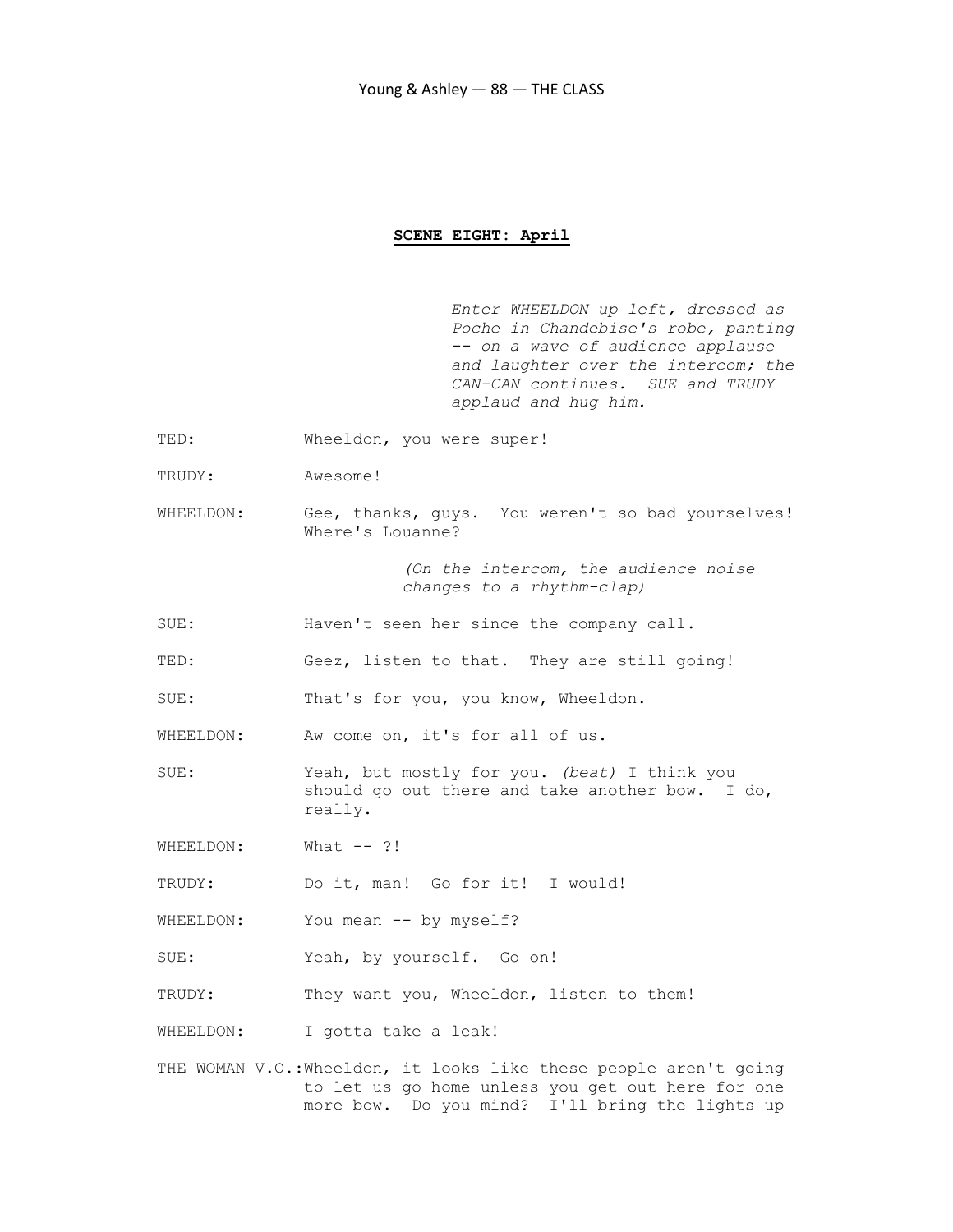**SCENE EIGHT: April**

*Enter WHEELDON up left, dressed as Poche in Chandebise's robe, panting -- on a wave of audience applause and laughter over the intercom; the CAN-CAN continues. SUE and TRUDY applaud and hug him.*

TED: Wheeldon, you were super!

TRUDY: Awesome!

WHEELDON: Gee, thanks, guys. You weren't so bad yourselves! Where's Louanne?

*(On the intercom, the audience noise changes to a rhythm-clap)*

SUE: Haven't seen her since the company call.

TED: Geez, listen to that. They are still going!

SUE: That's for you, you know, Wheeldon.

WHEELDON: Aw come on, it's for all of us.

SUE: Yeah, but mostly for you. *(beat)* I think you should go out there and take another bow. I do, really.

WHEELDON: What -- ?!

TRUDY: Do it, man! Go for it! I would!

WHEELDON: You mean -- by myself?

SUE: Yeah, by yourself. Go on!

TRUDY: They want you, Wheeldon, listen to them!

WHEELDON: I gotta take a leak!

THE WOMAN V.O.: Wheeldon, it looks like these people aren't going to let us go home unless you get out here for one more bow. Do you mind? I'll bring the lights up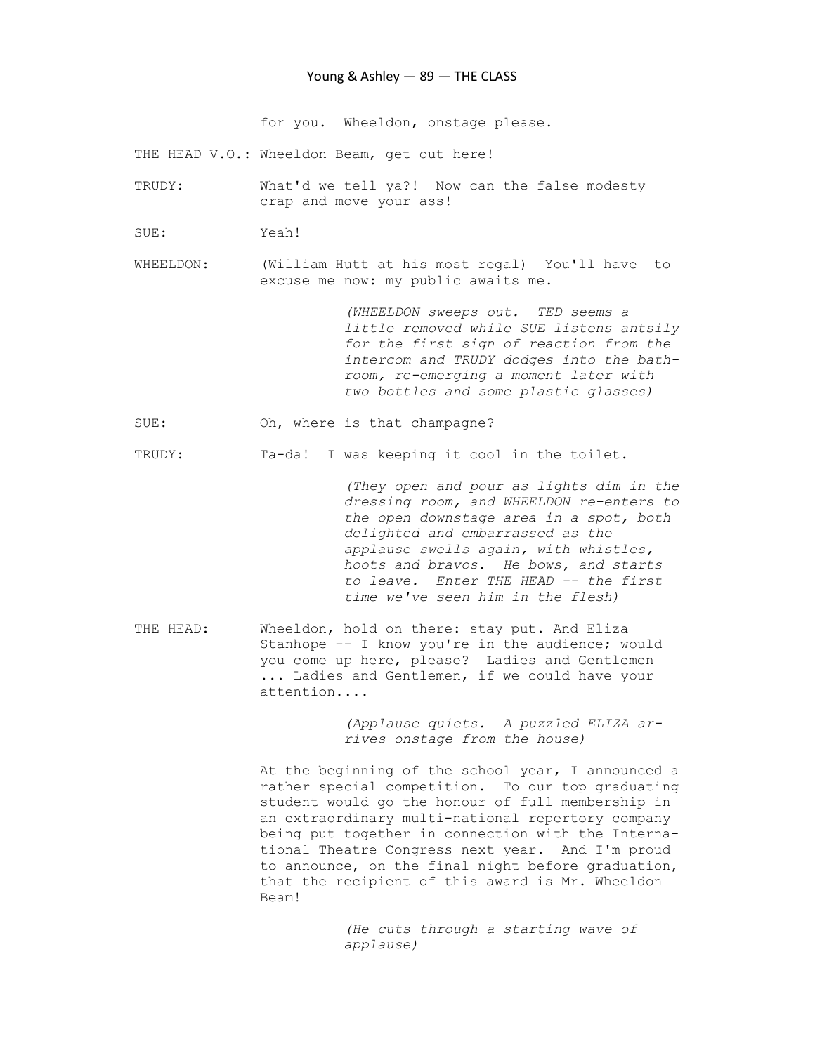for you. Wheeldon, onstage please.

THE HEAD V.O.: Wheeldon Beam, get out here!

TRUDY: What'd we tell ya?! Now can the false modesty crap and move your ass!

SUE: Yeah!

WHEELDON: (William Hutt at his most regal) You'll have to excuse me now: my public awaits me.

*(WHEELDON sweeps out. TED seems a little removed while SUE listens antsily for the first sign of reaction from the intercom and TRUDY dodges into the bathroom, re-emerging a moment later with two bottles and some plastic glasses)*

SUE: Oh, where is that champagne?

TRUDY: Ta-da! I was keeping it cool in the toilet.

*(They open and pour as lights dim in the dressing room, and WHEELDON re-enters to the open downstage area in a spot, both delighted and embarrassed as the applause swells again, with whistles, hoots and bravos. He bows, and starts to leave. Enter THE HEAD -- the first time we've seen him in the flesh)*

THE HEAD: Wheeldon, hold on there: stay put. And Eliza Stanhope -- I know you're in the audience; would you come up here, please? Ladies and Gentlemen ... Ladies and Gentlemen, if we could have your attention....

*(Applause quiets. A puzzled ELIZA arrives onstage from the house)*

At the beginning of the school year, I announced a rather special competition. To our top graduating student would go the honour of full membership in an extraordinary multi-national repertory company being put together in connection with the International Theatre Congress next year. And I'm proud to announce, on the final night before graduation, that the recipient of this award is Mr. Wheeldon Beam!

*(He cuts through a starting wave of applause)*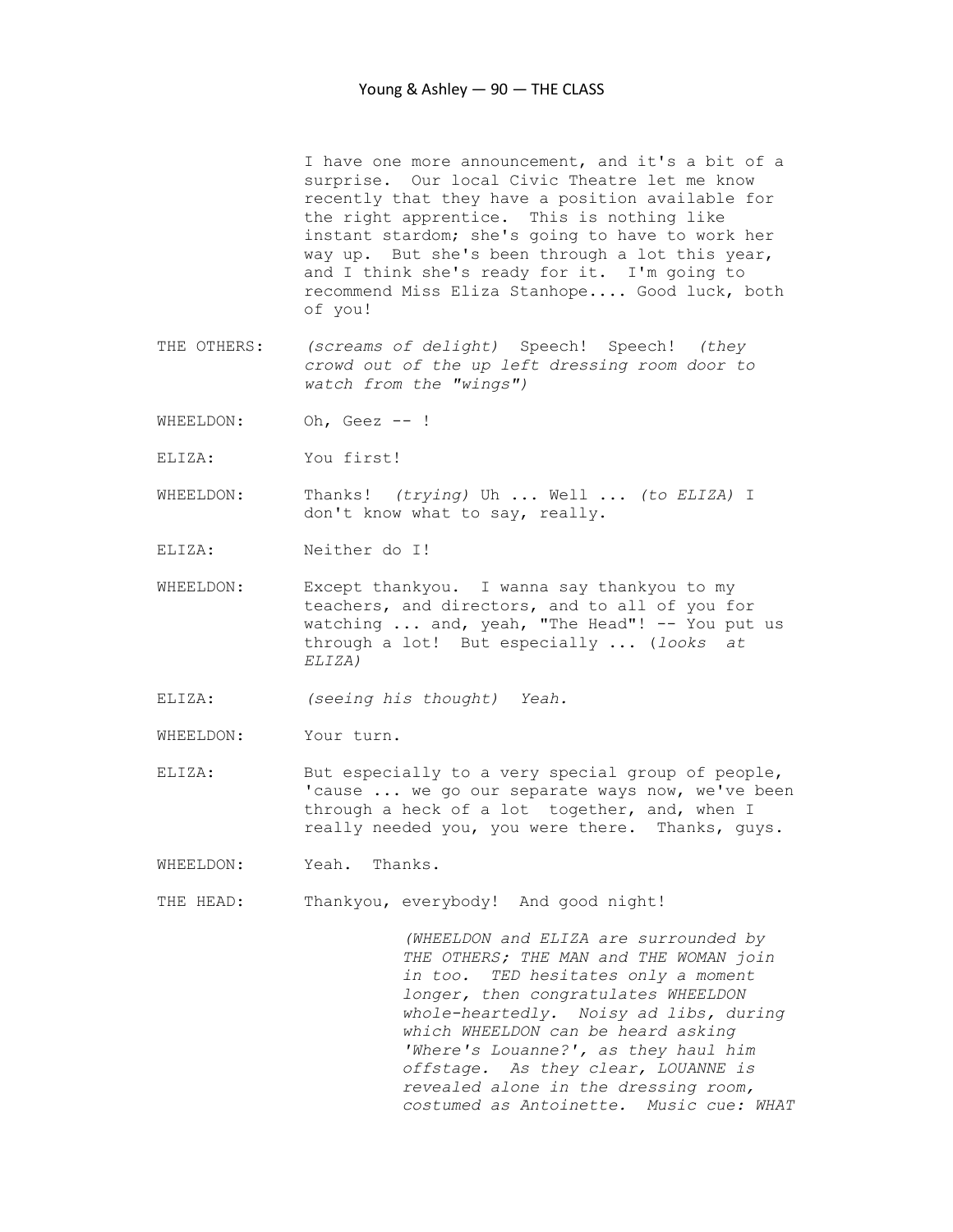I have one more announcement, and it's a bit of a surprise. Our local Civic Theatre let me know recently that they have a position available for the right apprentice. This is nothing like instant stardom; she's going to have to work her way up. But she's been through a lot this year, and I think she's ready for it. I'm going to recommend Miss Eliza Stanhope.... Good luck, both of you!

THE OTHERS: *(screams of delight)* Speech! Speech! *(they crowd out of the up left dressing room door to watch from the "wings")*

WHEELDON: Oh, Geez -- !

ELIZA: You first!

WHEELDON: Thanks! *(trying)* Uh ... Well ... *(to ELIZA)* I don't know what to say, really.

ELIZA: Neither do I!

WHEELDON: Except thankyou. I wanna say thankyou to my teachers, and directors, and to all of you for watching ... and, yeah, "The Head"! -- You put us through a lot! But especially ... (*looks at ELIZA)*

ELIZA: *(seeing his thought) Yeah.*

WHEELDON: Your turn.

ELIZA: But especially to a very special group of people, 'cause ... we go our separate ways now, we've been through a heck of a lot together, and, when I really needed you, you were there. Thanks, guys.

WHEELDON: Yeah. Thanks.

THE HEAD: Thankyou, everybody! And good night!

*(WHEELDON and ELIZA are surrounded by THE OTHERS; THE MAN and THE WOMAN join in too. TED hesitates only a moment longer, then congratulates WHEELDON whole-heartedly. Noisy ad libs, during which WHEELDON can be heard asking 'Where's Louanne?', as they haul him offstage. As they clear, LOUANNE is revealed alone in the dressing room, costumed as Antoinette. Music cue: WHAT*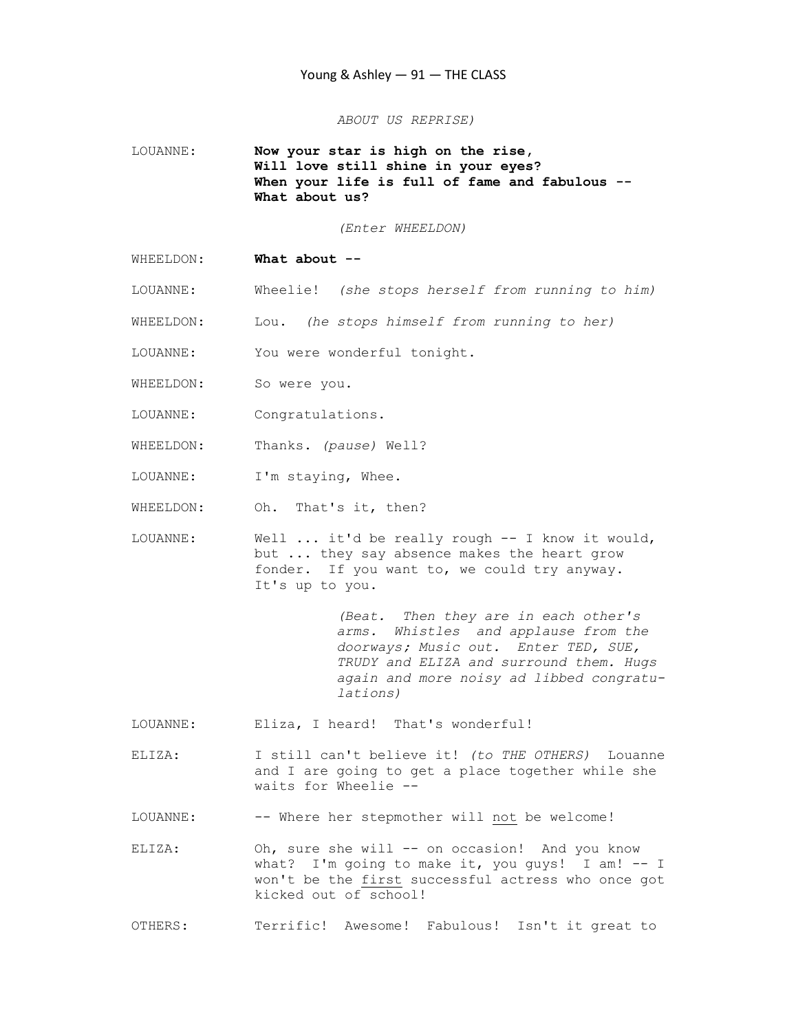*ABOUT US REPRISE)*

LOUANNE: **Now your star is high on the rise,**
**Will love still shine in your eyes?**
**When your life is full of fame and fabulous --**
**What about us?**

*(Enter WHEELDON)*

WHEELDON: **What about --**

LOUANNE: Wheelie! *(she stops herself from running to him)*

WHEELDON: Lou. *(he stops himself from running to her)*

LOUANNE: You were wonderful tonight.

WHEELDON: So were you.

LOUANNE: Congratulations.

WHEELDON: Thanks. *(pause)* Well?

LOUANNE: I'm staying, Whee.

WHEELDON: Oh. That's it, then?

LOUANNE: Well ... it'd be really rough -- I know it would, but ... they say absence makes the heart grow fonder. If you want to, we could try anyway. It's up to you.

*(Beat. Then they are in each other's arms. Whistles and applause from the doorways; Music out. Enter TED, SUE, TRUDY and ELIZA and surround them. Hugs again and more noisy ad libbed congratulations)*

LOUANNE: Eliza, I heard! That's wonderful!

ELIZA: I still can't believe it! *(to THE OTHERS)* Louanne and I are going to get a place together while she waits for Wheelie --

LOUANNE: -- Where her stepmother will <u>not</u> be welcome!

ELIZA: Oh, sure she will -- on occasion! And you know what? I'm going to make it, you guys! I am! -- I won't be the <u>first</u> successful actress who once got kicked out of school!

OTHERS: Terrific! Awesome! Fabulous! Isn't it great to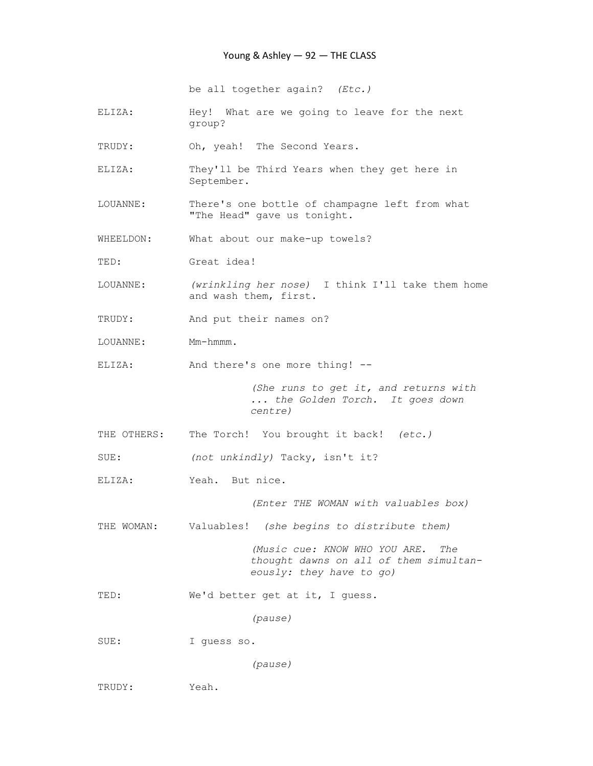be all together again? *(Etc.)*

ELIZA: Hey! What are we going to leave for the next group?

TRUDY: Oh, yeah! The Second Years.

ELIZA: They'll be Third Years when they get here in September.

LOUANNE: There's one bottle of champagne left from what "The Head" gave us tonight.

WHEELDON: What about our make-up towels?

TED: Great idea!

LOUANNE: *(wrinkling her nose)* I think I'll take them home and wash them, first.

TRUDY: And put their names on?

LOUANNE: Mm-hmmm.

ELIZA: And there's one more thing! --

*(She runs to get it, and returns with ... the Golden Torch. It goes down centre)*

THE OTHERS: The Torch! You brought it back! *(etc.)*

SUE: *(not unkindly)* Tacky, isn't it?

ELIZA: Yeah. But nice.

*(Enter THE WOMAN with valuables box)*

THE WOMAN: Valuables! *(she begins to distribute them)*

*(Music cue: KNOW WHO YOU ARE. The thought dawns on all of them simultaneously: they have to go)*

TED: We'd better get at it, I guess.

*(pause)*

SUE: I guess so.

*(pause)*

TRUDY: Yeah.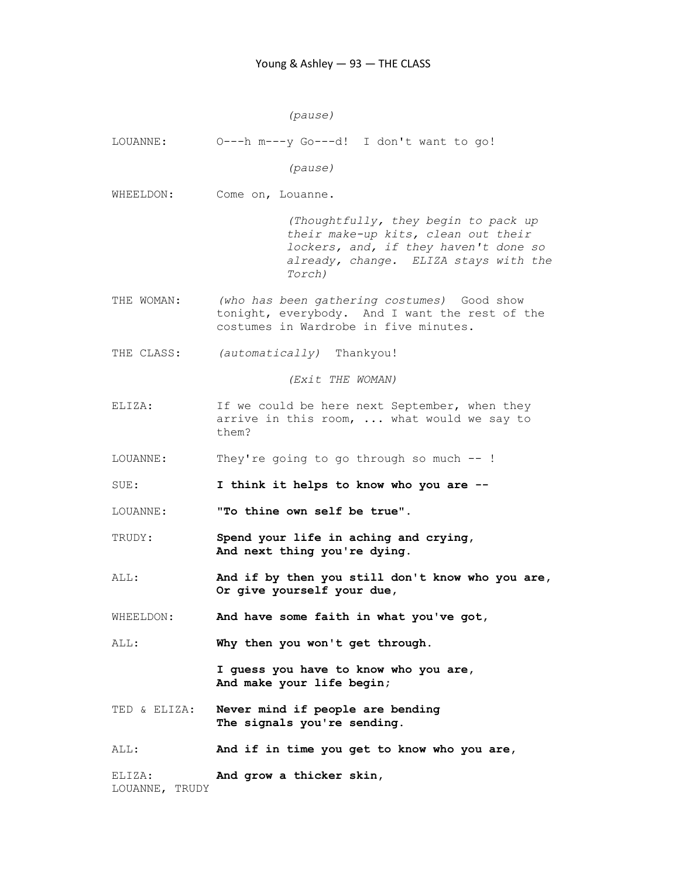*(pause)*

LOUANNE: O---h m---y Go---d! I don't want to go!

*(pause)*

WHEELDON: Come on, Louanne.

*(Thoughtfully, they begin to pack up their make-up kits, clean out their lockers, and, if they haven't done so already, change. ELIZA stays with the Torch)*

THE WOMAN: *(who has been gathering costumes)* Good show tonight, everybody. And I want the rest of the costumes in Wardrobe in five minutes.

THE CLASS: *(automatically)* Thankyou!

*(Exit THE WOMAN)*

ELIZA: If we could be here next September, when they arrive in this room, ... what would we say to them?

LOUANNE: They're going to go through so much -- !

SUE: **I think it helps to know who you are --**

LOUANNE: **"To thine own self be true".**

TRUDY: **Spend your life in aching and crying,**
**And next thing you're dying.**

ALL: **And if by then you still don't know who you are,**
**Or give yourself your due,**

WHEELDON: **And have some faith in what you've got,**

ALL: **Why then you won't get through.**

**I guess you have to know who you are,**
**And make your life begin;**

TED & ELIZA: **Never mind if people are bending**
**The signals you're sending.**

ALL: **And if in time you get to know who you are,**

ELIZA: 
LOUANNE, TRUDY **And grow a thicker skin,**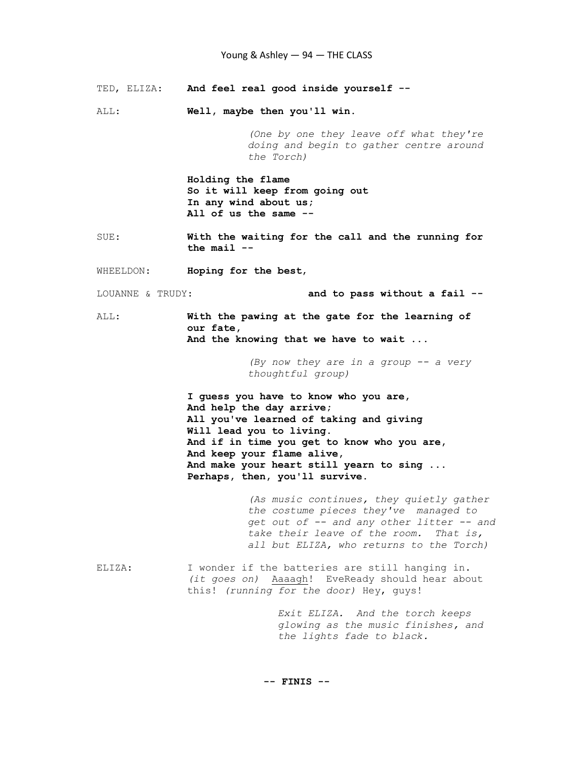TED, ELIZA: **And feel real good inside yourself --**

ALL: **Well, maybe then you'll win.**

*(One by one they leave off what they're doing and begin to gather centre around the Torch)*

**Holding the flame**
**So it will keep from going out**
**In any wind about us;**
**All of us the same --**

SUE: **With the waiting for the call and the running for the mail --**

WHEELDON: **Hoping for the best,**

LOUANNE & TRUDY: **and to pass without a fail --**

ALL: **With the pawing at the gate for the learning of our fate,**
**And the knowing that we have to wait ...**

*(By now they are in a group -- a very thoughtful group)*

**I guess you have to know who you are,**
**And help the day arrive;**
**All you've learned of taking and giving**
**Will lead you to living.**
**And if in time you get to know who you are,**
**And keep your flame alive,**
**And make your heart still yearn to sing ...**
**Perhaps, then, you'll survive.**

*(As music continues, they quietly gather the costume pieces they've managed to get out of -- and any other litter -- and take their leave of the room. That is, all but ELIZA, who returns to the Torch)*

ELIZA: I wonder if the batteries are still hanging in. *(it goes on)* <u>Aaaagh</u>! EveReady should hear about this! *(running for the door)* Hey, guys!

*Exit ELIZA. And the torch keeps glowing as the music finishes, and the lights fade to black.*

**-- FINIS --**